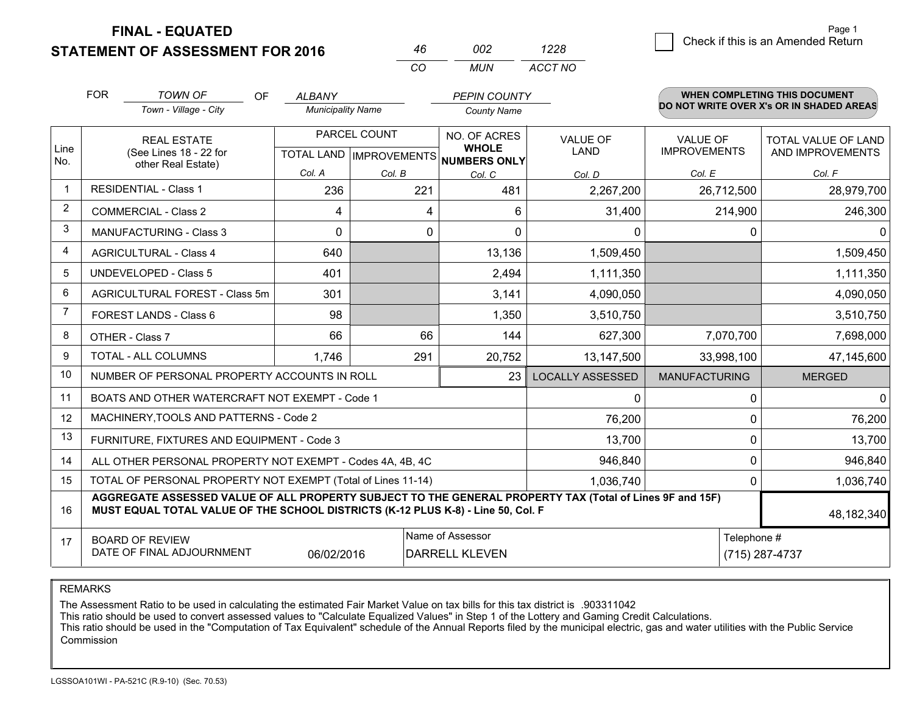# FINAL - EQUATED
## STATEMENT OF ASSESSMENT FOR 2016

| 46 | 002 | 1228 |
|---|---|---|
| CO | MUN | ACCT NO |

Check if this is an Amended Return

FOR *TOWN OF* (Town - Village - City) OF *ALBANY* (Municipality Name) *PEPIN COUNTY* (County Name)

**WHEN COMPLETING THIS DOCUMENT DO NOT WRITE OVER X's OR IN SHADED AREAS**

| Line No. | REAL ESTATE (See Lines 18 - 22 for other Real Estate) | PARCEL COUNT TOTAL LAND Col. A | PARCEL COUNT IMPROVEMENTS Col. B | NO. OF ACRES WHOLE NUMBERS ONLY Col. C | VALUE OF LAND Col. D | VALUE OF IMPROVEMENTS Col. E | TOTAL VALUE OF LAND AND IMPROVEMENTS Col. F |
|---|---|---|---|---|---|---|---|
| 1 | RESIDENTIAL - Class 1 | 236 | 221 | 481 | 2,267,200 | 26,712,500 | 28,979,700 |
| 2 | COMMERCIAL - Class 2 | 4 | 4 | 6 | 31,400 | 214,900 | 246,300 |
| 3 | MANUFACTURING - Class 3 | 0 | 0 | 0 | 0 | 0 | 0 |
| 4 | AGRICULTURAL - Class 4 | 640 | | 13,136 | 1,509,450 | | 1,509,450 |
| 5 | UNDEVELOPED - Class 5 | 401 | | 2,494 | 1,111,350 | | 1,111,350 |
| 6 | AGRICULTURAL FOREST - Class 5m | 301 | | 3,141 | 4,090,050 | | 4,090,050 |
| 7 | FOREST LANDS - Class 6 | 98 | | 1,350 | 3,510,750 | | 3,510,750 |
| 8 | OTHER - Class 7 | 66 | 66 | 144 | 627,300 | 7,070,700 | 7,698,000 |
| 9 | TOTAL - ALL COLUMNS | 1,746 | 291 | 20,752 | 13,147,500 | 33,998,100 | 47,145,600 |
| 10 | NUMBER OF PERSONAL PROPERTY ACCOUNTS IN ROLL | | | 23 | LOCALLY ASSESSED | MANUFACTURING | MERGED |
| 11 | BOATS AND OTHER WATERCRAFT NOT EXEMPT - Code 1 | | | | 0 | 0 | 0 |
| 12 | MACHINERY,TOOLS AND PATTERNS - Code 2 | | | | 76,200 | 0 | 76,200 |
| 13 | FURNITURE, FIXTURES AND EQUIPMENT - Code 3 | | | | 13,700 | 0 | 13,700 |
| 14 | ALL OTHER PERSONAL PROPERTY NOT EXEMPT - Codes 4A, 4B, 4C | | | | 946,840 | 0 | 946,840 |
| 15 | TOTAL OF PERSONAL PROPERTY NOT EXEMPT (Total of Lines 11-14) | | | | 1,036,740 | 0 | 1,036,740 |
| 16 | **AGGREGATE ASSESSED VALUE OF ALL PROPERTY SUBJECT TO THE GENERAL PROPERTY TAX (Total of Lines 9F and 15F) MUST EQUAL TOTAL VALUE OF THE SCHOOL DISTRICTS (K-12 PLUS K-8) - Line 50, Col. F** | | | | | | 48,182,340 |
| 17 | BOARD OF REVIEW DATE OF FINAL ADJOURNMENT | 06/02/2016 | Name of Assessor | DARRELL KLEVEN | | Telephone # | (715) 287-4737 |

REMARKS

The Assessment Ratio to be used in calculating the estimated Fair Market Value on tax bills for this tax district is .903311042
This ratio should be used to convert assessed values to "Calculate Equalized Values" in Step 1 of the Lottery and Gaming Credit Calculations.
This ratio should be used in the "Computation of Tax Equivalent" schedule of the Annual Reports filed by the municipal electric, gas and water utilities with the Public Service Commission

LGSSOA101WI - PA-521C (R.9-10) (Sec. 70.53)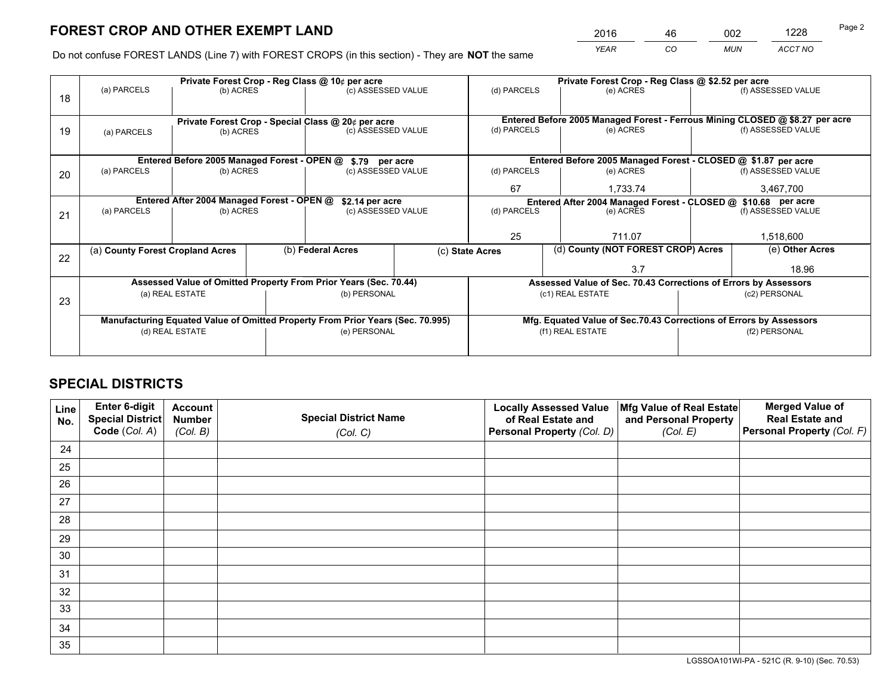# FOREST CROP AND OTHER EXEMPT LAND

| 2016 | 46 | 002 | 1228 |
|---|---|---|---|
| *YEAR* | *CO* | *MUN* | *ACCT NO* |

Do not confuse FOREST LANDS (Line 7) with FOREST CROPS (in this section) - They are **NOT** the same

| Line | Private Forest Crop - Reg Class @ 10¢ per acre | | | Private Forest Crop - Reg Class @ $2.52 per acre | | |
|---|---|---|---|---|---|---|
| | (a) PARCELS | (b) ACRES | (c) ASSESSED VALUE | (d) PARCELS | (e) ACRES | (f) ASSESSED VALUE |
| 18 | | | | | | |
| | **Private Forest Crop - Special Class @ 20¢ per acre** | | | **Entered Before 2005 Managed Forest - Ferrous Mining CLOSED @ $8.27 per acre** | | |
| | (a) PARCELS | (b) ACRES | (c) ASSESSED VALUE | (d) PARCELS | (e) ACRES | (f) ASSESSED VALUE |
| 19 | | | | | | |
| | **Entered Before 2005 Managed Forest - OPEN @ $.79 per acre** | | | **Entered Before 2005 Managed Forest - CLOSED @ $1.87 per acre** | | |
| | (a) PARCELS | (b) ACRES | (c) ASSESSED VALUE | (d) PARCELS | (e) ACRES | (f) ASSESSED VALUE |
| 20 | | | | 67 | 1,733.74 | 3,467,700 |
| | **Entered After 2004 Managed Forest - OPEN @ $2.14 per acre** | | | **Entered After 2004 Managed Forest - CLOSED @ $10.68 per acre** | | |
| | (a) PARCELS | (b) ACRES | (c) ASSESSED VALUE | (d) PARCELS | (e) ACRES | (f) ASSESSED VALUE |
| 21 | | | | 25 | 711.07 | 1,518,600 |

| Line | (a) County Forest Cropland Acres | (b) Federal Acres | (c) State Acres | (d) County (NOT FOREST CROP) Acres | (e) Other Acres |
|---|---|---|---|---|---|
| 22 | | | | 3.7 | 18.96 |

| Line | Assessed Value of Omitted Property From Prior Years (Sec. 70.44) | | Assessed Value of Sec. 70.43 Corrections of Errors by Assessors | |
|---|---|---|---|---|
| | (a) REAL ESTATE | (b) PERSONAL | (c1) REAL ESTATE | (c2) PERSONAL |
| 23 | | | | |
| | **Manufacturing Equated Value of Omitted Property From Prior Years (Sec. 70.995)** | | **Mfg. Equated Value of Sec.70.43 Corrections of Errors by Assessors** | |
| | (d) REAL ESTATE | (e) PERSONAL | (f1) REAL ESTATE | (f2) PERSONAL |
| | | | | |

# SPECIAL DISTRICTS

| Line No. | Enter 6-digit Special District Code (*Col. A*) | Account Number (*Col. B*) | Special District Name (*Col. C*) | Locally Assessed Value of Real Estate and Personal Property (*Col. D*) | Mfg Value of Real Estate and Personal Property (*Col. E*) | Merged Value of Real Estate and Personal Property (*Col. F*) |
|---|---|---|---|---|---|---|
| 24 | | | | | | |
| 25 | | | | | | |
| 26 | | | | | | |
| 27 | | | | | | |
| 28 | | | | | | |
| 29 | | | | | | |
| 30 | | | | | | |
| 31 | | | | | | |
| 32 | | | | | | |
| 33 | | | | | | |
| 34 | | | | | | |
| 35 | | | | | | |

LGSSOA101WI-PA - 521C (R. 9-10) (Sec. 70.53)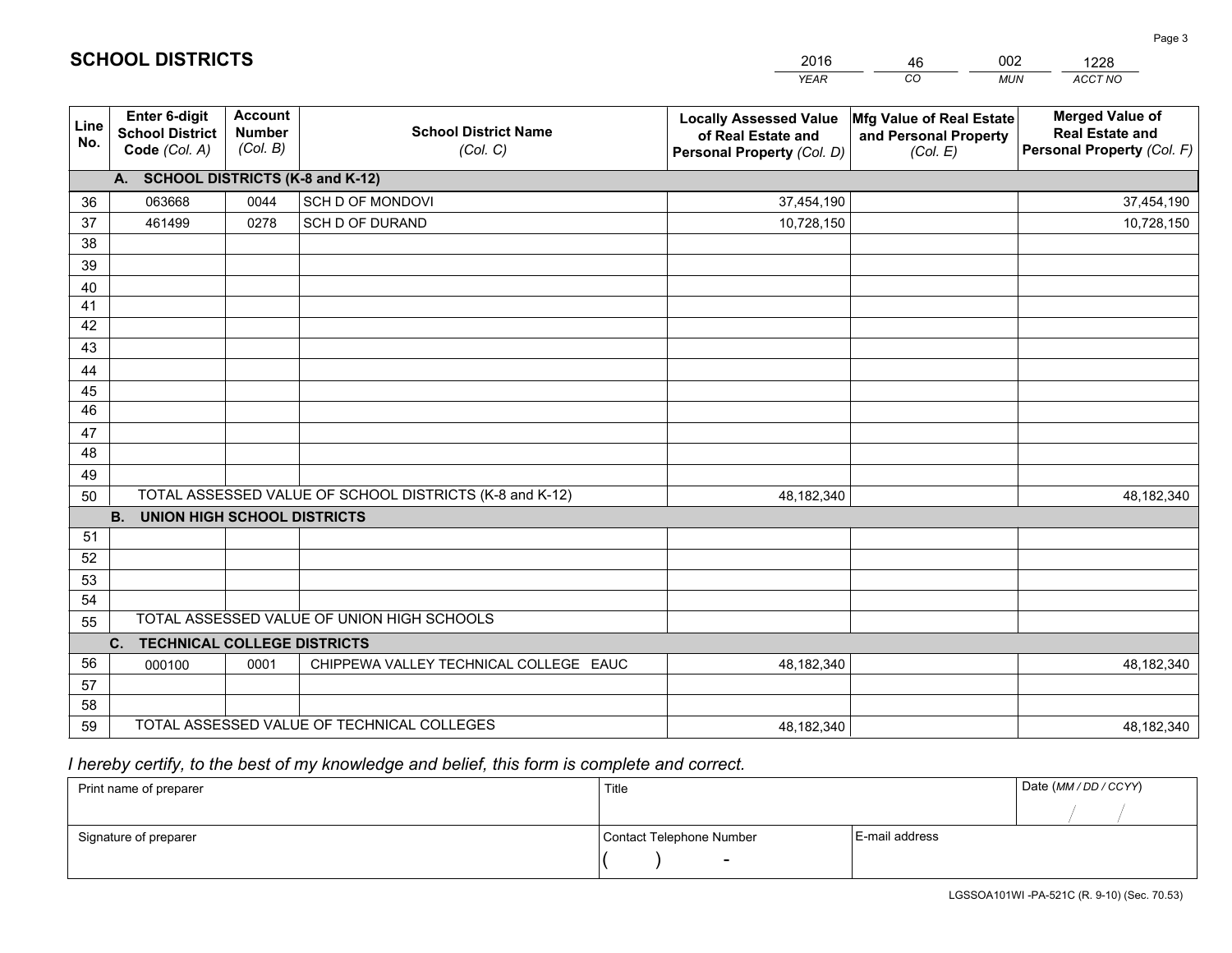# SCHOOL DISTRICTS

| YEAR | CO | MUN | ACCT NO |
|---|---|---|---|
| 2016 | 46 | 002 | 1228 |

| Line No. | Enter 6-digit School District Code (Col. A) | Account Number (Col. B) | School District Name (Col. C) | Locally Assessed Value of Real Estate and Personal Property (Col. D) | Mfg Value of Real Estate and Personal Property (Col. E) | Merged Value of Real Estate and Personal Property (Col. F) |
|---|---|---|---|---|---|---|
| | **A. SCHOOL DISTRICTS (K-8 and K-12)** | | | | | |
| 36 | 063668 | 0044 | SCH D OF MONDOVI | 37,454,190 | | 37,454,190 |
| 37 | 461499 | 0278 | SCH D OF DURAND | 10,728,150 | | 10,728,150 |
| 38 | | | | | | |
| 39 | | | | | | |
| 40 | | | | | | |
| 41 | | | | | | |
| 42 | | | | | | |
| 43 | | | | | | |
| 44 | | | | | | |
| 45 | | | | | | |
| 46 | | | | | | |
| 47 | | | | | | |
| 48 | | | | | | |
| 49 | | | | | | |
| 50 | TOTAL ASSESSED VALUE OF SCHOOL DISTRICTS (K-8 and K-12) | | | 48,182,340 | | 48,182,340 |
| | **B. UNION HIGH SCHOOL DISTRICTS** | | | | | |
| 51 | | | | | | |
| 52 | | | | | | |
| 53 | | | | | | |
| 54 | | | | | | |
| 55 | TOTAL ASSESSED VALUE OF UNION HIGH SCHOOLS | | | | | |
| | **C. TECHNICAL COLLEGE DISTRICTS** | | | | | |
| 56 | 000100 | 0001 | CHIPPEWA VALLEY TECHNICAL COLLEGE EAUC | 48,182,340 | | 48,182,340 |
| 57 | | | | | | |
| 58 | | | | | | |
| 59 | TOTAL ASSESSED VALUE OF TECHNICAL COLLEGES | | | 48,182,340 | | 48,182,340 |

*I hereby certify, to the best of my knowledge and belief, this form is complete and correct.*

| Print name of preparer | Title | | Date (MM / DD / CCYY) |
|---|---|---|---|
| | | | / / |
| Signature of preparer | Contact Telephone Number | E-mail address | |
| | ( ) - | | |

LGSSOA101WI -PA-521C (R. 9-10) (Sec. 70.53)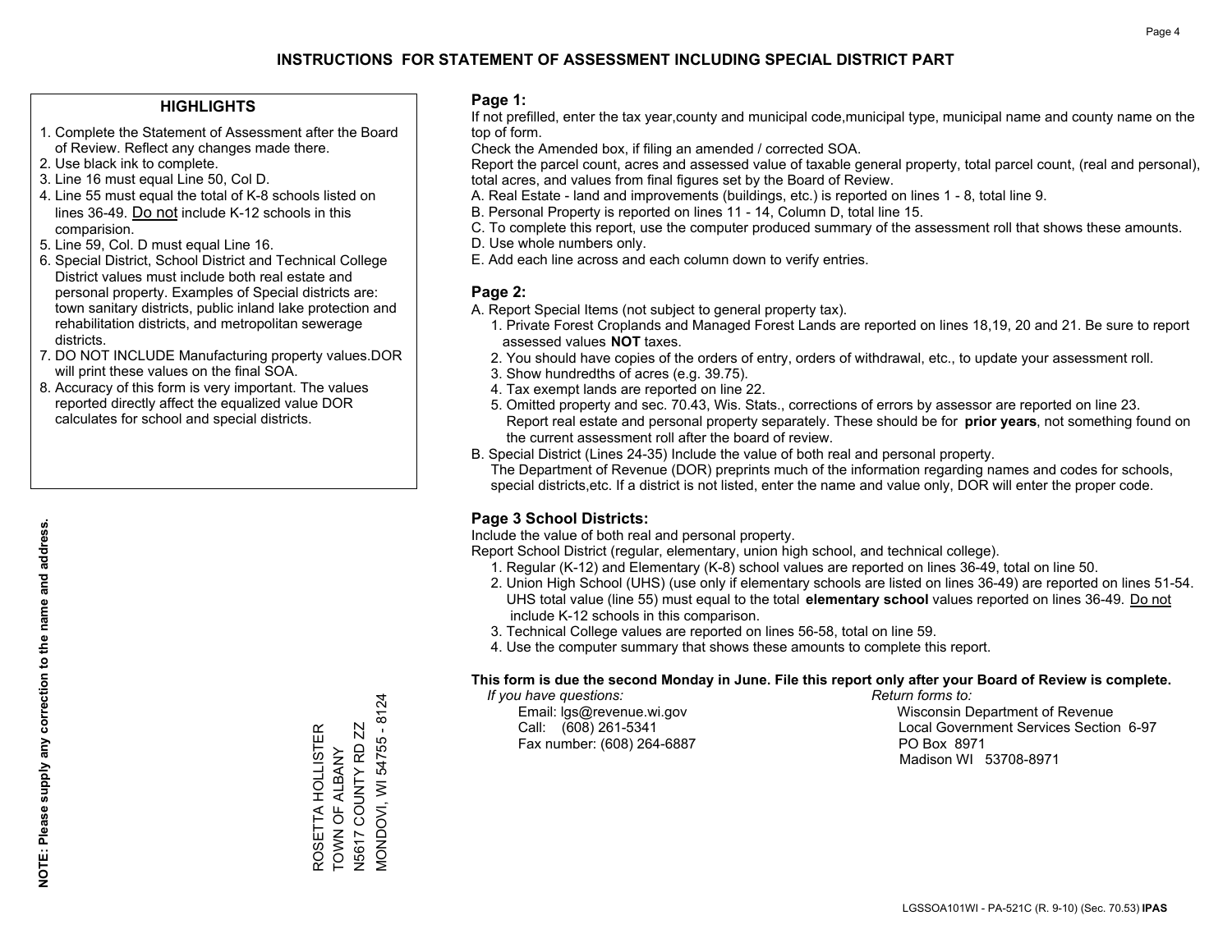# INSTRUCTIONS FOR STATEMENT OF ASSESSMENT INCLUDING SPECIAL DISTRICT PART

## HIGHLIGHTS

1. Complete the Statement of Assessment after the Board of Review. Reflect any changes made there.
2. Use black ink to complete.
3. Line 16 must equal Line 50, Col D.
4. Line 55 must equal the total of K-8 schools listed on lines 36-49. Do not include K-12 schools in this comparision.
5. Line 59, Col. D must equal Line 16.
6. Special District, School District and Technical College District values must include both real estate and personal property. Examples of Special districts are: town sanitary districts, public inland lake protection and rehabilitation districts, and metropolitan sewerage districts.
7. DO NOT INCLUDE Manufacturing property values.DOR will print these values on the final SOA.
8. Accuracy of this form is very important. The values reported directly affect the equalized value DOR calculates for school and special districts.

**NOTE: Please supply any correction to the name and address.**

ROSETTA HOLLISTER
TOWN OF ALBANY
N5617 COUNTY RD ZZ
MONDOVI, WI 54755 - 8124

## Page 1:

If not prefilled, enter the tax year,county and municipal code,municipal type, municipal name and county name on the top of form.

Check the Amended box, if filing an amended / corrected SOA.

Report the parcel count, acres and assessed value of taxable general property, total parcel count, (real and personal), total acres, and values from final figures set by the Board of Review.

A. Real Estate - land and improvements (buildings, etc.) is reported on lines 1 - 8, total line 9.
B. Personal Property is reported on lines 11 - 14, Column D, total line 15.
C. To complete this report, use the computer produced summary of the assessment roll that shows these amounts.
D. Use whole numbers only.
E. Add each line across and each column down to verify entries.

## Page 2:

A. Report Special Items (not subject to general property tax).
   1. Private Forest Croplands and Managed Forest Lands are reported on lines 18,19, 20 and 21. Be sure to report assessed values **NOT** taxes.
   2. You should have copies of the orders of entry, orders of withdrawal, etc., to update your assessment roll.
   3. Show hundredths of acres (e.g. 39.75).
   4. Tax exempt lands are reported on line 22.
   5. Omitted property and sec. 70.43, Wis. Stats., corrections of errors by assessor are reported on line 23. Report real estate and personal property separately. These should be for **prior years**, not something found on the current assessment roll after the board of review.
B. Special District (Lines 24-35) Include the value of both real and personal property.
   The Department of Revenue (DOR) preprints much of the information regarding names and codes for schools, special districts,etc. If a district is not listed, enter the name and value only, DOR will enter the proper code.

## Page 3 School Districts:

Include the value of both real and personal property.

Report School District (regular, elementary, union high school, and technical college).

1. Regular (K-12) and Elementary (K-8) school values are reported on lines 36-49, total on line 50.
2. Union High School (UHS) (use only if elementary schools are listed on lines 36-49) are reported on lines 51-54. UHS total value (line 55) must equal to the total **elementary school** values reported on lines 36-49. Do not include K-12 schools in this comparison.
3. Technical College values are reported on lines 56-58, total on line 59.
4. Use the computer summary that shows these amounts to complete this report.

**This form is due the second Monday in June. File this report only after your Board of Review is complete.**

*If you have questions:*
Email: lgs@revenue.wi.gov
Call: (608) 261-5341
Fax number: (608) 264-6887

*Return forms to:*
Wisconsin Department of Revenue
Local Government Services Section 6-97
PO Box 8971
Madison WI 53708-8971

LGSSOA101WI - PA-521C (R. 9-10) (Sec. 70.53) **IPAS**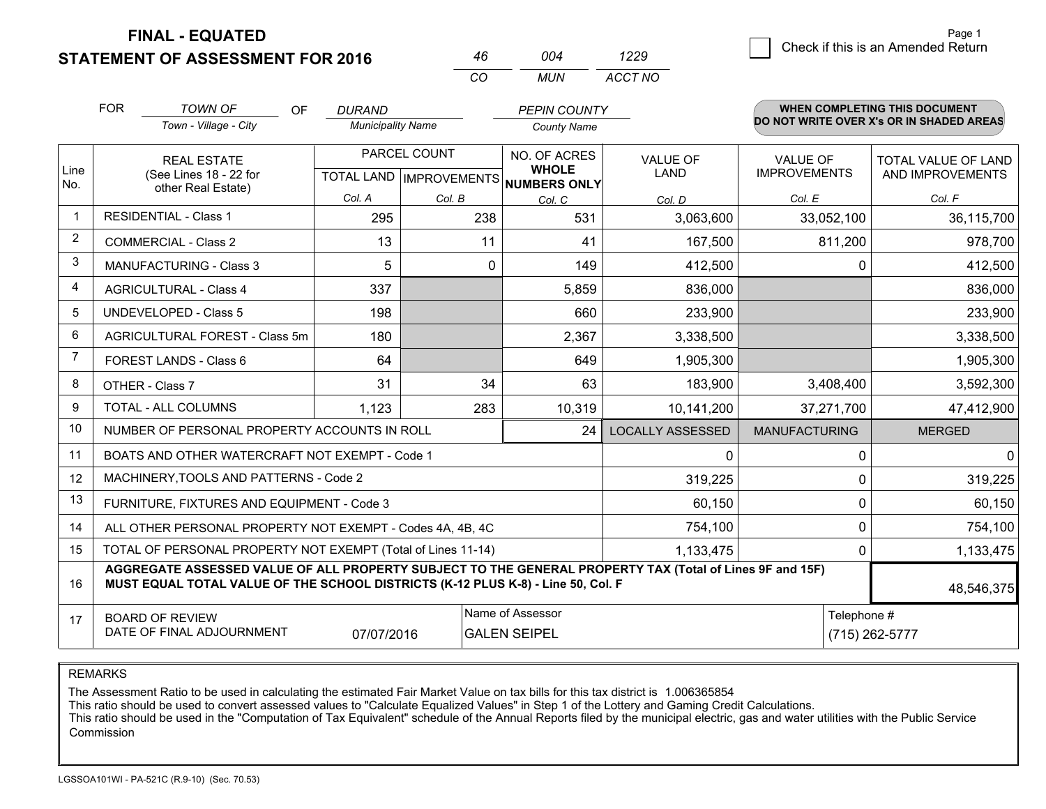# FINAL - EQUATED
## STATEMENT OF ASSESSMENT FOR 2016

| 46 | 004 | 1229 |
|---|---|---|
| CO | MUN | ACCT NO |

Check if this is an Amended Return

FOR *TOWN OF* (Town - Village - City) OF *DURAND* (Municipality Name) *PEPIN COUNTY* (County Name)

**WHEN COMPLETING THIS DOCUMENT DO NOT WRITE OVER X's OR IN SHADED AREAS**

| Line No. | REAL ESTATE (See Lines 18 - 22 for other Real Estate) | PARCEL COUNT TOTAL LAND Col. A | PARCEL COUNT IMPROVEMENTS Col. B | NO. OF ACRES WHOLE NUMBERS ONLY Col. C | VALUE OF LAND Col. D | VALUE OF IMPROVEMENTS Col. E | TOTAL VALUE OF LAND AND IMPROVEMENTS Col. F |
|---|---|---|---|---|---|---|---|
| 1 | RESIDENTIAL - Class 1 | 295 | 238 | 531 | 3,063,600 | 33,052,100 | 36,115,700 |
| 2 | COMMERCIAL - Class 2 | 13 | 11 | 41 | 167,500 | 811,200 | 978,700 |
| 3 | MANUFACTURING - Class 3 | 5 | 0 | 149 | 412,500 | 0 | 412,500 |
| 4 | AGRICULTURAL - Class 4 | 337 | | 5,859 | 836,000 | | 836,000 |
| 5 | UNDEVELOPED - Class 5 | 198 | | 660 | 233,900 | | 233,900 |
| 6 | AGRICULTURAL FOREST - Class 5m | 180 | | 2,367 | 3,338,500 | | 3,338,500 |
| 7 | FOREST LANDS - Class 6 | 64 | | 649 | 1,905,300 | | 1,905,300 |
| 8 | OTHER - Class 7 | 31 | 34 | 63 | 183,900 | 3,408,400 | 3,592,300 |
| 9 | TOTAL - ALL COLUMNS | 1,123 | 283 | 10,319 | 10,141,200 | 37,271,700 | 47,412,900 |
| 10 | NUMBER OF PERSONAL PROPERTY ACCOUNTS IN ROLL | | | 24 | LOCALLY ASSESSED | MANUFACTURING | MERGED |
| 11 | BOATS AND OTHER WATERCRAFT NOT EXEMPT - Code 1 | | | | 0 | 0 | 0 |
| 12 | MACHINERY,TOOLS AND PATTERNS - Code 2 | | | | 319,225 | 0 | 319,225 |
| 13 | FURNITURE, FIXTURES AND EQUIPMENT - Code 3 | | | | 60,150 | 0 | 60,150 |
| 14 | ALL OTHER PERSONAL PROPERTY NOT EXEMPT - Codes 4A, 4B, 4C | | | | 754,100 | 0 | 754,100 |
| 15 | TOTAL OF PERSONAL PROPERTY NOT EXEMPT (Total of Lines 11-14) | | | | 1,133,475 | 0 | 1,133,475 |
| 16 | **AGGREGATE ASSESSED VALUE OF ALL PROPERTY SUBJECT TO THE GENERAL PROPERTY TAX (Total of Lines 9F and 15F) MUST EQUAL TOTAL VALUE OF THE SCHOOL DISTRICTS (K-12 PLUS K-8) - Line 50, Col. F** | | | | | | 48,546,375 |
| 17 | BOARD OF REVIEW DATE OF FINAL ADJOURNMENT | 07/07/2016 | | Name of Assessor: GALEN SEIPEL | | Telephone #: (715) 262-5777 | |

REMARKS

The Assessment Ratio to be used in calculating the estimated Fair Market Value on tax bills for this tax district is 1.006365854
This ratio should be used to convert assessed values to "Calculate Equalized Values" in Step 1 of the Lottery and Gaming Credit Calculations.
This ratio should be used in the "Computation of Tax Equivalent" schedule of the Annual Reports filed by the municipal electric, gas and water utilities with the Public Service Commission

LGSSOA101WI - PA-521C (R.9-10) (Sec. 70.53)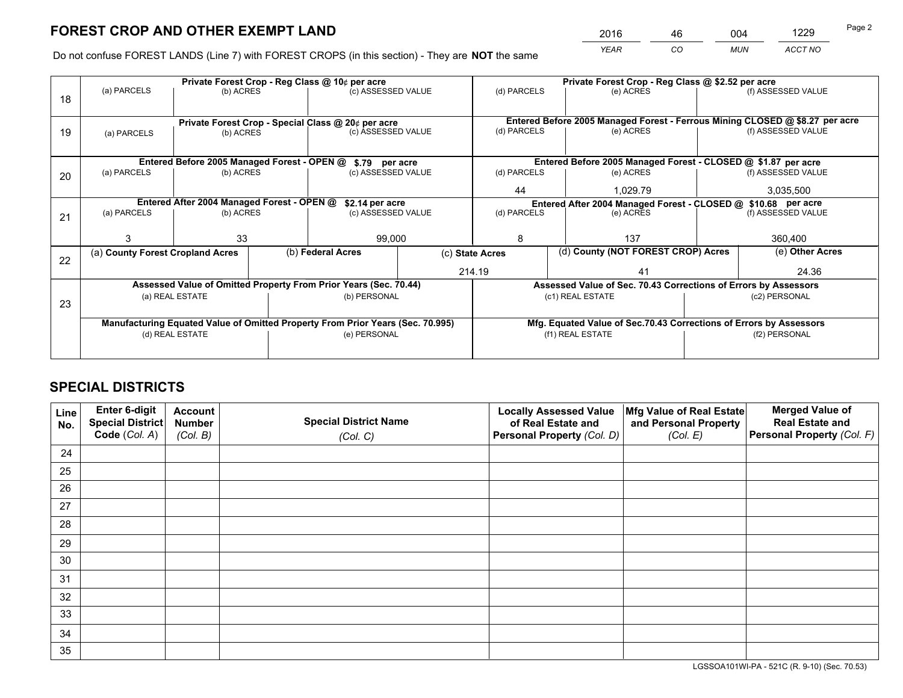# FOREST CROP AND OTHER EXEMPT LAND

| 2016 | 46 | 004 | 1229 |
|---|---|---|---|
| *YEAR* | *CO* | *MUN* | *ACCT NO* |

Do not confuse FOREST LANDS (Line 7) with FOREST CROPS (in this section) - They are **NOT** the same

| Line | Private Forest Crop - Reg Class @ 10¢ per acre | | | Private Forest Crop - Reg Class @ $2.52 per acre | | |
|---|---|---|---|---|---|---|
| | (a) PARCELS | (b) ACRES | (c) ASSESSED VALUE | (d) PARCELS | (e) ACRES | (f) ASSESSED VALUE |
| 18 | | | | | | |
| | **Private Forest Crop - Special Class @ 20¢ per acre** | | | **Entered Before 2005 Managed Forest - Ferrous Mining CLOSED @ $8.27 per acre** | | |
| | (a) PARCELS | (b) ACRES | (c) ASSESSED VALUE | (d) PARCELS | (e) ACRES | (f) ASSESSED VALUE |
| 19 | | | | | | |
| | **Entered Before 2005 Managed Forest - OPEN @ $.79 per acre** | | | **Entered Before 2005 Managed Forest - CLOSED @ $1.87 per acre** | | |
| | (a) PARCELS | (b) ACRES | (c) ASSESSED VALUE | (d) PARCELS | (e) ACRES | (f) ASSESSED VALUE |
| 20 | | | | 44 | 1,029.79 | 3,035,500 |
| | **Entered After 2004 Managed Forest - OPEN @ $2.14 per acre** | | | **Entered After 2004 Managed Forest - CLOSED @ $10.68 per acre** | | |
| | (a) PARCELS | (b) ACRES | (c) ASSESSED VALUE | (d) PARCELS | (e) ACRES | (f) ASSESSED VALUE |
| 21 | 3 | 33 | 99,000 | 8 | 137 | 360,400 |

| Line | (a) County Forest Cropland Acres | (b) Federal Acres | (c) State Acres | (d) County (NOT FOREST CROP) Acres | (e) Other Acres |
|---|---|---|---|---|---|
| 22 | | | 214.19 | 41 | 24.36 |

| Line | Assessed Value of Omitted Property From Prior Years (Sec. 70.44) | | Assessed Value of Sec. 70.43 Corrections of Errors by Assessors | |
|---|---|---|---|---|
| 23 | (a) REAL ESTATE | (b) PERSONAL | (c1) REAL ESTATE | (c2) PERSONAL |
| | | | | |
| | **Manufacturing Equated Value of Omitted Property From Prior Years (Sec. 70.995)** | | **Mfg. Equated Value of Sec.70.43 Corrections of Errors by Assessors** | |
| | (d) REAL ESTATE | (e) PERSONAL | (f1) REAL ESTATE | (f2) PERSONAL |
| | | | | |

# SPECIAL DISTRICTS

| Line No. | Enter 6-digit Special District Code (*Col. A*) | Account Number (*Col. B*) | Special District Name (*Col. C*) | Locally Assessed Value of Real Estate and Personal Property (*Col. D*) | Mfg Value of Real Estate and Personal Property (*Col. E*) | Merged Value of Real Estate and Personal Property (*Col. F*) |
|---|---|---|---|---|---|---|
| 24 | | | | | | |
| 25 | | | | | | |
| 26 | | | | | | |
| 27 | | | | | | |
| 28 | | | | | | |
| 29 | | | | | | |
| 30 | | | | | | |
| 31 | | | | | | |
| 32 | | | | | | |
| 33 | | | | | | |
| 34 | | | | | | |
| 35 | | | | | | |

LGSSOA101WI-PA - 521C (R. 9-10) (Sec. 70.53)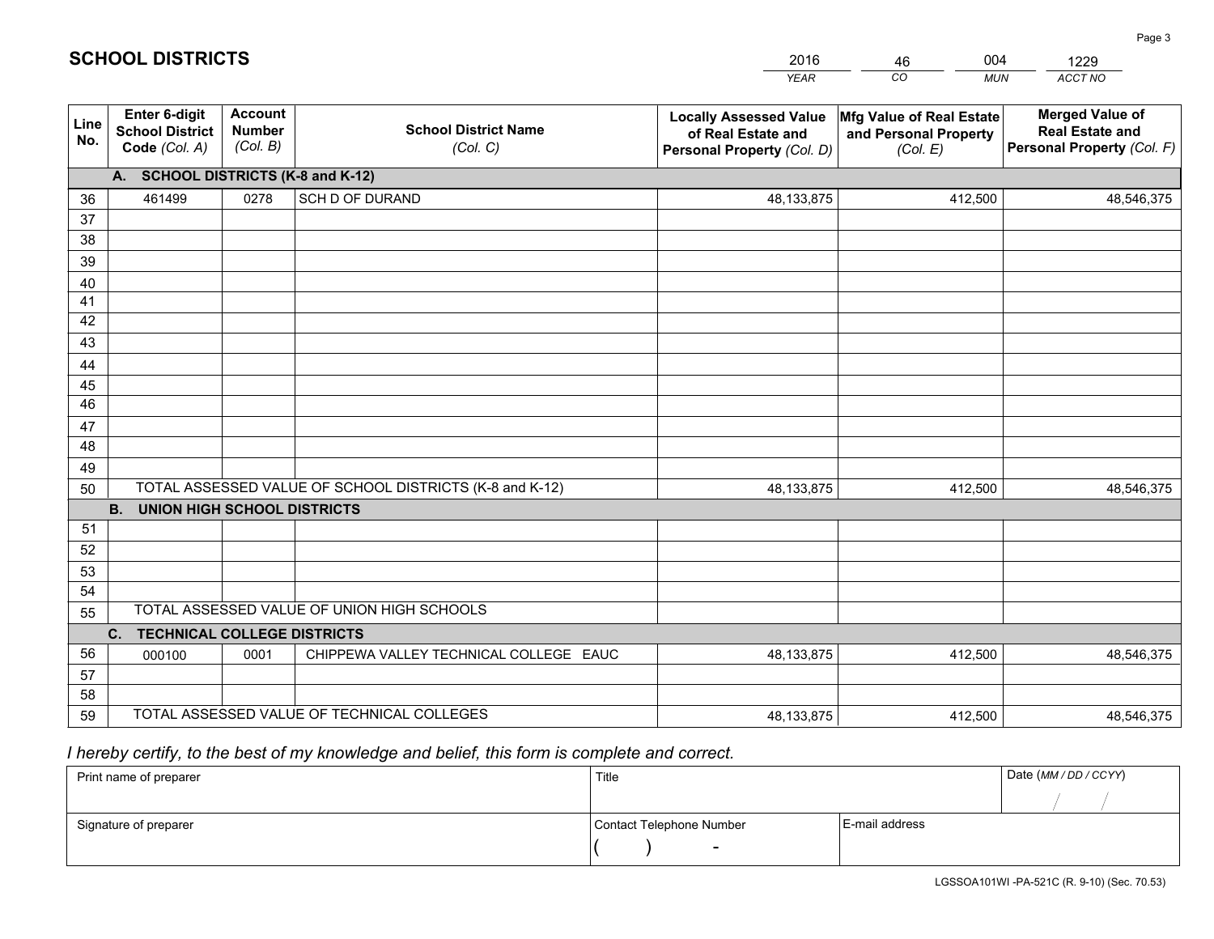# SCHOOL DISTRICTS

| 2016 | 46 | 004 | 1229 |
|---|---|---|---|
| YEAR | CO | MUN | ACCT NO |

| Line No. | Enter 6-digit School District Code (Col. A) | Account Number (Col. B) | School District Name (Col. C) | Locally Assessed Value of Real Estate and Personal Property (Col. D) | Mfg Value of Real Estate and Personal Property (Col. E) | Merged Value of Real Estate and Personal Property (Col. F) |
|---|---|---|---|---|---|---|
| | **A. SCHOOL DISTRICTS (K-8 and K-12)** | | | | | |
| 36 | 461499 | 0278 | SCH D OF DURAND | 48,133,875 | 412,500 | 48,546,375 |
| 37 | | | | | | |
| 38 | | | | | | |
| 39 | | | | | | |
| 40 | | | | | | |
| 41 | | | | | | |
| 42 | | | | | | |
| 43 | | | | | | |
| 44 | | | | | | |
| 45 | | | | | | |
| 46 | | | | | | |
| 47 | | | | | | |
| 48 | | | | | | |
| 49 | | | | | | |
| 50 | TOTAL ASSESSED VALUE OF SCHOOL DISTRICTS (K-8 and K-12) | | | 48,133,875 | 412,500 | 48,546,375 |
| | **B. UNION HIGH SCHOOL DISTRICTS** | | | | | |
| 51 | | | | | | |
| 52 | | | | | | |
| 53 | | | | | | |
| 54 | | | | | | |
| 55 | TOTAL ASSESSED VALUE OF UNION HIGH SCHOOLS | | | | | |
| | **C. TECHNICAL COLLEGE DISTRICTS** | | | | | |
| 56 | 000100 | 0001 | CHIPPEWA VALLEY TECHNICAL COLLEGE EAUC | 48,133,875 | 412,500 | 48,546,375 |
| 57 | | | | | | |
| 58 | | | | | | |
| 59 | TOTAL ASSESSED VALUE OF TECHNICAL COLLEGES | | | 48,133,875 | 412,500 | 48,546,375 |

*I hereby certify, to the best of my knowledge and belief, this form is complete and correct.*

| Print name of preparer | Title | | Date (MM / DD / CCYY) |
|---|---|---|---|
| | | | / / |
| Signature of preparer | Contact Telephone Number | E-mail address | |
| | ( ) - | | |

LGSSOA101WI -PA-521C (R. 9-10) (Sec. 70.53)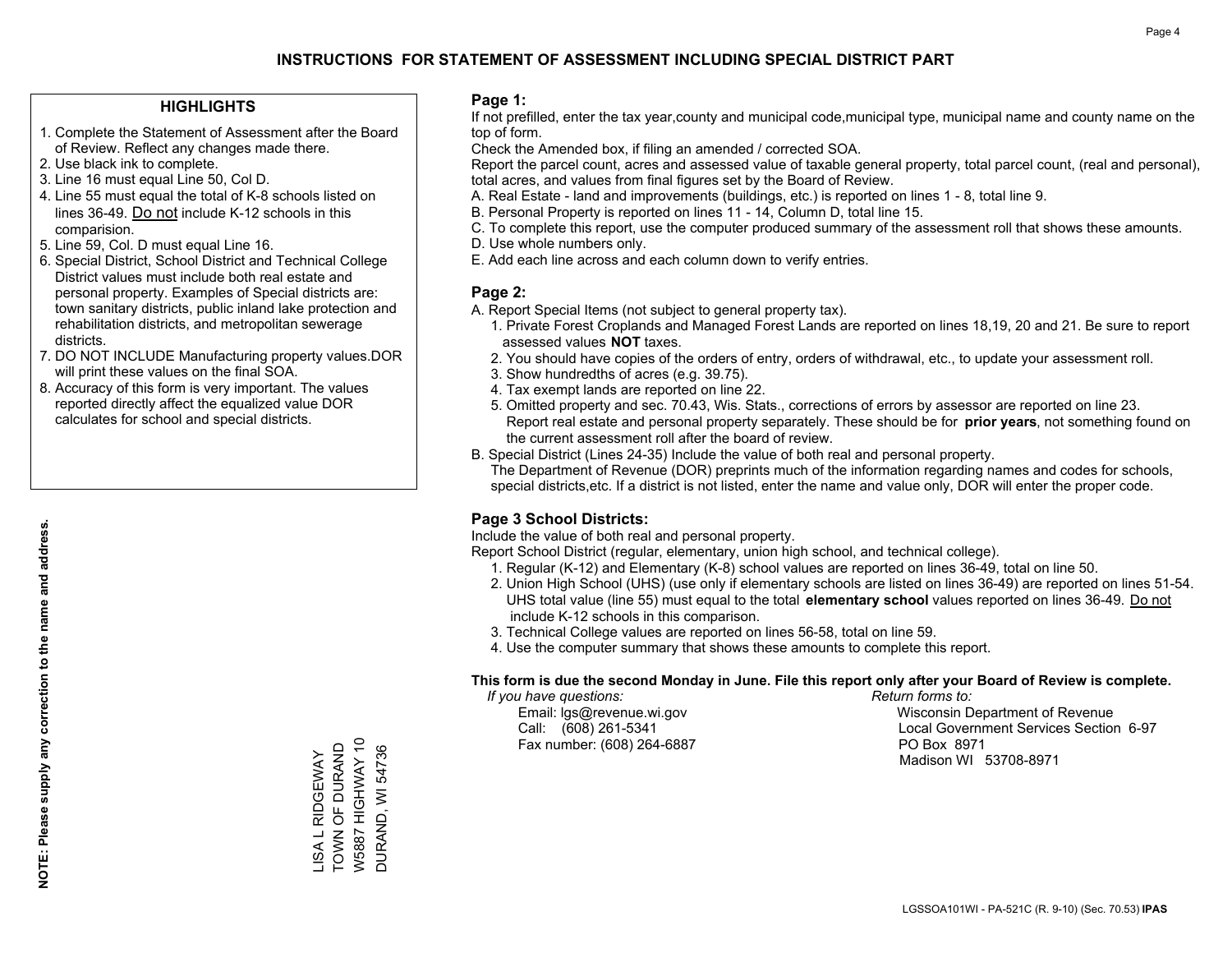# INSTRUCTIONS FOR STATEMENT OF ASSESSMENT INCLUDING SPECIAL DISTRICT PART

## HIGHLIGHTS

1. Complete the Statement of Assessment after the Board of Review. Reflect any changes made there.
2. Use black ink to complete.
3. Line 16 must equal Line 50, Col D.
4. Line 55 must equal the total of K-8 schools listed on lines 36-49. Do not include K-12 schools in this comparision.
5. Line 59, Col. D must equal Line 16.
6. Special District, School District and Technical College District values must include both real estate and personal property. Examples of Special districts are: town sanitary districts, public inland lake protection and rehabilitation districts, and metropolitan sewerage districts.
7. DO NOT INCLUDE Manufacturing property values.DOR will print these values on the final SOA.
8. Accuracy of this form is very important. The values reported directly affect the equalized value DOR calculates for school and special districts.

**NOTE: Please supply any correction to the name and address.**

LISA L RIDGEWAY
TOWN OF DURAND
W5887 HIGHWAY 10
DURAND, WI 54736

## Page 1:

If not prefilled, enter the tax year,county and municipal code,municipal type, municipal name and county name on the top of form.

Check the Amended box, if filing an amended / corrected SOA.

Report the parcel count, acres and assessed value of taxable general property, total parcel count, (real and personal), total acres, and values from final figures set by the Board of Review.

A. Real Estate - land and improvements (buildings, etc.) is reported on lines 1 - 8, total line 9.
B. Personal Property is reported on lines 11 - 14, Column D, total line 15.
C. To complete this report, use the computer produced summary of the assessment roll that shows these amounts.
D. Use whole numbers only.
E. Add each line across and each column down to verify entries.

## Page 2:

A. Report Special Items (not subject to general property tax).
   1. Private Forest Croplands and Managed Forest Lands are reported on lines 18,19, 20 and 21. Be sure to report assessed values **NOT** taxes.
   2. You should have copies of the orders of entry, orders of withdrawal, etc., to update your assessment roll.
   3. Show hundredths of acres (e.g. 39.75).
   4. Tax exempt lands are reported on line 22.
   5. Omitted property and sec. 70.43, Wis. Stats., corrections of errors by assessor are reported on line 23. Report real estate and personal property separately. These should be for **prior years**, not something found on the current assessment roll after the board of review.
B. Special District (Lines 24-35) Include the value of both real and personal property.
   The Department of Revenue (DOR) preprints much of the information regarding names and codes for schools, special districts,etc. If a district is not listed, enter the name and value only, DOR will enter the proper code.

## Page 3 School Districts:

Include the value of both real and personal property.

Report School District (regular, elementary, union high school, and technical college).

1. Regular (K-12) and Elementary (K-8) school values are reported on lines 36-49, total on line 50.
2. Union High School (UHS) (use only if elementary schools are listed on lines 36-49) are reported on lines 51-54. UHS total value (line 55) must equal to the total **elementary school** values reported on lines 36-49. Do not include K-12 schools in this comparison.
3. Technical College values are reported on lines 56-58, total on line 59.
4. Use the computer summary that shows these amounts to complete this report.

**This form is due the second Monday in June. File this report only after your Board of Review is complete.**

*If you have questions:*
Email: lgs@revenue.wi.gov
Call: (608) 261-5341
Fax number: (608) 264-6887

*Return forms to:*
Wisconsin Department of Revenue
Local Government Services Section 6-97
PO Box 8971
Madison WI 53708-8971

LGSSOA101WI - PA-521C (R. 9-10) (Sec. 70.53) **IPAS**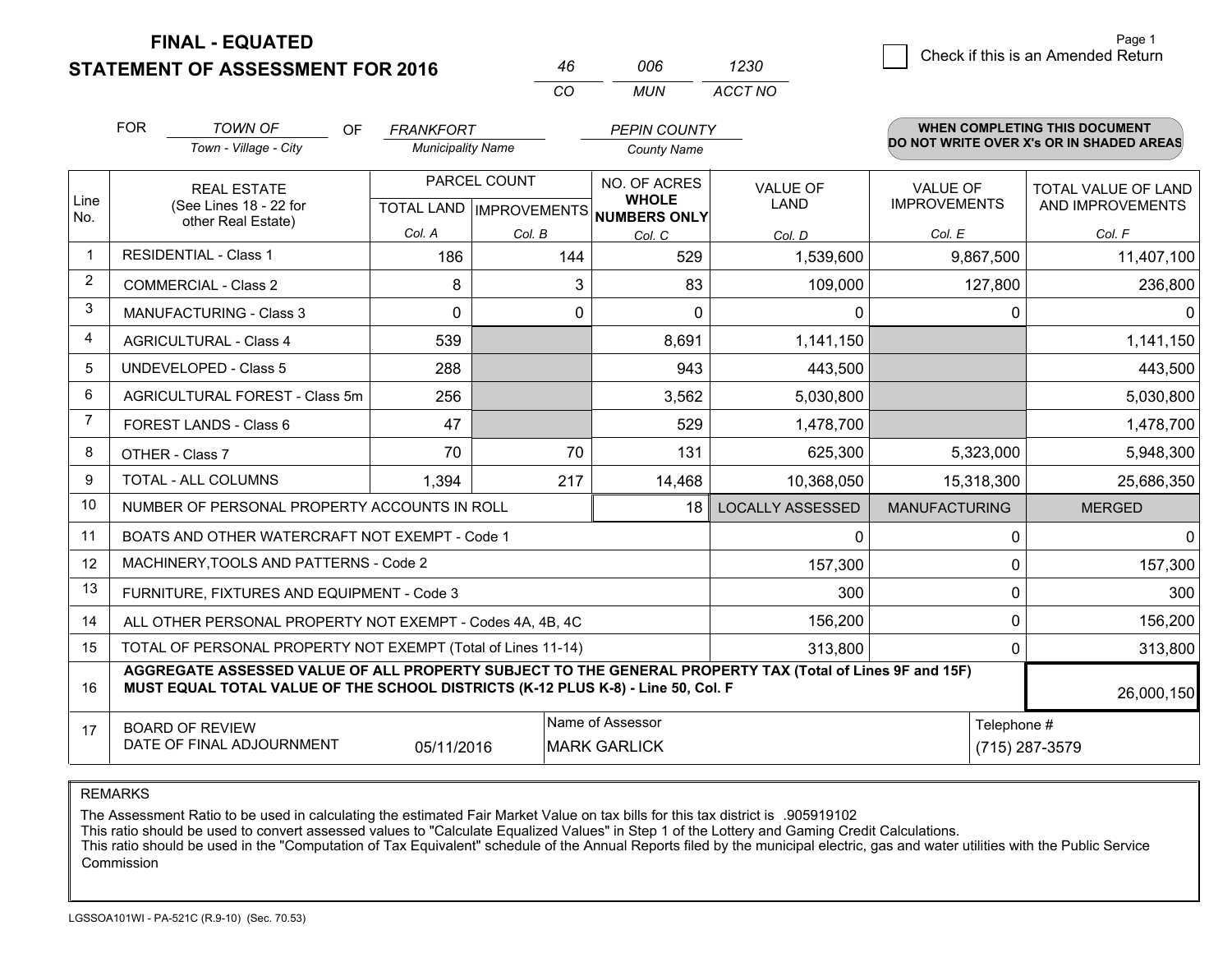**FINAL - EQUATED**
**STATEMENT OF ASSESSMENT FOR 2016**

| 46 | 006 | 1230 |
|---|---|---|
| CO | MUN | ACCT NO |

Page 1

☐ Check if this is an Amended Return

FOR *TOWN OF* (Town - Village - City) OF *FRANKFORT* (Municipality Name) *PEPIN COUNTY* (County Name)

**WHEN COMPLETING THIS DOCUMENT DO NOT WRITE OVER X's OR IN SHADED AREAS**

| Line No. | REAL ESTATE (See Lines 18 - 22 for other Real Estate) | PARCEL COUNT TOTAL LAND Col. A | PARCEL COUNT IMPROVEMENTS Col. B | NO. OF ACRES WHOLE NUMBERS ONLY Col. C | VALUE OF LAND Col. D | VALUE OF IMPROVEMENTS Col. E | TOTAL VALUE OF LAND AND IMPROVEMENTS Col. F |
|---|---|---|---|---|---|---|---|
| 1 | RESIDENTIAL - Class 1 | 186 | 144 | 529 | 1,539,600 | 9,867,500 | 11,407,100 |
| 2 | COMMERCIAL - Class 2 | 8 | 3 | 83 | 109,000 | 127,800 | 236,800 |
| 3 | MANUFACTURING - Class 3 | 0 | 0 | 0 | 0 | 0 | 0 |
| 4 | AGRICULTURAL - Class 4 | 539 | | 8,691 | 1,141,150 | | 1,141,150 |
| 5 | UNDEVELOPED - Class 5 | 288 | | 943 | 443,500 | | 443,500 |
| 6 | AGRICULTURAL FOREST - Class 5m | 256 | | 3,562 | 5,030,800 | | 5,030,800 |
| 7 | FOREST LANDS - Class 6 | 47 | | 529 | 1,478,700 | | 1,478,700 |
| 8 | OTHER - Class 7 | 70 | 70 | 131 | 625,300 | 5,323,000 | 5,948,300 |
| 9 | TOTAL - ALL COLUMNS | 1,394 | 217 | 14,468 | 10,368,050 | 15,318,300 | 25,686,350 |
| 10 | NUMBER OF PERSONAL PROPERTY ACCOUNTS IN ROLL | | | 18 | LOCALLY ASSESSED | MANUFACTURING | MERGED |
| 11 | BOATS AND OTHER WATERCRAFT NOT EXEMPT - Code 1 | | | | 0 | 0 | 0 |
| 12 | MACHINERY,TOOLS AND PATTERNS - Code 2 | | | | 157,300 | 0 | 157,300 |
| 13 | FURNITURE, FIXTURES AND EQUIPMENT - Code 3 | | | | 300 | 0 | 300 |
| 14 | ALL OTHER PERSONAL PROPERTY NOT EXEMPT - Codes 4A, 4B, 4C | | | | 156,200 | 0 | 156,200 |
| 15 | TOTAL OF PERSONAL PROPERTY NOT EXEMPT (Total of Lines 11-14) | | | | 313,800 | 0 | 313,800 |
| 16 | **AGGREGATE ASSESSED VALUE OF ALL PROPERTY SUBJECT TO THE GENERAL PROPERTY TAX (Total of Lines 9F and 15F) MUST EQUAL TOTAL VALUE OF THE SCHOOL DISTRICTS (K-12 PLUS K-8) - Line 50, Col. F** | | | | | | 26,000,150 |
| 17 | BOARD OF REVIEW DATE OF FINAL ADJOURNMENT | 05/11/2016 | | Name of Assessor: MARK GARLICK | | Telephone #: (715) 287-3579 | |

REMARKS

The Assessment Ratio to be used in calculating the estimated Fair Market Value on tax bills for this tax district is .905919102
This ratio should be used to convert assessed values to "Calculate Equalized Values" in Step 1 of the Lottery and Gaming Credit Calculations.
This ratio should be used in the "Computation of Tax Equivalent" schedule of the Annual Reports filed by the municipal electric, gas and water utilities with the Public Service Commission

LGSSOA101WI - PA-521C (R.9-10) (Sec. 70.53)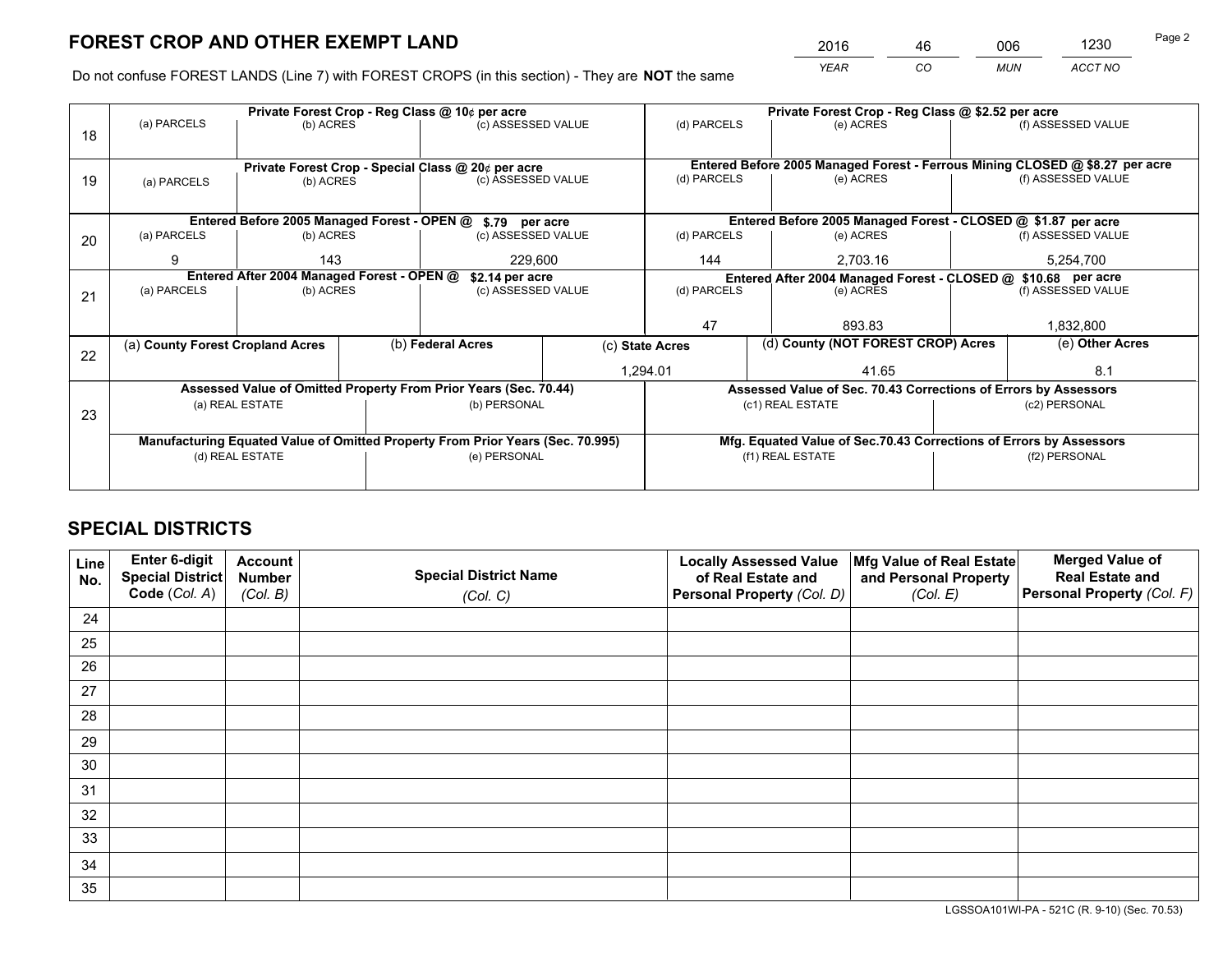# FOREST CROP AND OTHER EXEMPT LAND

| 2016 | 46 | 006 | 1230 |
|---|---|---|---|
| YEAR | CO | MUN | ACCT NO |

Do not confuse FOREST LANDS (Line 7) with FOREST CROPS (in this section) - They are **NOT** the same

| Line | Private Forest Crop - Reg Class @ 10¢ per acre | | | Private Forest Crop - Reg Class @ $2.52 per acre | | |
|---|---|---|---|---|---|---|
| 18 | (a) PARCELS | (b) ACRES | (c) ASSESSED VALUE | (d) PARCELS | (e) ACRES | (f) ASSESSED VALUE |
| | | | | | | |
| | **Private Forest Crop - Special Class @ 20¢ per acre** | | | **Entered Before 2005 Managed Forest - Ferrous Mining CLOSED @ $8.27 per acre** | | |
| 19 | (a) PARCELS | (b) ACRES | (c) ASSESSED VALUE | (d) PARCELS | (e) ACRES | (f) ASSESSED VALUE |
| | | | | | | |
| | **Entered Before 2005 Managed Forest - OPEN @ $.79 per acre** | | | **Entered Before 2005 Managed Forest - CLOSED @ $1.87 per acre** | | |
| 20 | (a) PARCELS | (b) ACRES | (c) ASSESSED VALUE | (d) PARCELS | (e) ACRES | (f) ASSESSED VALUE |
| | 9 | 143 | 229,600 | 144 | 2,703.16 | 5,254,700 |
| | **Entered After 2004 Managed Forest - OPEN @ $2.14 per acre** | | | **Entered After 2004 Managed Forest - CLOSED @ $10.68 per acre** | | |
| 21 | (a) PARCELS | (b) ACRES | (c) ASSESSED VALUE | (d) PARCELS | (e) ACRES | (f) ASSESSED VALUE |
| | | | | 47 | 893.83 | 1,832,800 |

| Line | (a) County Forest Cropland Acres | (b) Federal Acres | (c) State Acres | (d) County (NOT FOREST CROP) Acres | (e) Other Acres |
|---|---|---|---|---|---|
| 22 | | | 1,294.01 | 41.65 | 8.1 |

| Line | Assessed Value of Omitted Property From Prior Years (Sec. 70.44) | | Assessed Value of Sec. 70.43 Corrections of Errors by Assessors | |
|---|---|---|---|---|
| 23 | (a) REAL ESTATE | (b) PERSONAL | (c1) REAL ESTATE | (c2) PERSONAL |
| | | | | |
| | **Manufacturing Equated Value of Omitted Property From Prior Years (Sec. 70.995)** | | **Mfg. Equated Value of Sec.70.43 Corrections of Errors by Assessors** | |
| | (d) REAL ESTATE | (e) PERSONAL | (f1) REAL ESTATE | (f2) PERSONAL |
| | | | | |

# SPECIAL DISTRICTS

| Line No. | Enter 6-digit Special District Code (Col. A) | Account Number (Col. B) | Special District Name (Col. C) | Locally Assessed Value of Real Estate and Personal Property (Col. D) | Mfg Value of Real Estate and Personal Property (Col. E) | Merged Value of Real Estate and Personal Property (Col. F) |
|---|---|---|---|---|---|---|
| 24 | | | | | | |
| 25 | | | | | | |
| 26 | | | | | | |
| 27 | | | | | | |
| 28 | | | | | | |
| 29 | | | | | | |
| 30 | | | | | | |
| 31 | | | | | | |
| 32 | | | | | | |
| 33 | | | | | | |
| 34 | | | | | | |
| 35 | | | | | | |

LGSSOA101WI-PA - 521C (R. 9-10) (Sec. 70.53)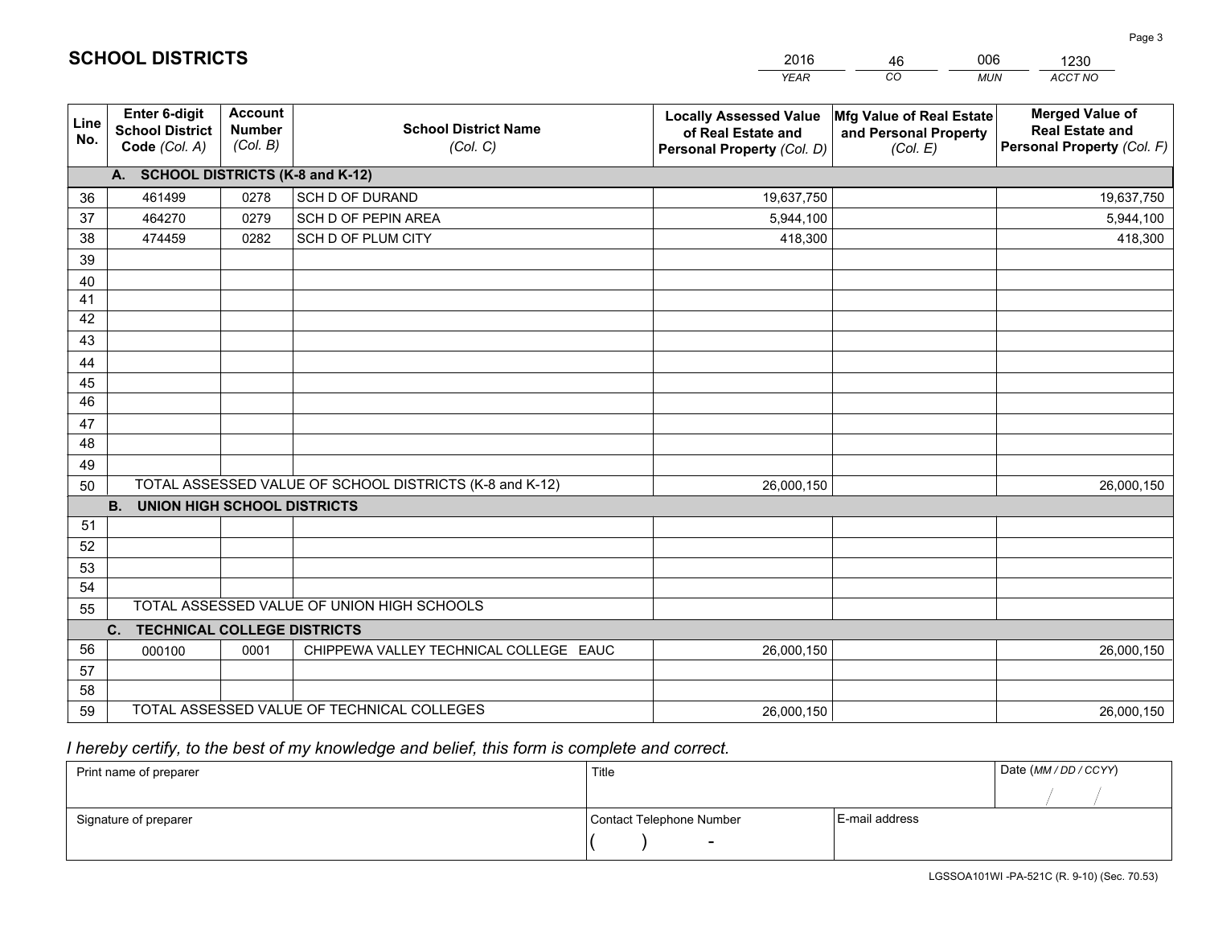# SCHOOL DISTRICTS

| 2016 | 46 | 006 | 1230 |
|---|---|---|---|
| *YEAR* | *CO* | *MUN* | *ACCT NO* |

| Line No. | Enter 6-digit School District Code *(Col. A)* | Account Number *(Col. B)* | School District Name *(Col. C)* | Locally Assessed Value of Real Estate and Personal Property *(Col. D)* | Mfg Value of Real Estate and Personal Property *(Col. E)* | Merged Value of Real Estate and Personal Property *(Col. F)* |
|---|---|---|---|---|---|---|
| | **A. SCHOOL DISTRICTS (K-8 and K-12)** | | | | | |
| 36 | 461499 | 0278 | SCH D OF DURAND | 19,637,750 | | 19,637,750 |
| 37 | 464270 | 0279 | SCH D OF PEPIN AREA | 5,944,100 | | 5,944,100 |
| 38 | 474459 | 0282 | SCH D OF PLUM CITY | 418,300 | | 418,300 |
| 39 | | | | | | |
| 40 | | | | | | |
| 41 | | | | | | |
| 42 | | | | | | |
| 43 | | | | | | |
| 44 | | | | | | |
| 45 | | | | | | |
| 46 | | | | | | |
| 47 | | | | | | |
| 48 | | | | | | |
| 49 | | | | | | |
| 50 | TOTAL ASSESSED VALUE OF SCHOOL DISTRICTS (K-8 and K-12) | | | 26,000,150 | | 26,000,150 |
| | **B. UNION HIGH SCHOOL DISTRICTS** | | | | | |
| 51 | | | | | | |
| 52 | | | | | | |
| 53 | | | | | | |
| 54 | | | | | | |
| 55 | TOTAL ASSESSED VALUE OF UNION HIGH SCHOOLS | | | | | |
| | **C. TECHNICAL COLLEGE DISTRICTS** | | | | | |
| 56 | 000100 | 0001 | CHIPPEWA VALLEY TECHNICAL COLLEGE EAUC | 26,000,150 | | 26,000,150 |
| 57 | | | | | | |
| 58 | | | | | | |
| 59 | TOTAL ASSESSED VALUE OF TECHNICAL COLLEGES | | | 26,000,150 | | 26,000,150 |

*I hereby certify, to the best of my knowledge and belief, this form is complete and correct.*

| Print name of preparer | Title | | Date *(MM / DD / CCYY)* |
|---|---|---|---|
| | | | / / |
| Signature of preparer | Contact Telephone Number | E-mail address | |
| | ( ) - | | |

LGSSOA101WI -PA-521C (R. 9-10) (Sec. 70.53)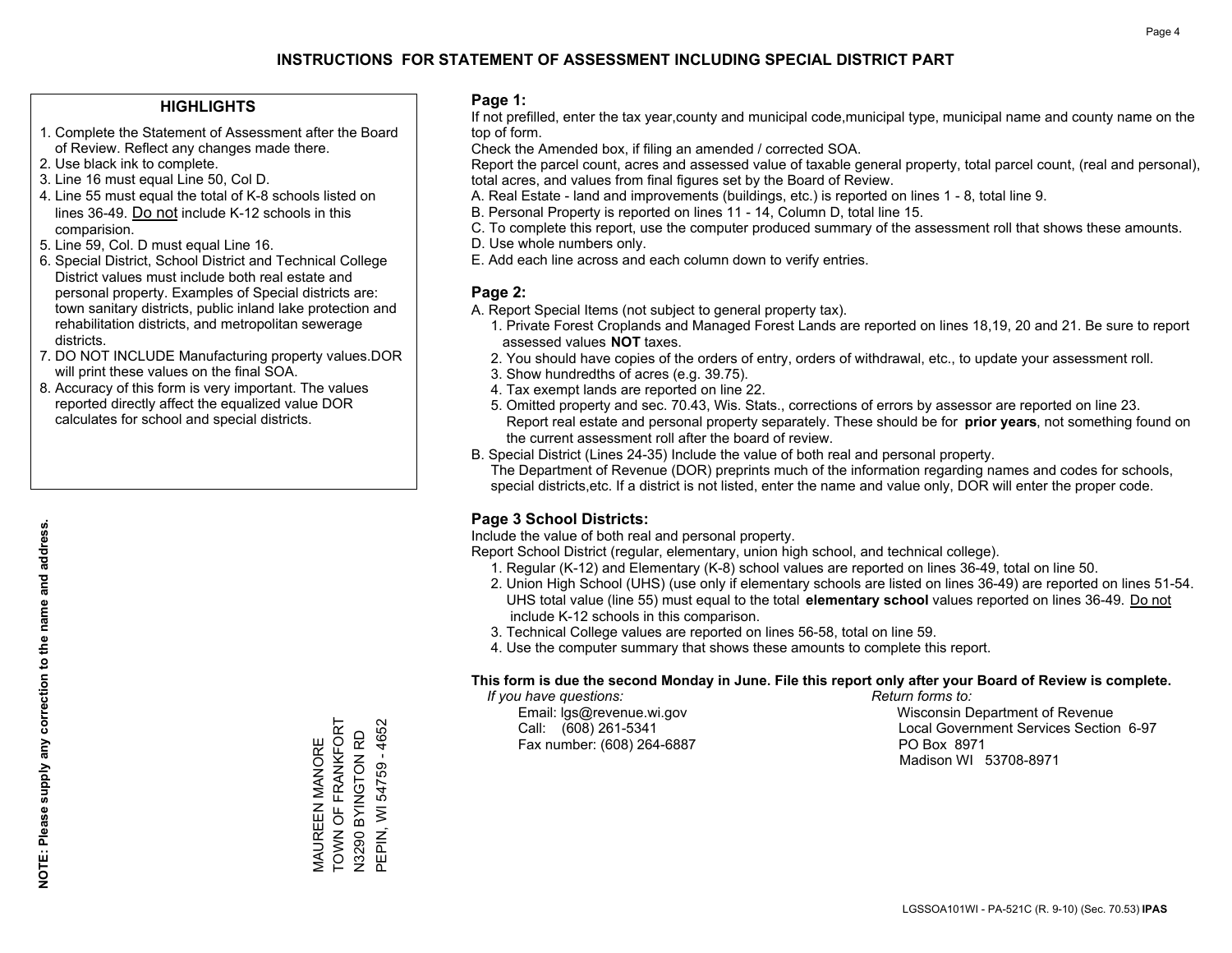# INSTRUCTIONS FOR STATEMENT OF ASSESSMENT INCLUDING SPECIAL DISTRICT PART

## HIGHLIGHTS

1. Complete the Statement of Assessment after the Board of Review. Reflect any changes made there.
2. Use black ink to complete.
3. Line 16 must equal Line 50, Col D.
4. Line 55 must equal the total of K-8 schools listed on lines 36-49. Do not include K-12 schools in this comparision.
5. Line 59, Col. D must equal Line 16.
6. Special District, School District and Technical College District values must include both real estate and personal property. Examples of Special districts are: town sanitary districts, public inland lake protection and rehabilitation districts, and metropolitan sewerage districts.
7. DO NOT INCLUDE Manufacturing property values.DOR will print these values on the final SOA.
8. Accuracy of this form is very important. The values reported directly affect the equalized value DOR calculates for school and special districts.

**NOTE: Please supply any correction to the name and address.**

MAUREEN MANORE
TOWN OF FRANKFORT
N3290 BYINGTON RD
PEPIN, WI 54759 - 4652

## Page 1:

If not prefilled, enter the tax year,county and municipal code,municipal type, municipal name and county name on the top of form.

Check the Amended box, if filing an amended / corrected SOA.

Report the parcel count, acres and assessed value of taxable general property, total parcel count, (real and personal), total acres, and values from final figures set by the Board of Review.

A. Real Estate - land and improvements (buildings, etc.) is reported on lines 1 - 8, total line 9.
B. Personal Property is reported on lines 11 - 14, Column D, total line 15.
C. To complete this report, use the computer produced summary of the assessment roll that shows these amounts.
D. Use whole numbers only.
E. Add each line across and each column down to verify entries.

## Page 2:

A. Report Special Items (not subject to general property tax).
   1. Private Forest Croplands and Managed Forest Lands are reported on lines 18,19, 20 and 21. Be sure to report assessed values **NOT** taxes.
   2. You should have copies of the orders of entry, orders of withdrawal, etc., to update your assessment roll.
   3. Show hundredths of acres (e.g. 39.75).
   4. Tax exempt lands are reported on line 22.
   5. Omitted property and sec. 70.43, Wis. Stats., corrections of errors by assessor are reported on line 23. Report real estate and personal property separately. These should be for **prior years**, not something found on the current assessment roll after the board of review.
B. Special District (Lines 24-35) Include the value of both real and personal property.
   The Department of Revenue (DOR) preprints much of the information regarding names and codes for schools, special districts,etc. If a district is not listed, enter the name and value only, DOR will enter the proper code.

## Page 3 School Districts:

Include the value of both real and personal property.

Report School District (regular, elementary, union high school, and technical college).

1. Regular (K-12) and Elementary (K-8) school values are reported on lines 36-49, total on line 50.
2. Union High School (UHS) (use only if elementary schools are listed on lines 36-49) are reported on lines 51-54. UHS total value (line 55) must equal to the total **elementary school** values reported on lines 36-49. Do not include K-12 schools in this comparison.
3. Technical College values are reported on lines 56-58, total on line 59.
4. Use the computer summary that shows these amounts to complete this report.

**This form is due the second Monday in June. File this report only after your Board of Review is complete.**

*If you have questions:*
Email: lgs@revenue.wi.gov
Call: (608) 261-5341
Fax number: (608) 264-6887

*Return forms to:*
Wisconsin Department of Revenue
Local Government Services Section 6-97
PO Box 8971
Madison WI 53708-8971

LGSSOA101WI - PA-521C (R. 9-10) (Sec. 70.53) **IPAS**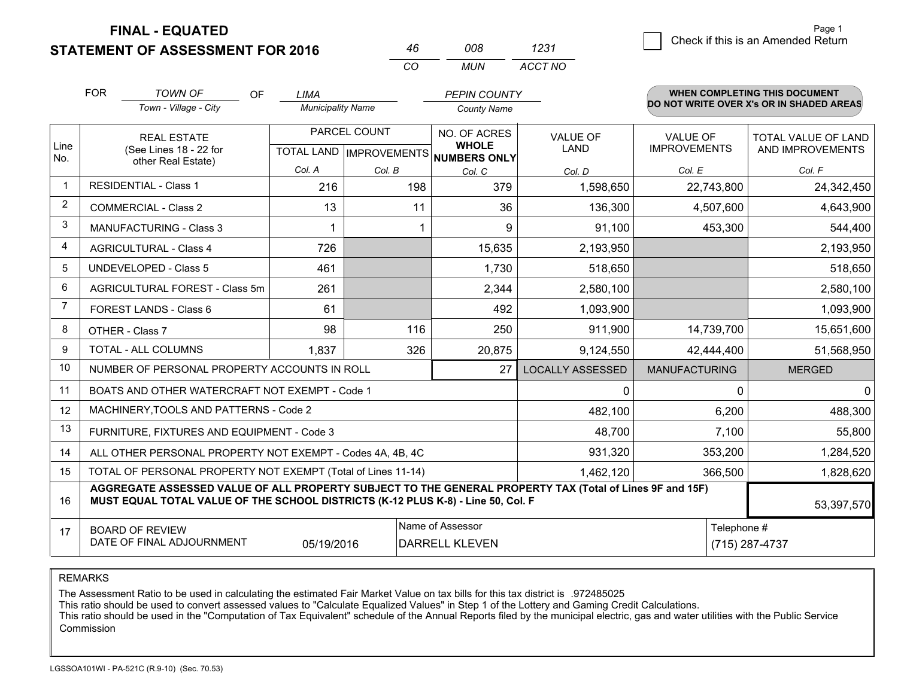# FINAL - EQUATED
## STATEMENT OF ASSESSMENT FOR 2016

| 46 | 008 | 1231 |
|---|---|---|
| CO | MUN | ACCT NO |

Page 1

☐ Check if this is an Amended Return

FOR *TOWN OF* (Town - Village - City) OF *LIMA* (Municipality Name) *PEPIN COUNTY* (County Name)

**WHEN COMPLETING THIS DOCUMENT DO NOT WRITE OVER X's OR IN SHADED AREAS**

| Line No. | REAL ESTATE (See Lines 18 - 22 for other Real Estate) | PARCEL COUNT TOTAL LAND Col. A | PARCEL COUNT IMPROVEMENTS Col. B | NO. OF ACRES WHOLE NUMBERS ONLY Col. C | VALUE OF LAND Col. D | VALUE OF IMPROVEMENTS Col. E | TOTAL VALUE OF LAND AND IMPROVEMENTS Col. F |
|---|---|---|---|---|---|---|---|
| 1 | RESIDENTIAL - Class 1 | 216 | 198 | 379 | 1,598,650 | 22,743,800 | 24,342,450 |
| 2 | COMMERCIAL - Class 2 | 13 | 11 | 36 | 136,300 | 4,507,600 | 4,643,900 |
| 3 | MANUFACTURING - Class 3 | 1 | 1 | 9 | 91,100 | 453,300 | 544,400 |
| 4 | AGRICULTURAL - Class 4 | 726 | | 15,635 | 2,193,950 | | 2,193,950 |
| 5 | UNDEVELOPED - Class 5 | 461 | | 1,730 | 518,650 | | 518,650 |
| 6 | AGRICULTURAL FOREST - Class 5m | 261 | | 2,344 | 2,580,100 | | 2,580,100 |
| 7 | FOREST LANDS - Class 6 | 61 | | 492 | 1,093,900 | | 1,093,900 |
| 8 | OTHER - Class 7 | 98 | 116 | 250 | 911,900 | 14,739,700 | 15,651,600 |
| 9 | TOTAL - ALL COLUMNS | 1,837 | 326 | 20,875 | 9,124,550 | 42,444,400 | 51,568,950 |
| 10 | NUMBER OF PERSONAL PROPERTY ACCOUNTS IN ROLL | | | 27 | LOCALLY ASSESSED | MANUFACTURING | MERGED |
| 11 | BOATS AND OTHER WATERCRAFT NOT EXEMPT - Code 1 | | | | 0 | 0 | 0 |
| 12 | MACHINERY,TOOLS AND PATTERNS - Code 2 | | | | 482,100 | 6,200 | 488,300 |
| 13 | FURNITURE, FIXTURES AND EQUIPMENT - Code 3 | | | | 48,700 | 7,100 | 55,800 |
| 14 | ALL OTHER PERSONAL PROPERTY NOT EXEMPT - Codes 4A, 4B, 4C | | | | 931,320 | 353,200 | 1,284,520 |
| 15 | TOTAL OF PERSONAL PROPERTY NOT EXEMPT (Total of Lines 11-14) | | | | 1,462,120 | 366,500 | 1,828,620 |
| 16 | **AGGREGATE ASSESSED VALUE OF ALL PROPERTY SUBJECT TO THE GENERAL PROPERTY TAX (Total of Lines 9F and 15F) MUST EQUAL TOTAL VALUE OF THE SCHOOL DISTRICTS (K-12 PLUS K-8) - Line 50, Col. F** | | | | | | 53,397,570 |
| 17 | BOARD OF REVIEW DATE OF FINAL ADJOURNMENT | 05/19/2016 | Name of Assessor: DARRELL KLEVEN | | | Telephone #: (715) 287-4737 | |

REMARKS

The Assessment Ratio to be used in calculating the estimated Fair Market Value on tax bills for this tax district is .972485025
This ratio should be used to convert assessed values to "Calculate Equalized Values" in Step 1 of the Lottery and Gaming Credit Calculations.
This ratio should be used in the "Computation of Tax Equivalent" schedule of the Annual Reports filed by the municipal electric, gas and water utilities with the Public Service Commission

LGSSOA101WI - PA-521C (R.9-10) (Sec. 70.53)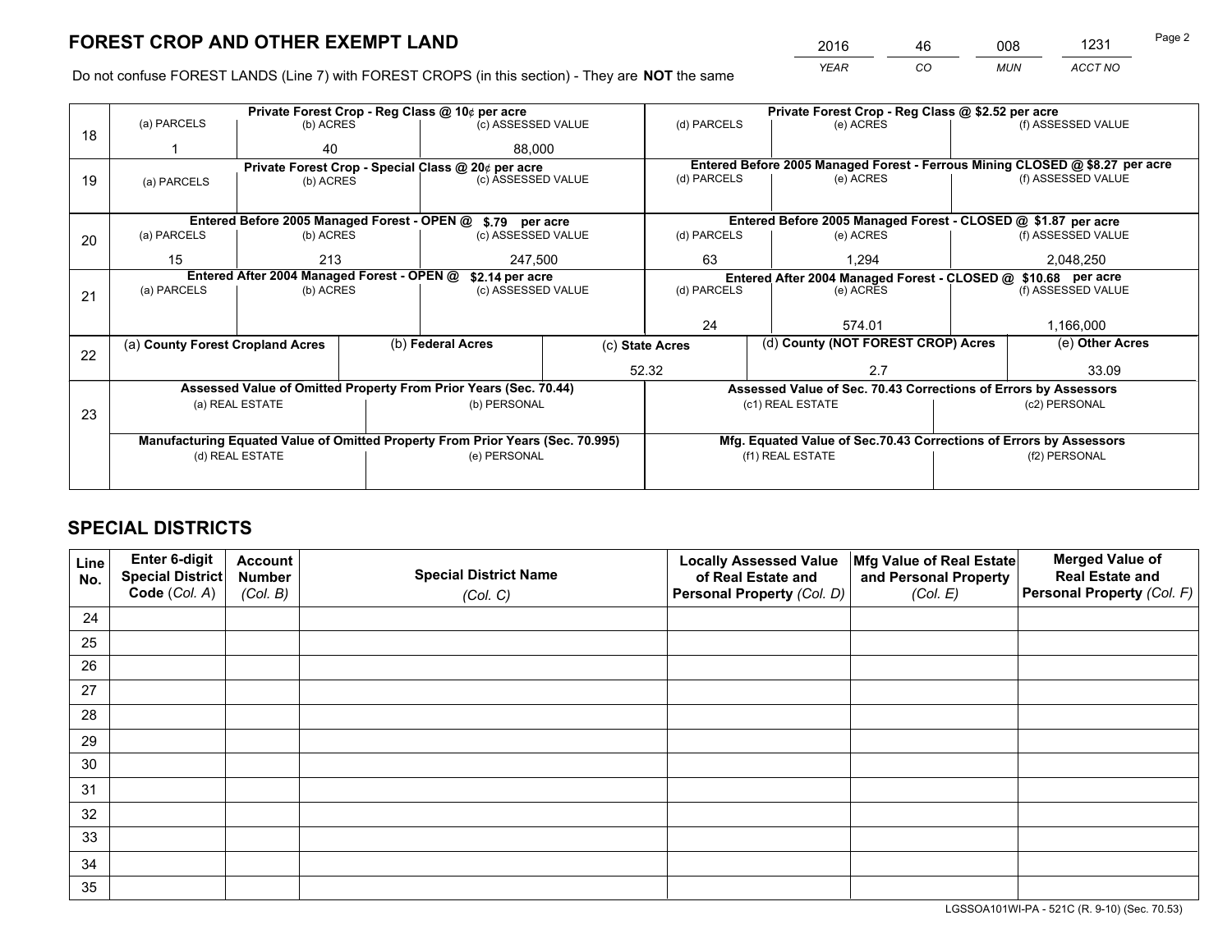# FOREST CROP AND OTHER EXEMPT LAND

| 2016 | 46 | 008 | 1231 |
|---|---|---|---|
| *YEAR* | *CO* | *MUN* | *ACCT NO* |

Do not confuse FOREST LANDS (Line 7) with FOREST CROPS (in this section) - They are **NOT** the same

| Line | | | | | | |
|---|---|---|---|---|---|---|
| 18 | Private Forest Crop - Reg Class @ 10¢ per acre | | | Private Forest Crop - Reg Class @ $2.52 per acre | | |
| | (a) PARCELS | (b) ACRES | (c) ASSESSED VALUE | (d) PARCELS | (e) ACRES | (f) ASSESSED VALUE |
| | 1 | 40 | 88,000 | | | |
| 19 | Private Forest Crop - Special Class @ 20¢ per acre | | | Entered Before 2005 Managed Forest - Ferrous Mining CLOSED @ $8.27 per acre | | |
| | (a) PARCELS | (b) ACRES | (c) ASSESSED VALUE | (d) PARCELS | (e) ACRES | (f) ASSESSED VALUE |
| | | | | | | |
| 20 | Entered Before 2005 Managed Forest - OPEN @ $.79 per acre | | | Entered Before 2005 Managed Forest - CLOSED @ $1.87 per acre | | |
| | (a) PARCELS | (b) ACRES | (c) ASSESSED VALUE | (d) PARCELS | (e) ACRES | (f) ASSESSED VALUE |
| | 15 | 213 | 247,500 | 63 | 1,294 | 2,048,250 |
| 21 | Entered After 2004 Managed Forest - OPEN @ $2.14 per acre | | | Entered After 2004 Managed Forest - CLOSED @ $10.68 per acre | | |
| | (a) PARCELS | (b) ACRES | (c) ASSESSED VALUE | (d) PARCELS | (e) ACRES | (f) ASSESSED VALUE |
| | | | | 24 | 574.01 | 1,166,000 |

| Line | (a) County Forest Cropland Acres | (b) Federal Acres | (c) State Acres | (d) County (NOT FOREST CROP) Acres | (e) Other Acres |
|---|---|---|---|---|---|
| 22 | | | 52.32 | 2.7 | 33.09 |

| Line | Assessed Value of Omitted Property From Prior Years (Sec. 70.44) | | Assessed Value of Sec. 70.43 Corrections of Errors by Assessors | |
|---|---|---|---|---|
| 23 | (a) REAL ESTATE | (b) PERSONAL | (c1) REAL ESTATE | (c2) PERSONAL |
| | | | | |
| | **Manufacturing Equated Value of Omitted Property From Prior Years (Sec. 70.995)** | | **Mfg. Equated Value of Sec.70.43 Corrections of Errors by Assessors** | |
| | (d) REAL ESTATE | (e) PERSONAL | (f1) REAL ESTATE | (f2) PERSONAL |
| | | | | |

# SPECIAL DISTRICTS

| Line No. | Enter 6-digit Special District Code (Col. A) | Account Number (Col. B) | Special District Name (Col. C) | Locally Assessed Value of Real Estate and Personal Property (Col. D) | Mfg Value of Real Estate and Personal Property (Col. E) | Merged Value of Real Estate and Personal Property (Col. F) |
|---|---|---|---|---|---|---|
| 24 | | | | | | |
| 25 | | | | | | |
| 26 | | | | | | |
| 27 | | | | | | |
| 28 | | | | | | |
| 29 | | | | | | |
| 30 | | | | | | |
| 31 | | | | | | |
| 32 | | | | | | |
| 33 | | | | | | |
| 34 | | | | | | |
| 35 | | | | | | |

LGSSOA101WI-PA - 521C (R. 9-10) (Sec. 70.53)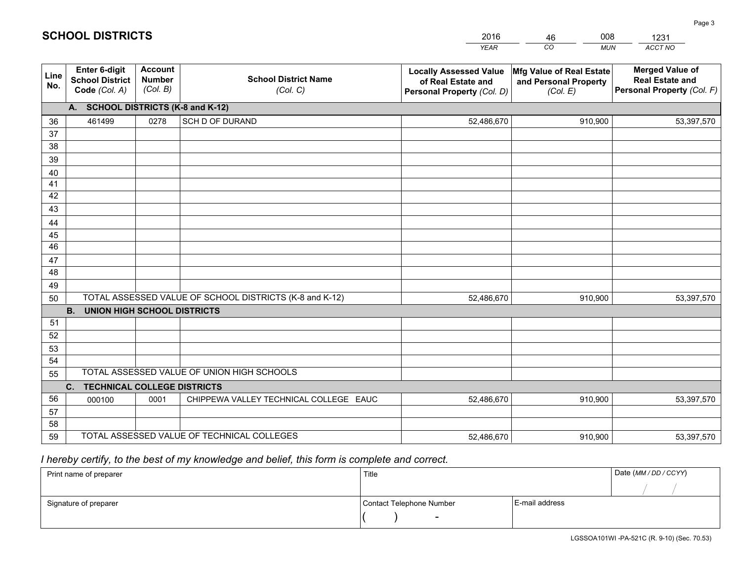# SCHOOL DISTRICTS

| 2016 | 46 | 008 | 1231 |
|---|---|---|---|
| YEAR | CO | MUN | ACCT NO |

| Line No. | Enter 6-digit School District Code (Col. A) | Account Number (Col. B) | School District Name (Col. C) | Locally Assessed Value of Real Estate and Personal Property (Col. D) | Mfg Value of Real Estate and Personal Property (Col. E) | Merged Value of Real Estate and Personal Property (Col. F) |
|---|---|---|---|---|---|---|
| | **A. SCHOOL DISTRICTS (K-8 and K-12)** | | | | | |
| 36 | 461499 | 0278 | SCH D OF DURAND | 52,486,670 | 910,900 | 53,397,570 |
| 37 | | | | | | |
| 38 | | | | | | |
| 39 | | | | | | |
| 40 | | | | | | |
| 41 | | | | | | |
| 42 | | | | | | |
| 43 | | | | | | |
| 44 | | | | | | |
| 45 | | | | | | |
| 46 | | | | | | |
| 47 | | | | | | |
| 48 | | | | | | |
| 49 | | | | | | |
| 50 | TOTAL ASSESSED VALUE OF SCHOOL DISTRICTS (K-8 and K-12) | | | 52,486,670 | 910,900 | 53,397,570 |
| | **B. UNION HIGH SCHOOL DISTRICTS** | | | | | |
| 51 | | | | | | |
| 52 | | | | | | |
| 53 | | | | | | |
| 54 | | | | | | |
| 55 | TOTAL ASSESSED VALUE OF UNION HIGH SCHOOLS | | | | | |
| | **C. TECHNICAL COLLEGE DISTRICTS** | | | | | |
| 56 | 000100 | 0001 | CHIPPEWA VALLEY TECHNICAL COLLEGE EAUC | 52,486,670 | 910,900 | 53,397,570 |
| 57 | | | | | | |
| 58 | | | | | | |
| 59 | TOTAL ASSESSED VALUE OF TECHNICAL COLLEGES | | | 52,486,670 | 910,900 | 53,397,570 |

*I hereby certify, to the best of my knowledge and belief, this form is complete and correct.*

| Print name of preparer | Title | | Date (MM / DD / CCYY) |
|---|---|---|---|
| | | | / / |
| Signature of preparer | Contact Telephone Number | E-mail address | |
| | ( ) - | | |

LGSSOA101WI -PA-521C (R. 9-10) (Sec. 70.53)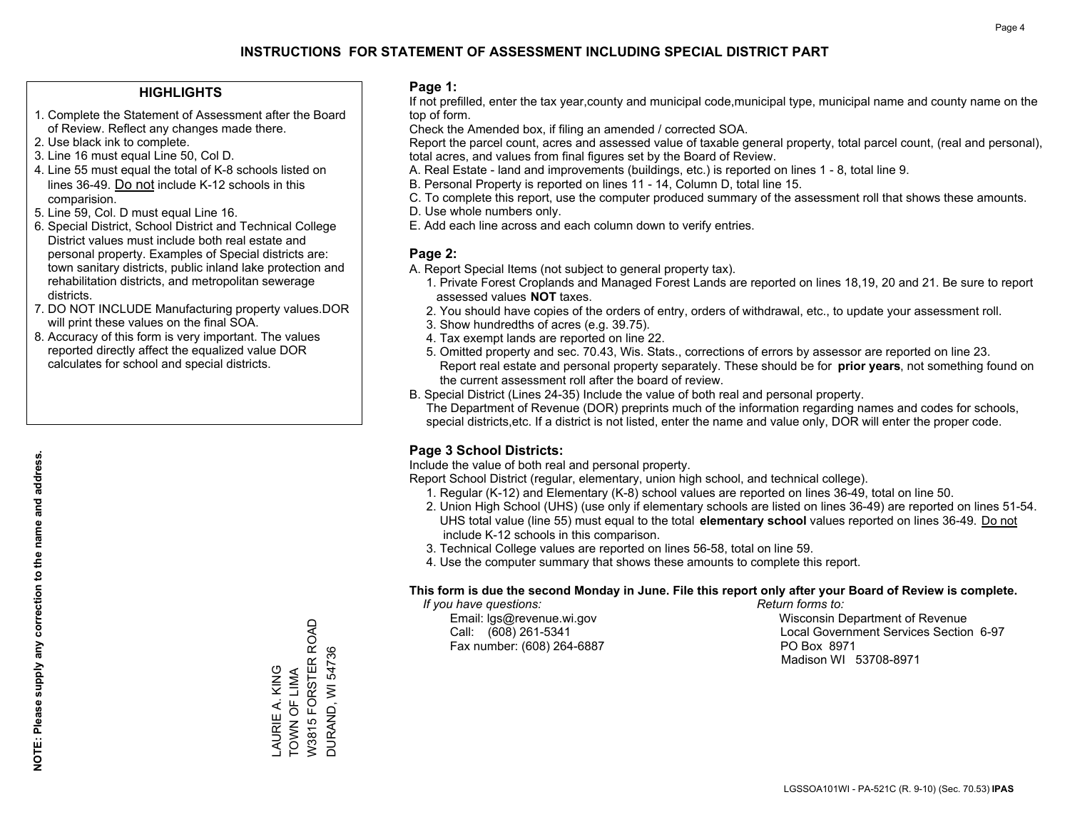# INSTRUCTIONS FOR STATEMENT OF ASSESSMENT INCLUDING SPECIAL DISTRICT PART

## HIGHLIGHTS

1. Complete the Statement of Assessment after the Board of Review. Reflect any changes made there.
2. Use black ink to complete.
3. Line 16 must equal Line 50, Col D.
4. Line 55 must equal the total of K-8 schools listed on lines 36-49. Do not include K-12 schools in this comparision.
5. Line 59, Col. D must equal Line 16.
6. Special District, School District and Technical College District values must include both real estate and personal property. Examples of Special districts are: town sanitary districts, public inland lake protection and rehabilitation districts, and metropolitan sewerage districts.
7. DO NOT INCLUDE Manufacturing property values.DOR will print these values on the final SOA.
8. Accuracy of this form is very important. The values reported directly affect the equalized value DOR calculates for school and special districts.

**NOTE: Please supply any correction to the name and address.**

LAURIE A. KING
TOWN OF LIMA
W3815 FORSTER ROAD
DURAND, WI 54736

## Page 1:

If not prefilled, enter the tax year,county and municipal code,municipal type, municipal name and county name on the top of form.

Check the Amended box, if filing an amended / corrected SOA.

Report the parcel count, acres and assessed value of taxable general property, total parcel count, (real and personal), total acres, and values from final figures set by the Board of Review.

A. Real Estate - land and improvements (buildings, etc.) is reported on lines 1 - 8, total line 9.
B. Personal Property is reported on lines 11 - 14, Column D, total line 15.
C. To complete this report, use the computer produced summary of the assessment roll that shows these amounts.
D. Use whole numbers only.
E. Add each line across and each column down to verify entries.

## Page 2:

A. Report Special Items (not subject to general property tax).
   1. Private Forest Croplands and Managed Forest Lands are reported on lines 18,19, 20 and 21. Be sure to report assessed values **NOT** taxes.
   2. You should have copies of the orders of entry, orders of withdrawal, etc., to update your assessment roll.
   3. Show hundredths of acres (e.g. 39.75).
   4. Tax exempt lands are reported on line 22.
   5. Omitted property and sec. 70.43, Wis. Stats., corrections of errors by assessor are reported on line 23. Report real estate and personal property separately. These should be for **prior years**, not something found on the current assessment roll after the board of review.
B. Special District (Lines 24-35) Include the value of both real and personal property.
   The Department of Revenue (DOR) preprints much of the information regarding names and codes for schools, special districts,etc. If a district is not listed, enter the name and value only, DOR will enter the proper code.

## Page 3 School Districts:

Include the value of both real and personal property.

Report School District (regular, elementary, union high school, and technical college).

1. Regular (K-12) and Elementary (K-8) school values are reported on lines 36-49, total on line 50.
2. Union High School (UHS) (use only if elementary schools are listed on lines 36-49) are reported on lines 51-54. UHS total value (line 55) must equal to the total **elementary school** values reported on lines 36-49. Do not include K-12 schools in this comparison.
3. Technical College values are reported on lines 56-58, total on line 59.
4. Use the computer summary that shows these amounts to complete this report.

**This form is due the second Monday in June. File this report only after your Board of Review is complete.**

*If you have questions:*
Email: lgs@revenue.wi.gov
Call: (608) 261-5341
Fax number: (608) 264-6887

*Return forms to:*
Wisconsin Department of Revenue
Local Government Services Section 6-97
PO Box 8971
Madison WI 53708-8971

LGSSOA101WI - PA-521C (R. 9-10) (Sec. 70.53) **IPAS**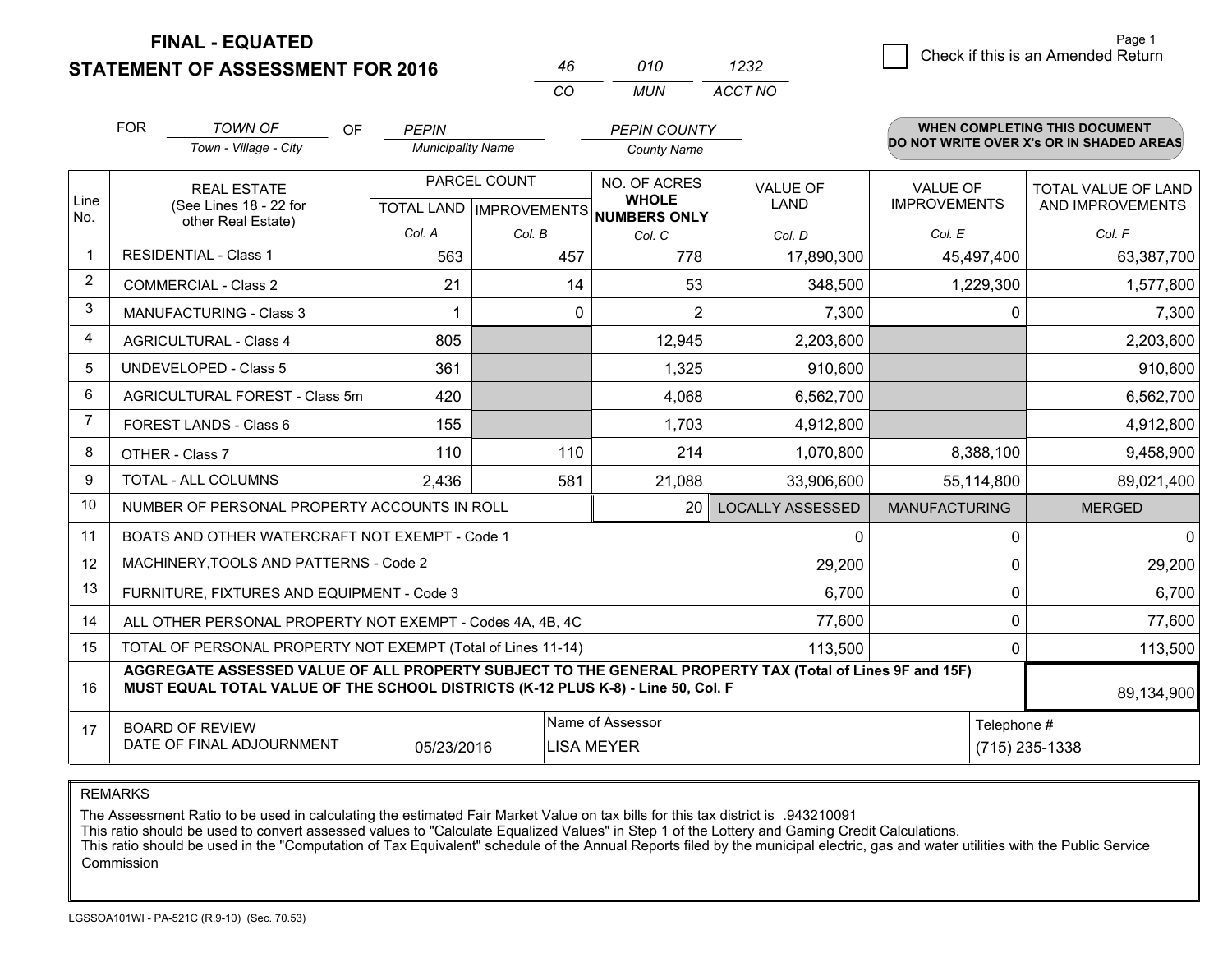# FINAL - EQUATED
## STATEMENT OF ASSESSMENT FOR 2016

| 46 | 010 | 1232 |
|---|---|---|
| CO | MUN | ACCT NO |

Check if this is an Amended Return

| FOR | TOWN OF | OF | PEPIN | PEPIN COUNTY |
|---|---|---|---|---|
| | Town - Village - City | | Municipality Name | County Name |

**WHEN COMPLETING THIS DOCUMENT DO NOT WRITE OVER X's OR IN SHADED AREAS**

| Line No. | REAL ESTATE (See Lines 18 - 22 for other Real Estate) | PARCEL COUNT TOTAL LAND Col. A | PARCEL COUNT IMPROVEMENTS Col. B | NO. OF ACRES WHOLE NUMBERS ONLY Col. C | VALUE OF LAND Col. D | VALUE OF IMPROVEMENTS Col. E | TOTAL VALUE OF LAND AND IMPROVEMENTS Col. F |
|---|---|---|---|---|---|---|---|
| 1 | RESIDENTIAL - Class 1 | 563 | 457 | 778 | 17,890,300 | 45,497,400 | 63,387,700 |
| 2 | COMMERCIAL - Class 2 | 21 | 14 | 53 | 348,500 | 1,229,300 | 1,577,800 |
| 3 | MANUFACTURING - Class 3 | 1 | 0 | 2 | 7,300 | 0 | 7,300 |
| 4 | AGRICULTURAL - Class 4 | 805 | | 12,945 | 2,203,600 | | 2,203,600 |
| 5 | UNDEVELOPED - Class 5 | 361 | | 1,325 | 910,600 | | 910,600 |
| 6 | AGRICULTURAL FOREST - Class 5m | 420 | | 4,068 | 6,562,700 | | 6,562,700 |
| 7 | FOREST LANDS - Class 6 | 155 | | 1,703 | 4,912,800 | | 4,912,800 |
| 8 | OTHER - Class 7 | 110 | 110 | 214 | 1,070,800 | 8,388,100 | 9,458,900 |
| 9 | TOTAL - ALL COLUMNS | 2,436 | 581 | 21,088 | 33,906,600 | 55,114,800 | 89,021,400 |
| 10 | NUMBER OF PERSONAL PROPERTY ACCOUNTS IN ROLL | | | 20 | LOCALLY ASSESSED | MANUFACTURING | MERGED |
| 11 | BOATS AND OTHER WATERCRAFT NOT EXEMPT - Code 1 | | | | 0 | 0 | 0 |
| 12 | MACHINERY,TOOLS AND PATTERNS - Code 2 | | | | 29,200 | 0 | 29,200 |
| 13 | FURNITURE, FIXTURES AND EQUIPMENT - Code 3 | | | | 6,700 | 0 | 6,700 |
| 14 | ALL OTHER PERSONAL PROPERTY NOT EXEMPT - Codes 4A, 4B, 4C | | | | 77,600 | 0 | 77,600 |
| 15 | TOTAL OF PERSONAL PROPERTY NOT EXEMPT (Total of Lines 11-14) | | | | 113,500 | 0 | 113,500 |
| 16 | **AGGREGATE ASSESSED VALUE OF ALL PROPERTY SUBJECT TO THE GENERAL PROPERTY TAX (Total of Lines 9F and 15F) MUST EQUAL TOTAL VALUE OF THE SCHOOL DISTRICTS (K-12 PLUS K-8) - Line 50, Col. F** | | | | | | 89,134,900 |
| 17 | BOARD OF REVIEW DATE OF FINAL ADJOURNMENT | 05/23/2016 | Name of Assessor: LISA MEYER | | | Telephone #: (715) 235-1338 | |

REMARKS

The Assessment Ratio to be used in calculating the estimated Fair Market Value on tax bills for this tax district is .943210091
This ratio should be used to convert assessed values to "Calculate Equalized Values" in Step 1 of the Lottery and Gaming Credit Calculations.
This ratio should be used in the "Computation of Tax Equivalent" schedule of the Annual Reports filed by the municipal electric, gas and water utilities with the Public Service Commission

LGSSOA101WI - PA-521C (R.9-10) (Sec. 70.53)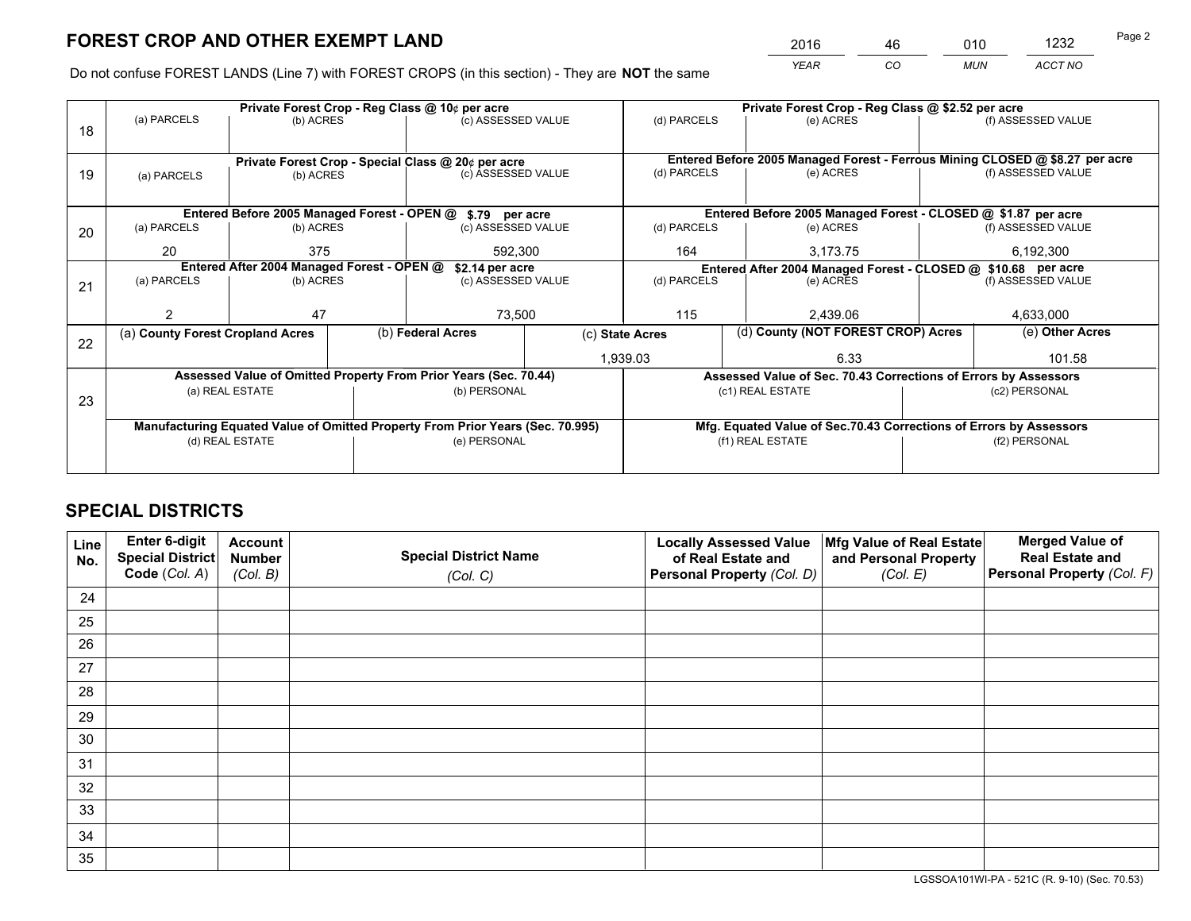# FOREST CROP AND OTHER EXEMPT LAND

| 2016 | 46 | 010 | 1232 |
|---|---|---|---|
| *YEAR* | *CO* | *MUN* | *ACCT NO* |

Do not confuse FOREST LANDS (Line 7) with FOREST CROPS (in this section) - They are **NOT** the same

| Line | Private Forest Crop - Reg Class @ 10¢ per acre | | | Private Forest Crop - Reg Class @ $2.52 per acre | | |
|---|---|---|---|---|---|---|
| | (a) PARCELS | (b) ACRES | (c) ASSESSED VALUE | (d) PARCELS | (e) ACRES | (f) ASSESSED VALUE |
| 18 | | | | | | |
| | **Private Forest Crop - Special Class @ 20¢ per acre** | | | **Entered Before 2005 Managed Forest - Ferrous Mining CLOSED @ $8.27 per acre** | | |
| | (a) PARCELS | (b) ACRES | (c) ASSESSED VALUE | (d) PARCELS | (e) ACRES | (f) ASSESSED VALUE |
| 19 | | | | | | |
| | **Entered Before 2005 Managed Forest - OPEN @ $.79 per acre** | | | **Entered Before 2005 Managed Forest - CLOSED @ $1.87 per acre** | | |
| | (a) PARCELS | (b) ACRES | (c) ASSESSED VALUE | (d) PARCELS | (e) ACRES | (f) ASSESSED VALUE |
| 20 | 20 | 375 | 592,300 | 164 | 3,173.75 | 6,192,300 |
| | **Entered After 2004 Managed Forest - OPEN @ $2.14 per acre** | | | **Entered After 2004 Managed Forest - CLOSED @ $10.68 per acre** | | |
| | (a) PARCELS | (b) ACRES | (c) ASSESSED VALUE | (d) PARCELS | (e) ACRES | (f) ASSESSED VALUE |
| 21 | 2 | 47 | 73,500 | 115 | 2,439.06 | 4,633,000 |

| Line | (a) County Forest Cropland Acres | (b) Federal Acres | (c) State Acres | (d) County (NOT FOREST CROP) Acres | (e) Other Acres |
|---|---|---|---|---|---|
| 22 | | | 1,939.03 | 6.33 | 101.58 |

| Line | Assessed Value of Omitted Property From Prior Years (Sec. 70.44) | | Assessed Value of Sec. 70.43 Corrections of Errors by Assessors | |
|---|---|---|---|---|
| | (a) REAL ESTATE | (b) PERSONAL | (c1) REAL ESTATE | (c2) PERSONAL |
| 23 | | | | |
| | **Manufacturing Equated Value of Omitted Property From Prior Years (Sec. 70.995)** | | **Mfg. Equated Value of Sec.70.43 Corrections of Errors by Assessors** | |
| | (d) REAL ESTATE | (e) PERSONAL | (f1) REAL ESTATE | (f2) PERSONAL |
| | | | | |

# SPECIAL DISTRICTS

| Line No. | Enter 6-digit Special District Code (*Col. A*) | Account Number (*Col. B*) | Special District Name (*Col. C*) | Locally Assessed Value of Real Estate and Personal Property (*Col. D*) | Mfg Value of Real Estate and Personal Property (*Col. E*) | Merged Value of Real Estate and Personal Property (*Col. F*) |
|---|---|---|---|---|---|---|
| 24 | | | | | | |
| 25 | | | | | | |
| 26 | | | | | | |
| 27 | | | | | | |
| 28 | | | | | | |
| 29 | | | | | | |
| 30 | | | | | | |
| 31 | | | | | | |
| 32 | | | | | | |
| 33 | | | | | | |
| 34 | | | | | | |
| 35 | | | | | | |

LGSSOA101WI-PA - 521C (R. 9-10) (Sec. 70.53)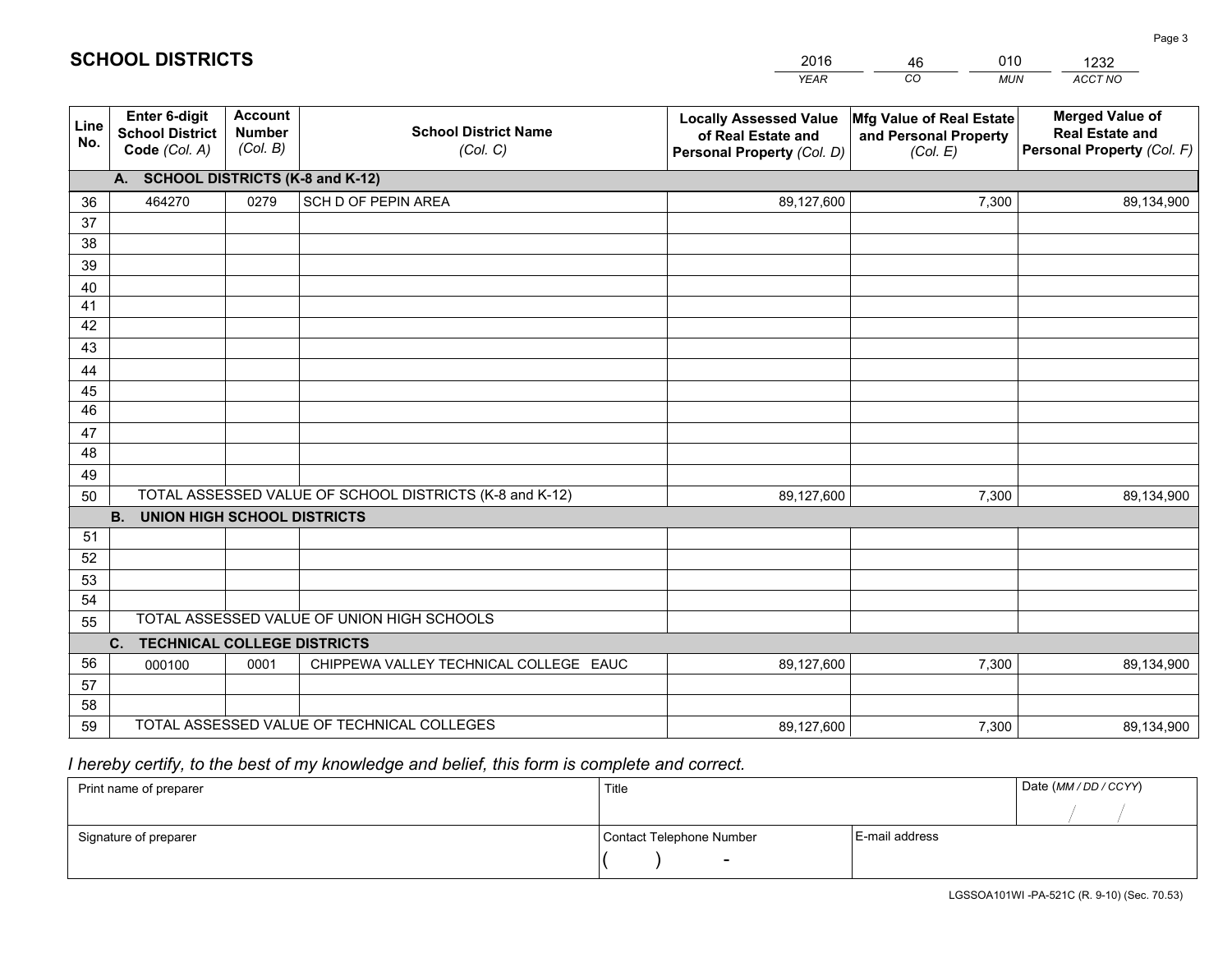# SCHOOL DISTRICTS

| 2016 | 46 | 010 | 1232 |
|---|---|---|---|
| *YEAR* | *CO* | *MUN* | *ACCT NO* |

| Line No. | Enter 6-digit School District Code *(Col. A)* | Account Number *(Col. B)* | School District Name *(Col. C)* | Locally Assessed Value of Real Estate and Personal Property *(Col. D)* | Mfg Value of Real Estate and Personal Property *(Col. E)* | Merged Value of Real Estate and Personal Property *(Col. F)* |
|---|---|---|---|---|---|---|
| **A. SCHOOL DISTRICTS (K-8 and K-12)** | | | | | | |
| 36 | 464270 | 0279 | SCH D OF PEPIN AREA | 89,127,600 | 7,300 | 89,134,900 |
| 37 | | | | | | |
| 38 | | | | | | |
| 39 | | | | | | |
| 40 | | | | | | |
| 41 | | | | | | |
| 42 | | | | | | |
| 43 | | | | | | |
| 44 | | | | | | |
| 45 | | | | | | |
| 46 | | | | | | |
| 47 | | | | | | |
| 48 | | | | | | |
| 49 | | | | | | |
| 50 | TOTAL ASSESSED VALUE OF SCHOOL DISTRICTS (K-8 and K-12) | | | 89,127,600 | 7,300 | 89,134,900 |
| **B. UNION HIGH SCHOOL DISTRICTS** | | | | | | |
| 51 | | | | | | |
| 52 | | | | | | |
| 53 | | | | | | |
| 54 | | | | | | |
| 55 | TOTAL ASSESSED VALUE OF UNION HIGH SCHOOLS | | | | | |
| **C. TECHNICAL COLLEGE DISTRICTS** | | | | | | |
| 56 | 000100 | 0001 | CHIPPEWA VALLEY TECHNICAL COLLEGE EAUC | 89,127,600 | 7,300 | 89,134,900 |
| 57 | | | | | | |
| 58 | | | | | | |
| 59 | TOTAL ASSESSED VALUE OF TECHNICAL COLLEGES | | | 89,127,600 | 7,300 | 89,134,900 |

*I hereby certify, to the best of my knowledge and belief, this form is complete and correct.*

| Print name of preparer | Title | | Date *(MM / DD / CCYY)* |
|---|---|---|---|
| | | | / / |
| Signature of preparer | Contact Telephone Number | E-mail address | |
| | ( ) - | | |

LGSSOA101WI -PA-521C (R. 9-10) (Sec. 70.53)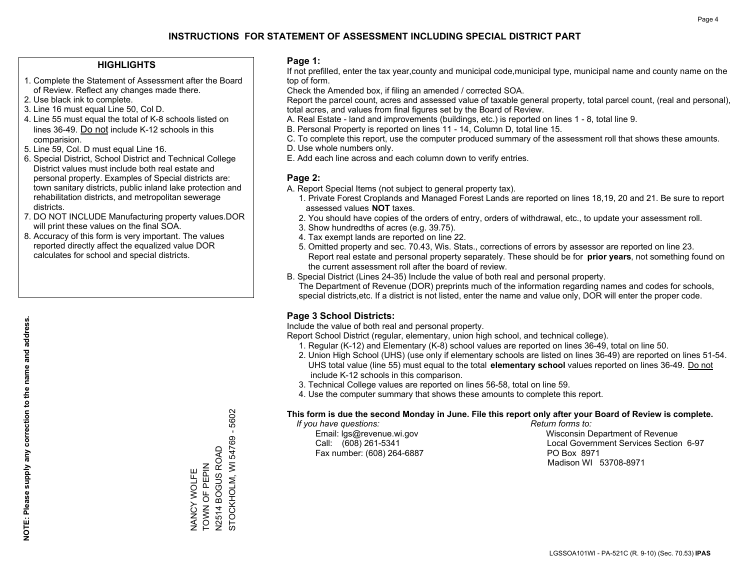# INSTRUCTIONS FOR STATEMENT OF ASSESSMENT INCLUDING SPECIAL DISTRICT PART

## HIGHLIGHTS

1. Complete the Statement of Assessment after the Board of Review. Reflect any changes made there.
2. Use black ink to complete.
3. Line 16 must equal Line 50, Col D.
4. Line 55 must equal the total of K-8 schools listed on lines 36-49. Do not include K-12 schools in this comparision.
5. Line 59, Col. D must equal Line 16.
6. Special District, School District and Technical College District values must include both real estate and personal property. Examples of Special districts are: town sanitary districts, public inland lake protection and rehabilitation districts, and metropolitan sewerage districts.
7. DO NOT INCLUDE Manufacturing property values.DOR will print these values on the final SOA.
8. Accuracy of this form is very important. The values reported directly affect the equalized value DOR calculates for school and special districts.

**NOTE: Please supply any correction to the name and address.**

NANCY WOLFE
TOWN OF PEPIN
N2514 BOGUS ROAD
STOCKHOLM, WI 54769 - 5602

## Page 1:

If not prefilled, enter the tax year,county and municipal code,municipal type, municipal name and county name on the top of form.

Check the Amended box, if filing an amended / corrected SOA.

Report the parcel count, acres and assessed value of taxable general property, total parcel count, (real and personal), total acres, and values from final figures set by the Board of Review.

A. Real Estate - land and improvements (buildings, etc.) is reported on lines 1 - 8, total line 9.
B. Personal Property is reported on lines 11 - 14, Column D, total line 15.
C. To complete this report, use the computer produced summary of the assessment roll that shows these amounts.
D. Use whole numbers only.
E. Add each line across and each column down to verify entries.

## Page 2:

A. Report Special Items (not subject to general property tax).
   1. Private Forest Croplands and Managed Forest Lands are reported on lines 18,19, 20 and 21. Be sure to report assessed values **NOT** taxes.
   2. You should have copies of the orders of entry, orders of withdrawal, etc., to update your assessment roll.
   3. Show hundredths of acres (e.g. 39.75).
   4. Tax exempt lands are reported on line 22.
   5. Omitted property and sec. 70.43, Wis. Stats., corrections of errors by assessor are reported on line 23. Report real estate and personal property separately. These should be for **prior years**, not something found on the current assessment roll after the board of review.
B. Special District (Lines 24-35) Include the value of both real and personal property.
   The Department of Revenue (DOR) preprints much of the information regarding names and codes for schools, special districts,etc. If a district is not listed, enter the name and value only, DOR will enter the proper code.

## Page 3 School Districts:

Include the value of both real and personal property.

Report School District (regular, elementary, union high school, and technical college).

1. Regular (K-12) and Elementary (K-8) school values are reported on lines 36-49, total on line 50.
2. Union High School (UHS) (use only if elementary schools are listed on lines 36-49) are reported on lines 51-54. UHS total value (line 55) must equal to the total **elementary school** values reported on lines 36-49. Do not include K-12 schools in this comparison.
3. Technical College values are reported on lines 56-58, total on line 59.
4. Use the computer summary that shows these amounts to complete this report.

**This form is due the second Monday in June. File this report only after your Board of Review is complete.**

*If you have questions:*
Email: lgs@revenue.wi.gov
Call: (608) 261-5341
Fax number: (608) 264-6887

*Return forms to:*
Wisconsin Department of Revenue
Local Government Services Section 6-97
PO Box 8971
Madison WI 53708-8971

LGSSOA101WI - PA-521C (R. 9-10) (Sec. 70.53) **IPAS**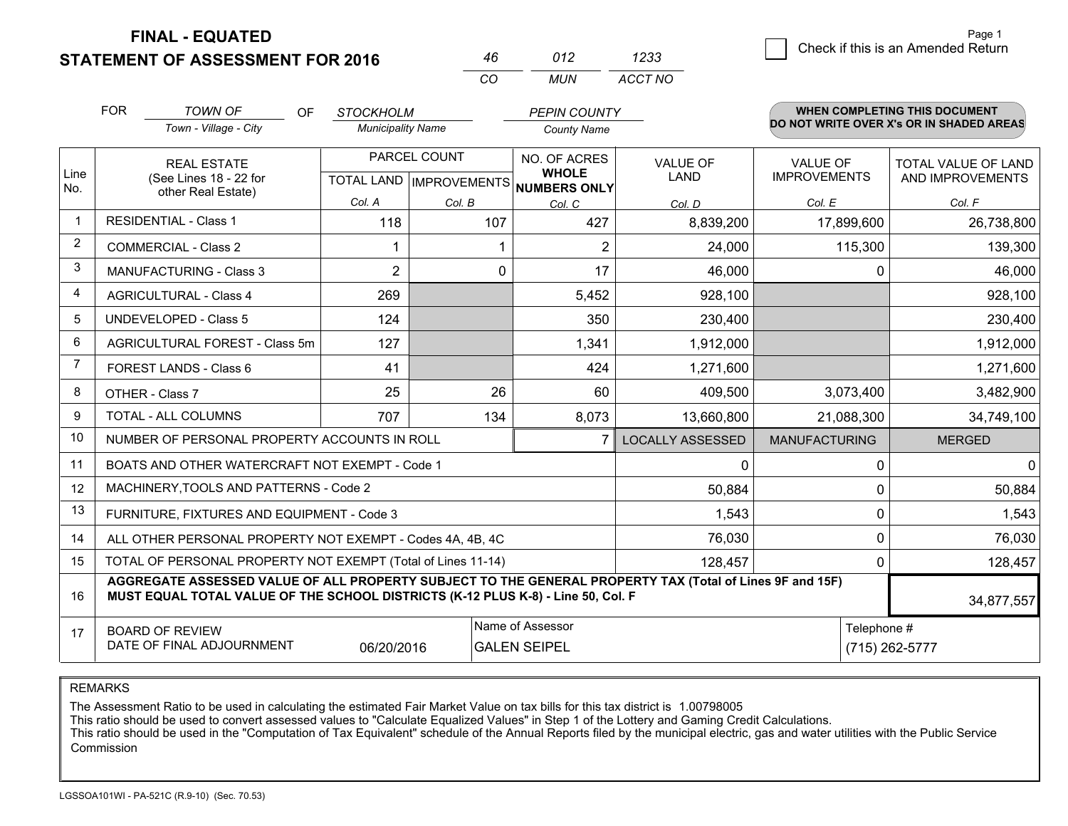**FINAL - EQUATED**
**STATEMENT OF ASSESSMENT FOR 2016**

| 46 | 012 | 1233 |
|---|---|---|
| CO | MUN | ACCT NO |

Page 1

☐ Check if this is an Amended Return

FOR *TOWN OF* (Town - Village - City) OF *STOCKHOLM* (Municipality Name) *PEPIN COUNTY* (County Name)

**WHEN COMPLETING THIS DOCUMENT DO NOT WRITE OVER X's OR IN SHADED AREAS**

| Line No. | REAL ESTATE (See Lines 18 - 22 for other Real Estate) | PARCEL COUNT TOTAL LAND Col. A | PARCEL COUNT IMPROVEMENTS Col. B | NO. OF ACRES WHOLE NUMBERS ONLY Col. C | VALUE OF LAND Col. D | VALUE OF IMPROVEMENTS Col. E | TOTAL VALUE OF LAND AND IMPROVEMENTS Col. F |
|---|---|---|---|---|---|---|---|
| 1 | RESIDENTIAL - Class 1 | 118 | 107 | 427 | 8,839,200 | 17,899,600 | 26,738,800 |
| 2 | COMMERCIAL - Class 2 | 1 | 1 | 2 | 24,000 | 115,300 | 139,300 |
| 3 | MANUFACTURING - Class 3 | 2 | 0 | 17 | 46,000 | 0 | 46,000 |
| 4 | AGRICULTURAL - Class 4 | 269 | | 5,452 | 928,100 | | 928,100 |
| 5 | UNDEVELOPED - Class 5 | 124 | | 350 | 230,400 | | 230,400 |
| 6 | AGRICULTURAL FOREST - Class 5m | 127 | | 1,341 | 1,912,000 | | 1,912,000 |
| 7 | FOREST LANDS - Class 6 | 41 | | 424 | 1,271,600 | | 1,271,600 |
| 8 | OTHER - Class 7 | 25 | 26 | 60 | 409,500 | 3,073,400 | 3,482,900 |
| 9 | TOTAL - ALL COLUMNS | 707 | 134 | 8,073 | 13,660,800 | 21,088,300 | 34,749,100 |
| 10 | NUMBER OF PERSONAL PROPERTY ACCOUNTS IN ROLL | | | 7 | LOCALLY ASSESSED | MANUFACTURING | MERGED |
| 11 | BOATS AND OTHER WATERCRAFT NOT EXEMPT - Code 1 | | | | 0 | 0 | 0 |
| 12 | MACHINERY,TOOLS AND PATTERNS - Code 2 | | | | 50,884 | 0 | 50,884 |
| 13 | FURNITURE, FIXTURES AND EQUIPMENT - Code 3 | | | | 1,543 | 0 | 1,543 |
| 14 | ALL OTHER PERSONAL PROPERTY NOT EXEMPT - Codes 4A, 4B, 4C | | | | 76,030 | 0 | 76,030 |
| 15 | TOTAL OF PERSONAL PROPERTY NOT EXEMPT (Total of Lines 11-14) | | | | 128,457 | 0 | 128,457 |
| 16 | **AGGREGATE ASSESSED VALUE OF ALL PROPERTY SUBJECT TO THE GENERAL PROPERTY TAX (Total of Lines 9F and 15F) MUST EQUAL TOTAL VALUE OF THE SCHOOL DISTRICTS (K-12 PLUS K-8) - Line 50, Col. F** | | | | | | 34,877,557 |
| 17 | BOARD OF REVIEW DATE OF FINAL ADJOURNMENT | 06/20/2016 | Name of Assessor | GALEN SEIPEL | | Telephone # | (715) 262-5777 |

REMARKS

The Assessment Ratio to be used in calculating the estimated Fair Market Value on tax bills for this tax district is 1.00798005
This ratio should be used to convert assessed values to "Calculate Equalized Values" in Step 1 of the Lottery and Gaming Credit Calculations.
This ratio should be used in the "Computation of Tax Equivalent" schedule of the Annual Reports filed by the municipal electric, gas and water utilities with the Public Service Commission

LGSSOA101WI - PA-521C (R.9-10) (Sec. 70.53)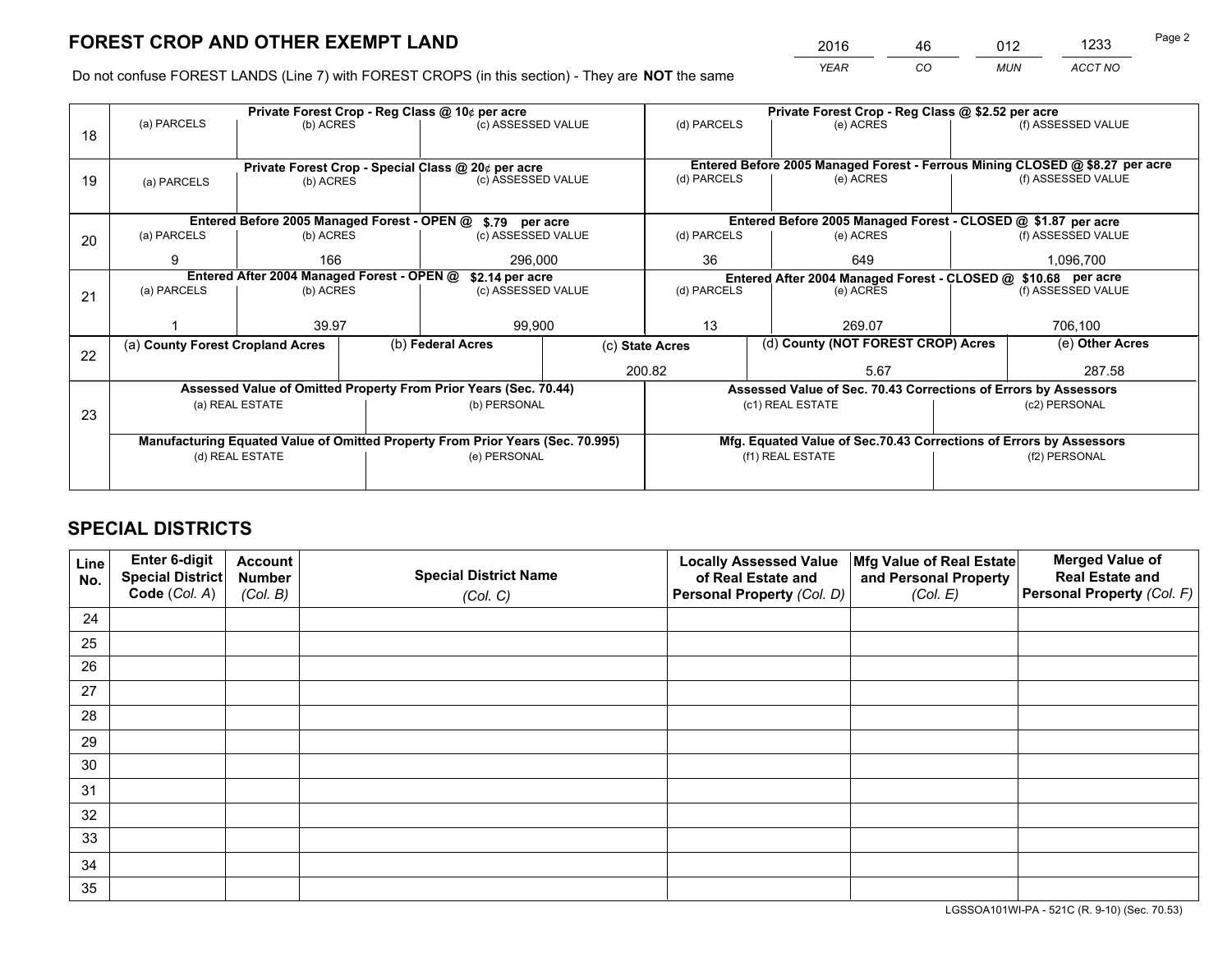# FOREST CROP AND OTHER EXEMPT LAND

| 2016 | 46 | 012 | 1233 |
|---|---|---|---|
| *YEAR* | *CO* | *MUN* | *ACCT NO* |

Do not confuse FOREST LANDS (Line 7) with FOREST CROPS (in this section) - They are **NOT** the same

| Line | Private Forest Crop - Reg Class @ 10¢ per acre | | | Private Forest Crop - Reg Class @ $2.52 per acre | | |
|---|---|---|---|---|---|---|
| 18 | (a) PARCELS | (b) ACRES | (c) ASSESSED VALUE | (d) PARCELS | (e) ACRES | (f) ASSESSED VALUE |
| | | | | | | |
| | **Private Forest Crop - Special Class @ 20¢ per acre** | | | **Entered Before 2005 Managed Forest - Ferrous Mining CLOSED @ $8.27 per acre** | | |
| 19 | (a) PARCELS | (b) ACRES | (c) ASSESSED VALUE | (d) PARCELS | (e) ACRES | (f) ASSESSED VALUE |
| | | | | | | |
| | **Entered Before 2005 Managed Forest - OPEN @ $.79 per acre** | | | **Entered Before 2005 Managed Forest - CLOSED @ $1.87 per acre** | | |
| 20 | (a) PARCELS | (b) ACRES | (c) ASSESSED VALUE | (d) PARCELS | (e) ACRES | (f) ASSESSED VALUE |
| | 9 | 166 | 296,000 | 36 | 649 | 1,096,700 |
| | **Entered After 2004 Managed Forest - OPEN @ $2.14 per acre** | | | **Entered After 2004 Managed Forest - CLOSED @ $10.68 per acre** | | |
| 21 | (a) PARCELS | (b) ACRES | (c) ASSESSED VALUE | (d) PARCELS | (e) ACRES | (f) ASSESSED VALUE |
| | 1 | 39.97 | 99,900 | 13 | 269.07 | 706,100 |

| Line | (a) County Forest Cropland Acres | (b) Federal Acres | (c) State Acres | (d) County (NOT FOREST CROP) Acres | (e) Other Acres |
|---|---|---|---|---|---|
| 22 | | | 200.82 | 5.67 | 287.58 |

| Line | Assessed Value of Omitted Property From Prior Years (Sec. 70.44) | | Assessed Value of Sec. 70.43 Corrections of Errors by Assessors | |
|---|---|---|---|---|
| 23 | (a) REAL ESTATE | (b) PERSONAL | (c1) REAL ESTATE | (c2) PERSONAL |
| | | | | |
| | **Manufacturing Equated Value of Omitted Property From Prior Years (Sec. 70.995)** | | **Mfg. Equated Value of Sec.70.43 Corrections of Errors by Assessors** | |
| | (d) REAL ESTATE | (e) PERSONAL | (f1) REAL ESTATE | (f2) PERSONAL |
| | | | | |

# SPECIAL DISTRICTS

| Line No. | Enter 6-digit Special District Code (*Col. A*) | Account Number (*Col. B*) | Special District Name (*Col. C*) | Locally Assessed Value of Real Estate and Personal Property (*Col. D*) | Mfg Value of Real Estate and Personal Property (*Col. E*) | Merged Value of Real Estate and Personal Property (*Col. F*) |
|---|---|---|---|---|---|---|
| 24 | | | | | | |
| 25 | | | | | | |
| 26 | | | | | | |
| 27 | | | | | | |
| 28 | | | | | | |
| 29 | | | | | | |
| 30 | | | | | | |
| 31 | | | | | | |
| 32 | | | | | | |
| 33 | | | | | | |
| 34 | | | | | | |
| 35 | | | | | | |

LGSSOA101WI-PA - 521C (R. 9-10) (Sec. 70.53)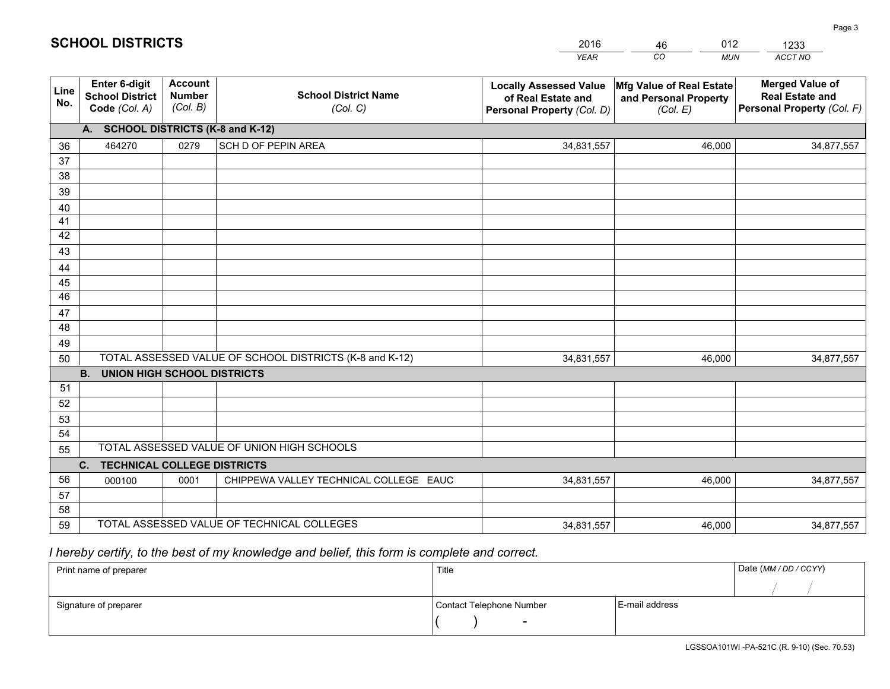## SCHOOL DISTRICTS

| 2016 | 46 | 012 | 1233 |
|---|---|---|---|
| *YEAR* | *CO* | *MUN* | *ACCT NO* |

| Line No. | Enter 6-digit School District Code *(Col. A)* | Account Number *(Col. B)* | School District Name *(Col. C)* | Locally Assessed Value of Real Estate and Personal Property *(Col. D)* | Mfg Value of Real Estate and Personal Property *(Col. E)* | Merged Value of Real Estate and Personal Property *(Col. F)* |
|---|---|---|---|---|---|---|
| | **A. SCHOOL DISTRICTS (K-8 and K-12)** | | | | | |
| 36 | 464270 | 0279 | SCH D OF PEPIN AREA | 34,831,557 | 46,000 | 34,877,557 |
| 37 | | | | | | |
| 38 | | | | | | |
| 39 | | | | | | |
| 40 | | | | | | |
| 41 | | | | | | |
| 42 | | | | | | |
| 43 | | | | | | |
| 44 | | | | | | |
| 45 | | | | | | |
| 46 | | | | | | |
| 47 | | | | | | |
| 48 | | | | | | |
| 49 | | | | | | |
| 50 | TOTAL ASSESSED VALUE OF SCHOOL DISTRICTS (K-8 and K-12) | | | 34,831,557 | 46,000 | 34,877,557 |
| | **B. UNION HIGH SCHOOL DISTRICTS** | | | | | |
| 51 | | | | | | |
| 52 | | | | | | |
| 53 | | | | | | |
| 54 | | | | | | |
| 55 | TOTAL ASSESSED VALUE OF UNION HIGH SCHOOLS | | | | | |
| | **C. TECHNICAL COLLEGE DISTRICTS** | | | | | |
| 56 | 000100 | 0001 | CHIPPEWA VALLEY TECHNICAL COLLEGE EAUC | 34,831,557 | 46,000 | 34,877,557 |
| 57 | | | | | | |
| 58 | | | | | | |
| 59 | TOTAL ASSESSED VALUE OF TECHNICAL COLLEGES | | | 34,831,557 | 46,000 | 34,877,557 |

*I hereby certify, to the best of my knowledge and belief, this form is complete and correct.*

| Print name of preparer | Title | | Date *(MM / DD / CCYY)* |
|---|---|---|---|
| | | | / / |
| Signature of preparer | Contact Telephone Number | E-mail address | |
| | ( ) - | | |

LGSSOA101WI -PA-521C (R. 9-10) (Sec. 70.53)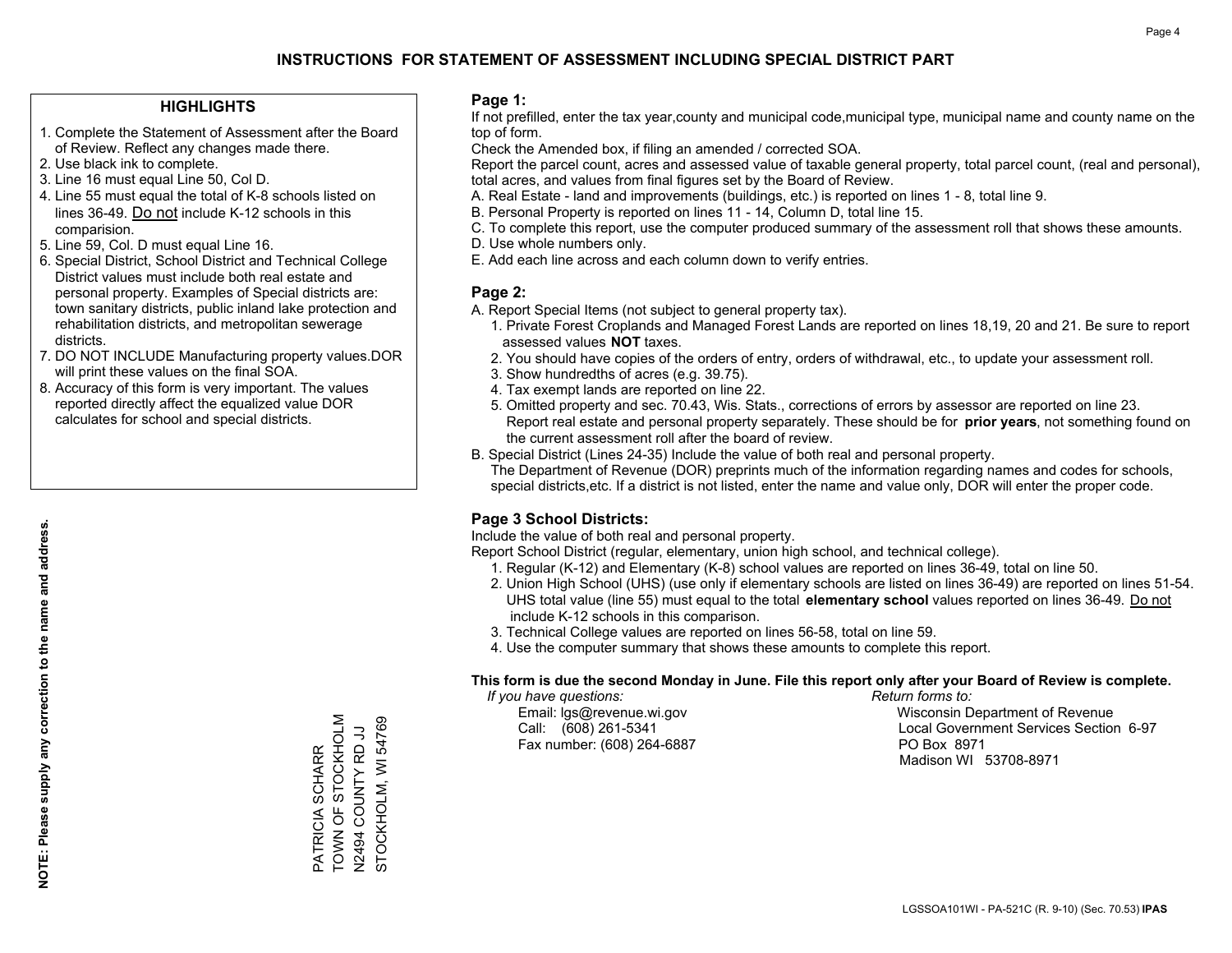# INSTRUCTIONS FOR STATEMENT OF ASSESSMENT INCLUDING SPECIAL DISTRICT PART

## HIGHLIGHTS

1. Complete the Statement of Assessment after the Board of Review. Reflect any changes made there.
2. Use black ink to complete.
3. Line 16 must equal Line 50, Col D.
4. Line 55 must equal the total of K-8 schools listed on lines 36-49. Do not include K-12 schools in this comparision.
5. Line 59, Col. D must equal Line 16.
6. Special District, School District and Technical College District values must include both real estate and personal property. Examples of Special districts are: town sanitary districts, public inland lake protection and rehabilitation districts, and metropolitan sewerage districts.
7. DO NOT INCLUDE Manufacturing property values.DOR will print these values on the final SOA.
8. Accuracy of this form is very important. The values reported directly affect the equalized value DOR calculates for school and special districts.

**NOTE: Please supply any correction to the name and address.**

PATRICIA SCHARR
TOWN OF STOCKHOLM
N2494 COUNTY RD JJ
STOCKHOLM, WI 54769

## Page 1:

If not prefilled, enter the tax year,county and municipal code,municipal type, municipal name and county name on the top of form.

Check the Amended box, if filing an amended / corrected SOA.

Report the parcel count, acres and assessed value of taxable general property, total parcel count, (real and personal), total acres, and values from final figures set by the Board of Review.

A. Real Estate - land and improvements (buildings, etc.) is reported on lines 1 - 8, total line 9.
B. Personal Property is reported on lines 11 - 14, Column D, total line 15.
C. To complete this report, use the computer produced summary of the assessment roll that shows these amounts.
D. Use whole numbers only.
E. Add each line across and each column down to verify entries.

## Page 2:

A. Report Special Items (not subject to general property tax).
   1. Private Forest Croplands and Managed Forest Lands are reported on lines 18,19, 20 and 21. Be sure to report assessed values **NOT** taxes.
   2. You should have copies of the orders of entry, orders of withdrawal, etc., to update your assessment roll.
   3. Show hundredths of acres (e.g. 39.75).
   4. Tax exempt lands are reported on line 22.
   5. Omitted property and sec. 70.43, Wis. Stats., corrections of errors by assessor are reported on line 23. Report real estate and personal property separately. These should be for **prior years**, not something found on the current assessment roll after the board of review.
B. Special District (Lines 24-35) Include the value of both real and personal property.
   The Department of Revenue (DOR) preprints much of the information regarding names and codes for schools, special districts,etc. If a district is not listed, enter the name and value only, DOR will enter the proper code.

## Page 3 School Districts:

Include the value of both real and personal property.

Report School District (regular, elementary, union high school, and technical college).

1. Regular (K-12) and Elementary (K-8) school values are reported on lines 36-49, total on line 50.
2. Union High School (UHS) (use only if elementary schools are listed on lines 36-49) are reported on lines 51-54. UHS total value (line 55) must equal to the total **elementary school** values reported on lines 36-49. Do not include K-12 schools in this comparison.
3. Technical College values are reported on lines 56-58, total on line 59.
4. Use the computer summary that shows these amounts to complete this report.

**This form is due the second Monday in June. File this report only after your Board of Review is complete.**

*If you have questions:*
Email: lgs@revenue.wi.gov
Call: (608) 261-5341
Fax number: (608) 264-6887

*Return forms to:*
Wisconsin Department of Revenue
Local Government Services Section 6-97
PO Box 8971
Madison WI 53708-8971

LGSSOA101WI - PA-521C (R. 9-10) (Sec. 70.53) **IPAS**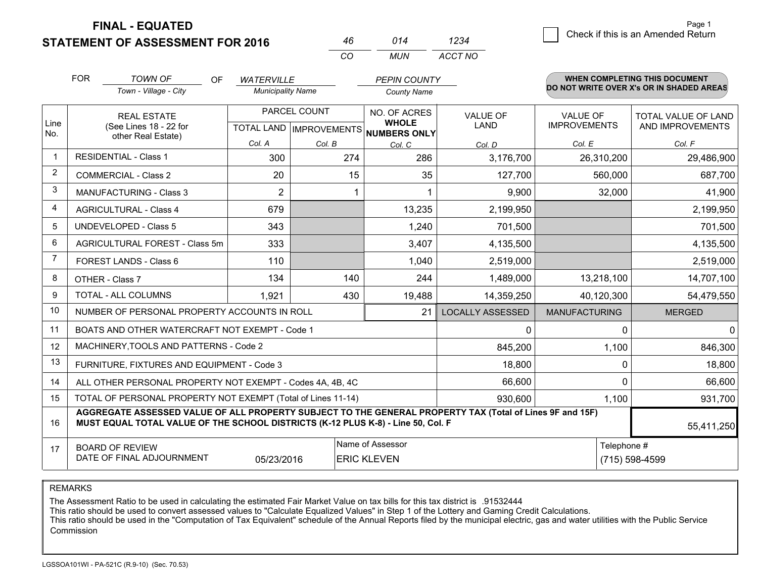# FINAL - EQUATED
## STATEMENT OF ASSESSMENT FOR 2016

| 46 | 014 | 1234 |
|---|---|---|
| CO | MUN | ACCT NO |

☐ Check if this is an Amended Return

Page 1

FOR *TOWN OF* (Town - Village - City) OF *WATERVILLE* (Municipality Name) *PEPIN COUNTY* (County Name)

**WHEN COMPLETING THIS DOCUMENT DO NOT WRITE OVER X's OR IN SHADED AREAS**

| Line No. | REAL ESTATE (See Lines 18 - 22 for other Real Estate) | PARCEL COUNT TOTAL LAND Col. A | PARCEL COUNT IMPROVEMENTS Col. B | NO. OF ACRES WHOLE NUMBERS ONLY Col. C | VALUE OF LAND Col. D | VALUE OF IMPROVEMENTS Col. E | TOTAL VALUE OF LAND AND IMPROVEMENTS Col. F |
|---|---|---|---|---|---|---|---|
| 1 | RESIDENTIAL - Class 1 | 300 | 274 | 286 | 3,176,700 | 26,310,200 | 29,486,900 |
| 2 | COMMERCIAL - Class 2 | 20 | 15 | 35 | 127,700 | 560,000 | 687,700 |
| 3 | MANUFACTURING - Class 3 | 2 | 1 | 1 | 9,900 | 32,000 | 41,900 |
| 4 | AGRICULTURAL - Class 4 | 679 | | 13,235 | 2,199,950 | | 2,199,950 |
| 5 | UNDEVELOPED - Class 5 | 343 | | 1,240 | 701,500 | | 701,500 |
| 6 | AGRICULTURAL FOREST - Class 5m | 333 | | 3,407 | 4,135,500 | | 4,135,500 |
| 7 | FOREST LANDS - Class 6 | 110 | | 1,040 | 2,519,000 | | 2,519,000 |
| 8 | OTHER - Class 7 | 134 | 140 | 244 | 1,489,000 | 13,218,100 | 14,707,100 |
| 9 | TOTAL - ALL COLUMNS | 1,921 | 430 | 19,488 | 14,359,250 | 40,120,300 | 54,479,550 |
| 10 | NUMBER OF PERSONAL PROPERTY ACCOUNTS IN ROLL | | | 21 | LOCALLY ASSESSED | MANUFACTURING | MERGED |
| 11 | BOATS AND OTHER WATERCRAFT NOT EXEMPT - Code 1 | | | | 0 | 0 | 0 |
| 12 | MACHINERY,TOOLS AND PATTERNS - Code 2 | | | | 845,200 | 1,100 | 846,300 |
| 13 | FURNITURE, FIXTURES AND EQUIPMENT - Code 3 | | | | 18,800 | 0 | 18,800 |
| 14 | ALL OTHER PERSONAL PROPERTY NOT EXEMPT - Codes 4A, 4B, 4C | | | | 66,600 | 0 | 66,600 |
| 15 | TOTAL OF PERSONAL PROPERTY NOT EXEMPT (Total of Lines 11-14) | | | | 930,600 | 1,100 | 931,700 |
| 16 | **AGGREGATE ASSESSED VALUE OF ALL PROPERTY SUBJECT TO THE GENERAL PROPERTY TAX (Total of Lines 9F and 15F) MUST EQUAL TOTAL VALUE OF THE SCHOOL DISTRICTS (K-12 PLUS K-8) - Line 50, Col. F** | | | | | | 55,411,250 |
| 17 | BOARD OF REVIEW DATE OF FINAL ADJOURNMENT | 05/23/2016 | Name of Assessor: ERIC KLEVEN | | | Telephone #: (715) 598-4599 | |

REMARKS

The Assessment Ratio to be used in calculating the estimated Fair Market Value on tax bills for this tax district is .91532444
This ratio should be used to convert assessed values to "Calculate Equalized Values" in Step 1 of the Lottery and Gaming Credit Calculations.
This ratio should be used in the "Computation of Tax Equivalent" schedule of the Annual Reports filed by the municipal electric, gas and water utilities with the Public Service Commission

LGSSOA101WI - PA-521C (R.9-10) (Sec. 70.53)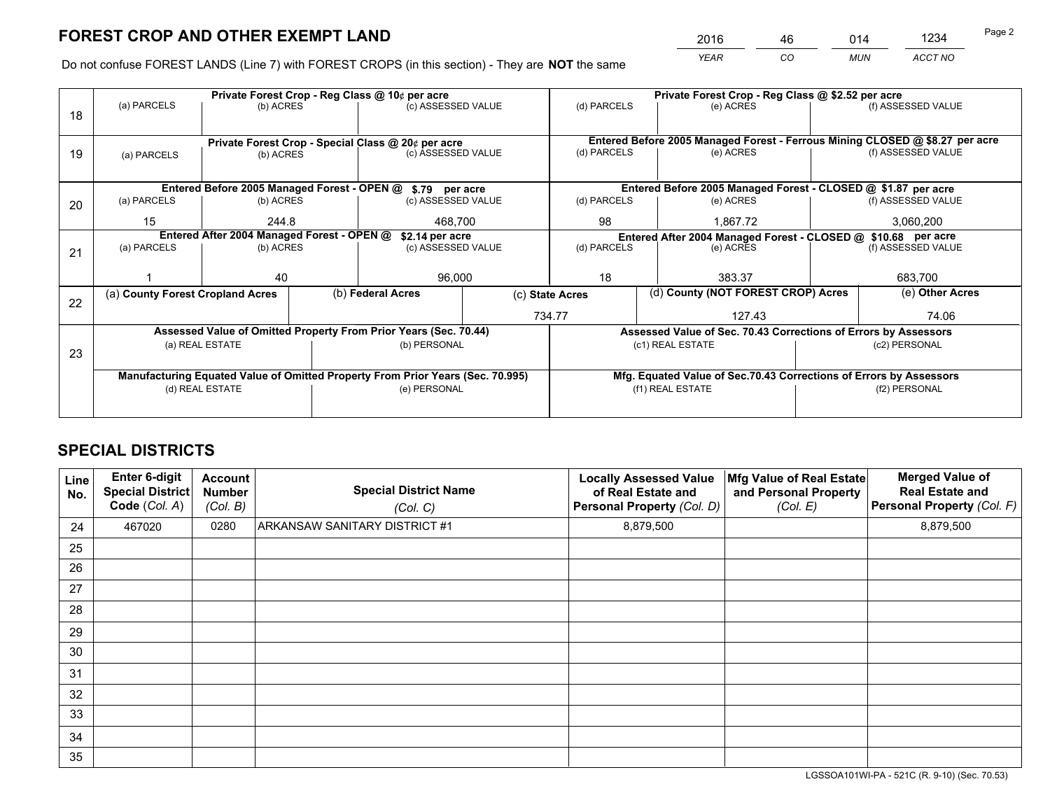# FOREST CROP AND OTHER EXEMPT LAND

| 2016 | 46 | 014 | 1234 |
|---|---|---|---|
| YEAR | CO | MUN | ACCT NO |

Do not confuse FOREST LANDS (Line 7) with FOREST CROPS (in this section) - They are **NOT** the same

| Line | Private Forest Crop - Reg Class @ 10¢ per acre | | | Private Forest Crop - Reg Class @ $2.52 per acre | | |
|---|---|---|---|---|---|---|
| 18 | (a) PARCELS | (b) ACRES | (c) ASSESSED VALUE | (d) PARCELS | (e) ACRES | (f) ASSESSED VALUE |
| | | | | | | |
| | **Private Forest Crop - Special Class @ 20¢ per acre** | | | **Entered Before 2005 Managed Forest - Ferrous Mining CLOSED @ $8.27 per acre** | | |
| 19 | (a) PARCELS | (b) ACRES | (c) ASSESSED VALUE | (d) PARCELS | (e) ACRES | (f) ASSESSED VALUE |
| | | | | | | |
| | **Entered Before 2005 Managed Forest - OPEN @ $.79 per acre** | | | **Entered Before 2005 Managed Forest - CLOSED @ $1.87 per acre** | | |
| 20 | (a) PARCELS | (b) ACRES | (c) ASSESSED VALUE | (d) PARCELS | (e) ACRES | (f) ASSESSED VALUE |
| | 15 | 244.8 | 468,700 | 98 | 1,867.72 | 3,060,200 |
| | **Entered After 2004 Managed Forest - OPEN @ $2.14 per acre** | | | **Entered After 2004 Managed Forest - CLOSED @ $10.68 per acre** | | |
| 21 | (a) PARCELS | (b) ACRES | (c) ASSESSED VALUE | (d) PARCELS | (e) ACRES | (f) ASSESSED VALUE |
| | 1 | 40 | 96,000 | 18 | 383.37 | 683,700 |

| Line | (a) County Forest Cropland Acres | (b) Federal Acres | (c) State Acres | (d) County (NOT FOREST CROP) Acres | (e) Other Acres |
|---|---|---|---|---|---|
| 22 | | | 734.77 | 127.43 | 74.06 |

| Line | Assessed Value of Omitted Property From Prior Years (Sec. 70.44) | | Assessed Value of Sec. 70.43 Corrections of Errors by Assessors | |
|---|---|---|---|---|
| 23 | (a) REAL ESTATE | (b) PERSONAL | (c1) REAL ESTATE | (c2) PERSONAL |
| | | | | |
| | **Manufacturing Equated Value of Omitted Property From Prior Years (Sec. 70.995)** | | **Mfg. Equated Value of Sec.70.43 Corrections of Errors by Assessors** | |
| | (d) REAL ESTATE | (e) PERSONAL | (f1) REAL ESTATE | (f2) PERSONAL |
| | | | | |

# SPECIAL DISTRICTS

| Line No. | Enter 6-digit Special District Code (Col. A) | Account Number (Col. B) | Special District Name (Col. C) | Locally Assessed Value of Real Estate and Personal Property (Col. D) | Mfg Value of Real Estate and Personal Property (Col. E) | Merged Value of Real Estate and Personal Property (Col. F) |
|---|---|---|---|---|---|---|
| 24 | 467020 | 0280 | ARKANSAW SANITARY DISTRICT #1 | 8,879,500 | | 8,879,500 |
| 25 | | | | | | |
| 26 | | | | | | |
| 27 | | | | | | |
| 28 | | | | | | |
| 29 | | | | | | |
| 30 | | | | | | |
| 31 | | | | | | |
| 32 | | | | | | |
| 33 | | | | | | |
| 34 | | | | | | |
| 35 | | | | | | |

LGSSOA101WI-PA - 521C (R. 9-10) (Sec. 70.53)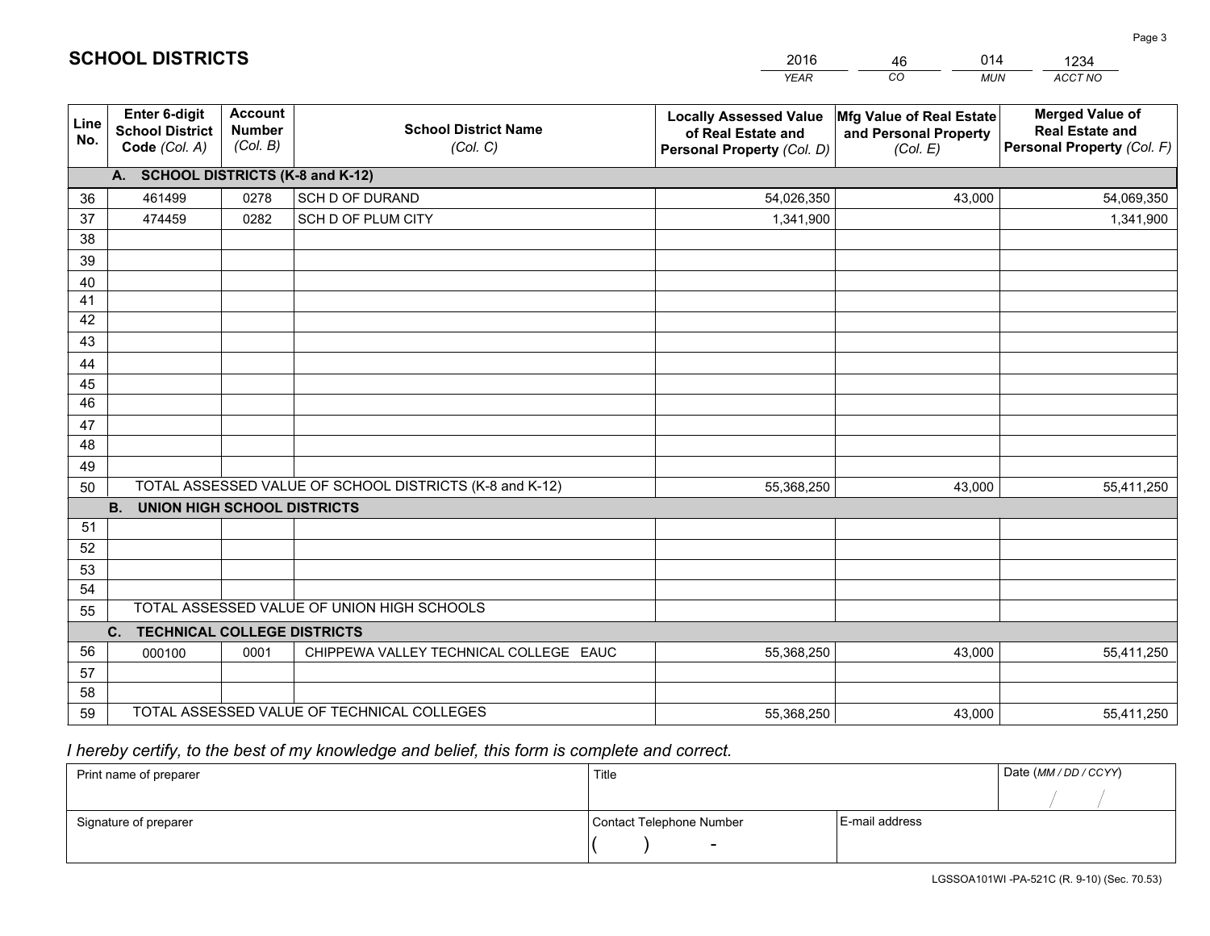# SCHOOL DISTRICTS

| 2016 | 46 | 014 | 1234 |
|---|---|---|---|
| *YEAR* | *CO* | *MUN* | *ACCT NO* |

| Line No. | Enter 6-digit School District Code *(Col. A)* | Account Number *(Col. B)* | School District Name *(Col. C)* | Locally Assessed Value of Real Estate and Personal Property *(Col. D)* | Mfg Value of Real Estate and Personal Property *(Col. E)* | Merged Value of Real Estate and Personal Property *(Col. F)* |
|---|---|---|---|---|---|---|
| | **A. SCHOOL DISTRICTS (K-8 and K-12)** | | | | | |
| 36 | 461499 | 0278 | SCH D OF DURAND | 54,026,350 | 43,000 | 54,069,350 |
| 37 | 474459 | 0282 | SCH D OF PLUM CITY | 1,341,900 | | 1,341,900 |
| 38 | | | | | | |
| 39 | | | | | | |
| 40 | | | | | | |
| 41 | | | | | | |
| 42 | | | | | | |
| 43 | | | | | | |
| 44 | | | | | | |
| 45 | | | | | | |
| 46 | | | | | | |
| 47 | | | | | | |
| 48 | | | | | | |
| 49 | | | | | | |
| 50 | TOTAL ASSESSED VALUE OF SCHOOL DISTRICTS (K-8 and K-12) | | | 55,368,250 | 43,000 | 55,411,250 |
| | **B. UNION HIGH SCHOOL DISTRICTS** | | | | | |
| 51 | | | | | | |
| 52 | | | | | | |
| 53 | | | | | | |
| 54 | | | | | | |
| 55 | TOTAL ASSESSED VALUE OF UNION HIGH SCHOOLS | | | | | |
| | **C. TECHNICAL COLLEGE DISTRICTS** | | | | | |
| 56 | 000100 | 0001 | CHIPPEWA VALLEY TECHNICAL COLLEGE EAUC | 55,368,250 | 43,000 | 55,411,250 |
| 57 | | | | | | |
| 58 | | | | | | |
| 59 | TOTAL ASSESSED VALUE OF TECHNICAL COLLEGES | | | 55,368,250 | 43,000 | 55,411,250 |

*I hereby certify, to the best of my knowledge and belief, this form is complete and correct.*

| Print name of preparer | Title | | Date *(MM / DD / CCYY)* |
|---|---|---|---|
| | | | / / |
| Signature of preparer | Contact Telephone Number | E-mail address | |
| | ( ) - | | |

LGSSOA101WI -PA-521C (R. 9-10) (Sec. 70.53)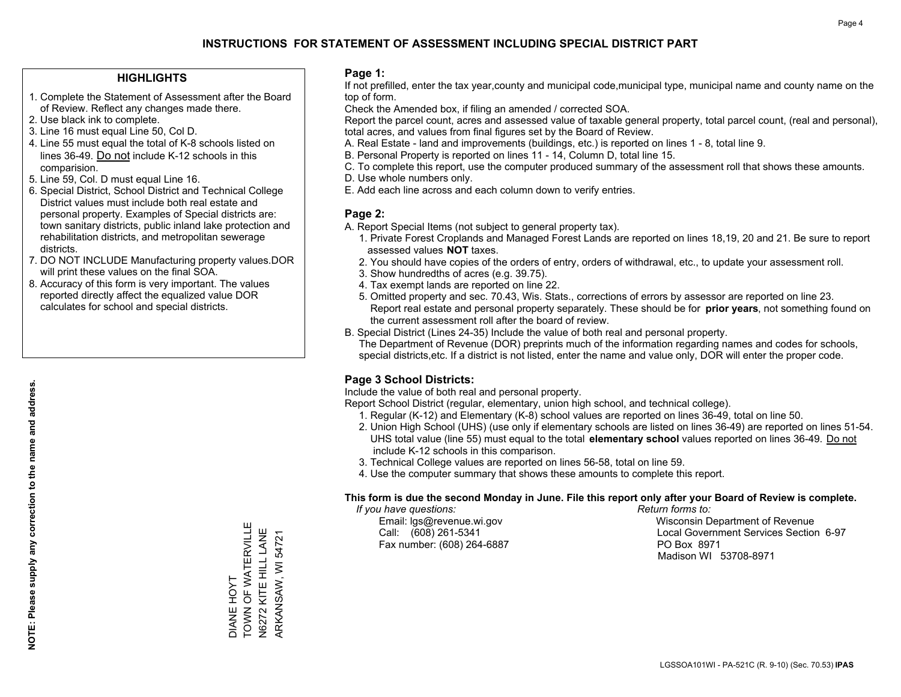# INSTRUCTIONS FOR STATEMENT OF ASSESSMENT INCLUDING SPECIAL DISTRICT PART

## HIGHLIGHTS

1. Complete the Statement of Assessment after the Board of Review. Reflect any changes made there.
2. Use black ink to complete.
3. Line 16 must equal Line 50, Col D.
4. Line 55 must equal the total of K-8 schools listed on lines 36-49. Do not include K-12 schools in this comparision.
5. Line 59, Col. D must equal Line 16.
6. Special District, School District and Technical College District values must include both real estate and personal property. Examples of Special districts are: town sanitary districts, public inland lake protection and rehabilitation districts, and metropolitan sewerage districts.
7. DO NOT INCLUDE Manufacturing property values.DOR will print these values on the final SOA.
8. Accuracy of this form is very important. The values reported directly affect the equalized value DOR calculates for school and special districts.

**NOTE: Please supply any correction to the name and address.**

DIANE HOYT
TOWN OF WATERVILLE
N6272 KITE HILL LANE
ARKANSAW, WI 54721

## Page 1:

If not prefilled, enter the tax year,county and municipal code,municipal type, municipal name and county name on the top of form.

Check the Amended box, if filing an amended / corrected SOA.

Report the parcel count, acres and assessed value of taxable general property, total parcel count, (real and personal), total acres, and values from final figures set by the Board of Review.

A. Real Estate - land and improvements (buildings, etc.) is reported on lines 1 - 8, total line 9.
B. Personal Property is reported on lines 11 - 14, Column D, total line 15.
C. To complete this report, use the computer produced summary of the assessment roll that shows these amounts.
D. Use whole numbers only.
E. Add each line across and each column down to verify entries.

## Page 2:

A. Report Special Items (not subject to general property tax).
   1. Private Forest Croplands and Managed Forest Lands are reported on lines 18,19, 20 and 21. Be sure to report assessed values **NOT** taxes.
   2. You should have copies of the orders of entry, orders of withdrawal, etc., to update your assessment roll.
   3. Show hundredths of acres (e.g. 39.75).
   4. Tax exempt lands are reported on line 22.
   5. Omitted property and sec. 70.43, Wis. Stats., corrections of errors by assessor are reported on line 23. Report real estate and personal property separately. These should be for **prior years**, not something found on the current assessment roll after the board of review.
B. Special District (Lines 24-35) Include the value of both real and personal property.
   The Department of Revenue (DOR) preprints much of the information regarding names and codes for schools, special districts,etc. If a district is not listed, enter the name and value only, DOR will enter the proper code.

## Page 3 School Districts:

Include the value of both real and personal property.

Report School District (regular, elementary, union high school, and technical college).

1. Regular (K-12) and Elementary (K-8) school values are reported on lines 36-49, total on line 50.
2. Union High School (UHS) (use only if elementary schools are listed on lines 36-49) are reported on lines 51-54. UHS total value (line 55) must equal to the total **elementary school** values reported on lines 36-49. Do not include K-12 schools in this comparison.
3. Technical College values are reported on lines 56-58, total on line 59.
4. Use the computer summary that shows these amounts to complete this report.

**This form is due the second Monday in June. File this report only after your Board of Review is complete.**

*If you have questions:*
Email: lgs@revenue.wi.gov
Call: (608) 261-5341
Fax number: (608) 264-6887

*Return forms to:*
Wisconsin Department of Revenue
Local Government Services Section 6-97
PO Box 8971
Madison WI 53708-8971

LGSSOA101WI - PA-521C (R. 9-10) (Sec. 70.53) **IPAS**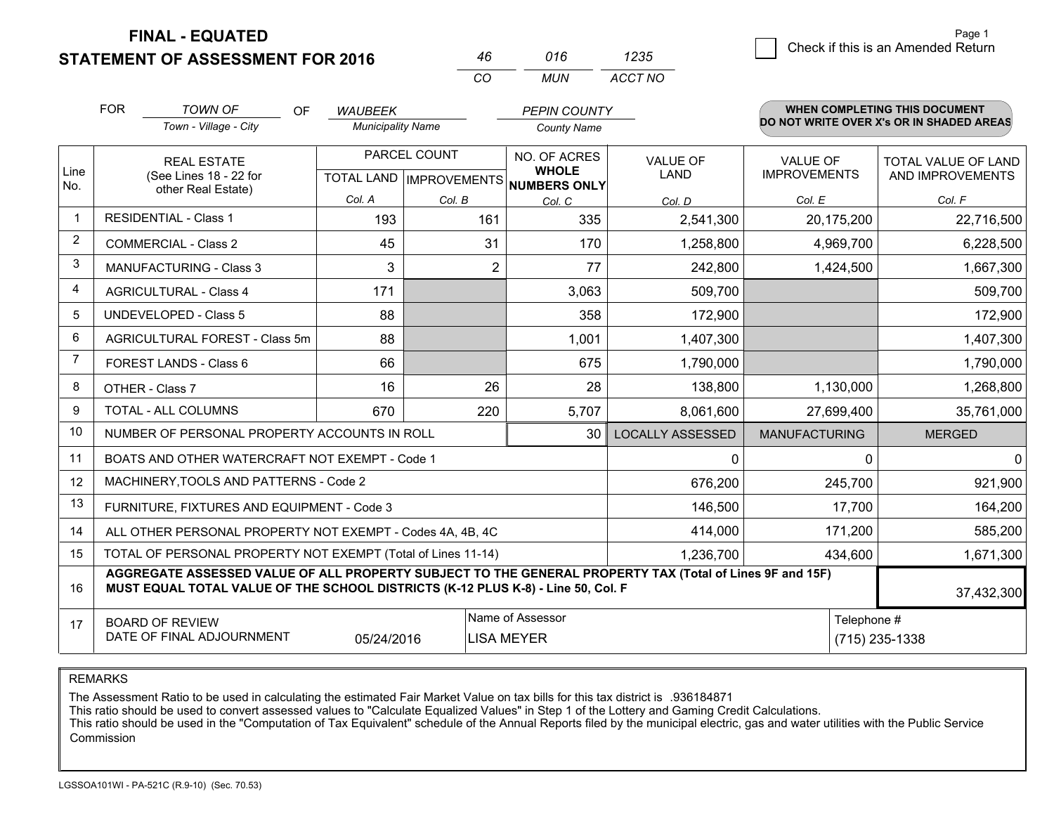# FINAL - EQUATED
## STATEMENT OF ASSESSMENT FOR 2016

| 46 | 016 | 1235 |
|---|---|---|
| CO | MUN | ACCT NO |

Page 1

☐ Check if this is an Amended Return

FOR *TOWN OF* (Town - Village - City) OF *WAUBEEK* (Municipality Name) *PEPIN COUNTY* (County Name)

**WHEN COMPLETING THIS DOCUMENT DO NOT WRITE OVER X's OR IN SHADED AREAS**

| Line No. | REAL ESTATE (See Lines 18 - 22 for other Real Estate) | PARCEL COUNT TOTAL LAND Col. A | PARCEL COUNT IMPROVEMENTS Col. B | NO. OF ACRES WHOLE NUMBERS ONLY Col. C | VALUE OF LAND Col. D | VALUE OF IMPROVEMENTS Col. E | TOTAL VALUE OF LAND AND IMPROVEMENTS Col. F |
|---|---|---|---|---|---|---|---|
| 1 | RESIDENTIAL - Class 1 | 193 | 161 | 335 | 2,541,300 | 20,175,200 | 22,716,500 |
| 2 | COMMERCIAL - Class 2 | 45 | 31 | 170 | 1,258,800 | 4,969,700 | 6,228,500 |
| 3 | MANUFACTURING - Class 3 | 3 | 2 | 77 | 242,800 | 1,424,500 | 1,667,300 |
| 4 | AGRICULTURAL - Class 4 | 171 | | 3,063 | 509,700 | | 509,700 |
| 5 | UNDEVELOPED - Class 5 | 88 | | 358 | 172,900 | | 172,900 |
| 6 | AGRICULTURAL FOREST - Class 5m | 88 | | 1,001 | 1,407,300 | | 1,407,300 |
| 7 | FOREST LANDS - Class 6 | 66 | | 675 | 1,790,000 | | 1,790,000 |
| 8 | OTHER - Class 7 | 16 | 26 | 28 | 138,800 | 1,130,000 | 1,268,800 |
| 9 | TOTAL - ALL COLUMNS | 670 | 220 | 5,707 | 8,061,600 | 27,699,400 | 35,761,000 |
| 10 | NUMBER OF PERSONAL PROPERTY ACCOUNTS IN ROLL | | | 30 | LOCALLY ASSESSED | MANUFACTURING | MERGED |
| 11 | BOATS AND OTHER WATERCRAFT NOT EXEMPT - Code 1 | | | | 0 | 0 | 0 |
| 12 | MACHINERY,TOOLS AND PATTERNS - Code 2 | | | | 676,200 | 245,700 | 921,900 |
| 13 | FURNITURE, FIXTURES AND EQUIPMENT - Code 3 | | | | 146,500 | 17,700 | 164,200 |
| 14 | ALL OTHER PERSONAL PROPERTY NOT EXEMPT - Codes 4A, 4B, 4C | | | | 414,000 | 171,200 | 585,200 |
| 15 | TOTAL OF PERSONAL PROPERTY NOT EXEMPT (Total of Lines 11-14) | | | | 1,236,700 | 434,600 | 1,671,300 |
| 16 | **AGGREGATE ASSESSED VALUE OF ALL PROPERTY SUBJECT TO THE GENERAL PROPERTY TAX (Total of Lines 9F and 15F) MUST EQUAL TOTAL VALUE OF THE SCHOOL DISTRICTS (K-12 PLUS K-8) - Line 50, Col. F** | | | | | | 37,432,300 |
| 17 | BOARD OF REVIEW DATE OF FINAL ADJOURNMENT | 05/24/2016 | Name of Assessor | LISA MEYER | | Telephone # | (715) 235-1338 |

REMARKS

The Assessment Ratio to be used in calculating the estimated Fair Market Value on tax bills for this tax district is .936184871
This ratio should be used to convert assessed values to "Calculate Equalized Values" in Step 1 of the Lottery and Gaming Credit Calculations.
This ratio should be used in the "Computation of Tax Equivalent" schedule of the Annual Reports filed by the municipal electric, gas and water utilities with the Public Service Commission

LGSSOA101WI - PA-521C (R.9-10) (Sec. 70.53)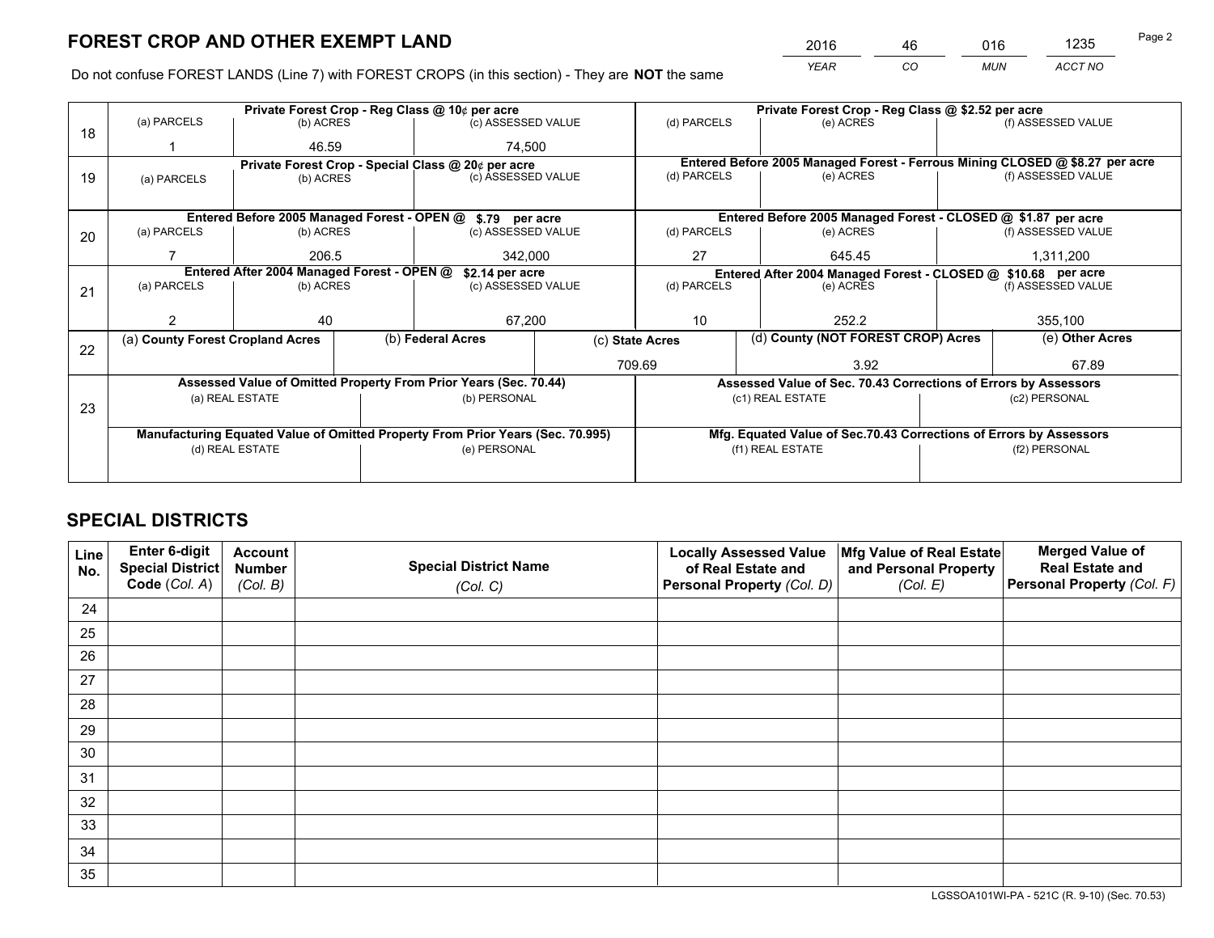# FOREST CROP AND OTHER EXEMPT LAND

| 2016 | 46 | 016 | 1235 |
|---|---|---|---|
| YEAR | CO | MUN | ACCT NO |

Do not confuse FOREST LANDS (Line 7) with FOREST CROPS (in this section) - They are **NOT** the same

| Line | | | | | | |
|---|---|---|---|---|---|---|
| 18 | Private Forest Crop - Reg Class @ 10¢ per acre | | | Private Forest Crop - Reg Class @ $2.52 per acre | | |
| | (a) PARCELS | (b) ACRES | (c) ASSESSED VALUE | (d) PARCELS | (e) ACRES | (f) ASSESSED VALUE |
| | 1 | 46.59 | 74,500 | | | |
| 19 | Private Forest Crop - Special Class @ 20¢ per acre | | | Entered Before 2005 Managed Forest - Ferrous Mining CLOSED @ $8.27 per acre | | |
| | (a) PARCELS | (b) ACRES | (c) ASSESSED VALUE | (d) PARCELS | (e) ACRES | (f) ASSESSED VALUE |
| | | | | | | |
| 20 | Entered Before 2005 Managed Forest - OPEN @ $.79 per acre | | | Entered Before 2005 Managed Forest - CLOSED @ $1.87 per acre | | |
| | (a) PARCELS | (b) ACRES | (c) ASSESSED VALUE | (d) PARCELS | (e) ACRES | (f) ASSESSED VALUE |
| | 7 | 206.5 | 342,000 | 27 | 645.45 | 1,311,200 |
| 21 | Entered After 2004 Managed Forest - OPEN @ $2.14 per acre | | | Entered After 2004 Managed Forest - CLOSED @ $10.68 per acre | | |
| | (a) PARCELS | (b) ACRES | (c) ASSESSED VALUE | (d) PARCELS | (e) ACRES | (f) ASSESSED VALUE |
| | 2 | 40 | 67,200 | 10 | 252.2 | 355,100 |

| Line | (a) County Forest Cropland Acres | (b) Federal Acres | (c) State Acres | (d) County (NOT FOREST CROP) Acres | (e) Other Acres |
|---|---|---|---|---|---|
| 22 | | | 709.69 | 3.92 | 67.89 |

| Line | Assessed Value of Omitted Property From Prior Years (Sec. 70.44) | | Assessed Value of Sec. 70.43 Corrections of Errors by Assessors | |
|---|---|---|---|---|
| 23 | (a) REAL ESTATE | (b) PERSONAL | (c1) REAL ESTATE | (c2) PERSONAL |
| | | | | |
| | Manufacturing Equated Value of Omitted Property From Prior Years (Sec. 70.995) | | Mfg. Equated Value of Sec.70.43 Corrections of Errors by Assessors | |
| | (d) REAL ESTATE | (e) PERSONAL | (f1) REAL ESTATE | (f2) PERSONAL |
| | | | | |

# SPECIAL DISTRICTS

| Line No. | Enter 6-digit Special District Code (Col. A) | Account Number (Col. B) | Special District Name (Col. C) | Locally Assessed Value of Real Estate and Personal Property (Col. D) | Mfg Value of Real Estate and Personal Property (Col. E) | Merged Value of Real Estate and Personal Property (Col. F) |
|---|---|---|---|---|---|---|
| 24 | | | | | | |
| 25 | | | | | | |
| 26 | | | | | | |
| 27 | | | | | | |
| 28 | | | | | | |
| 29 | | | | | | |
| 30 | | | | | | |
| 31 | | | | | | |
| 32 | | | | | | |
| 33 | | | | | | |
| 34 | | | | | | |
| 35 | | | | | | |

LGSSOA101WI-PA - 521C (R. 9-10) (Sec. 70.53)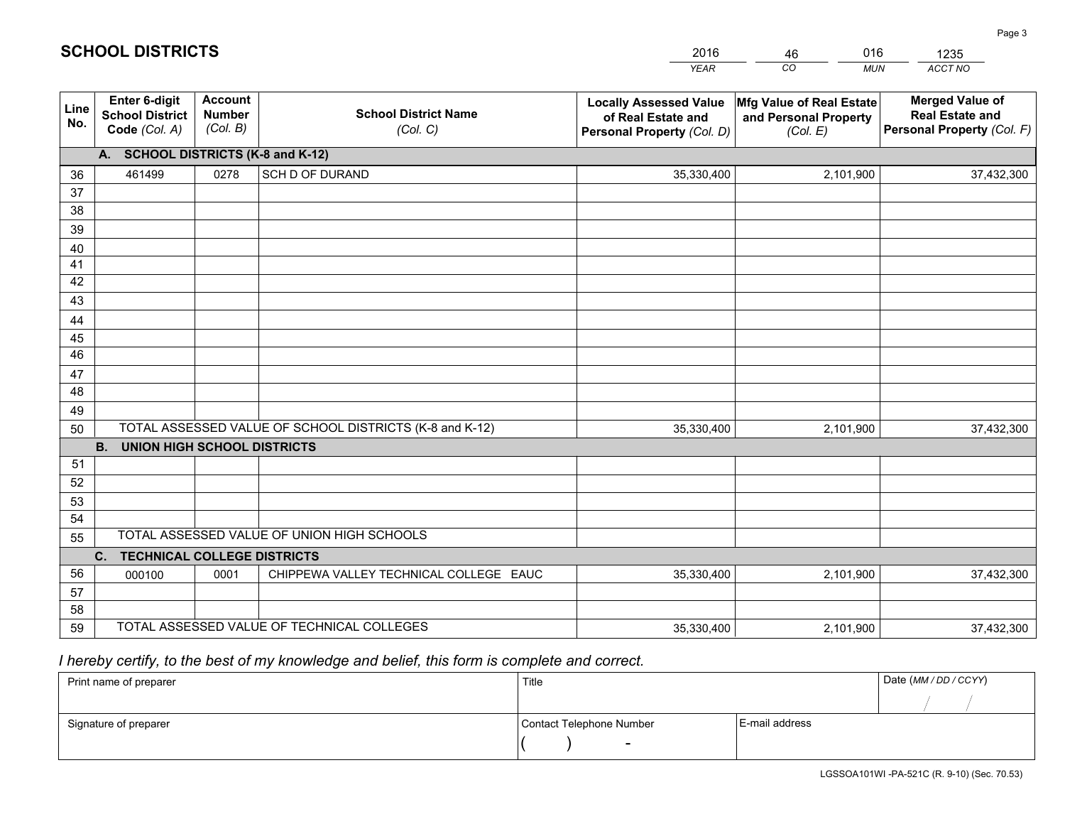# SCHOOL DISTRICTS

| 2016 | 46 | 016 | 1235 |
|---|---|---|---|
| *YEAR* | *CO* | *MUN* | *ACCT NO* |

| Line No. | Enter 6-digit School District Code *(Col. A)* | Account Number *(Col. B)* | School District Name *(Col. C)* | Locally Assessed Value of Real Estate and Personal Property *(Col. D)* | Mfg Value of Real Estate and Personal Property *(Col. E)* | Merged Value of Real Estate and Personal Property *(Col. F)* |
|---|---|---|---|---|---|---|
| | **A. SCHOOL DISTRICTS (K-8 and K-12)** | | | | | |
| 36 | 461499 | 0278 | SCH D OF DURAND | 35,330,400 | 2,101,900 | 37,432,300 |
| 37 | | | | | | |
| 38 | | | | | | |
| 39 | | | | | | |
| 40 | | | | | | |
| 41 | | | | | | |
| 42 | | | | | | |
| 43 | | | | | | |
| 44 | | | | | | |
| 45 | | | | | | |
| 46 | | | | | | |
| 47 | | | | | | |
| 48 | | | | | | |
| 49 | | | | | | |
| 50 | TOTAL ASSESSED VALUE OF SCHOOL DISTRICTS (K-8 and K-12) | | | 35,330,400 | 2,101,900 | 37,432,300 |
| | **B. UNION HIGH SCHOOL DISTRICTS** | | | | | |
| 51 | | | | | | |
| 52 | | | | | | |
| 53 | | | | | | |
| 54 | | | | | | |
| 55 | TOTAL ASSESSED VALUE OF UNION HIGH SCHOOLS | | | | | |
| | **C. TECHNICAL COLLEGE DISTRICTS** | | | | | |
| 56 | 000100 | 0001 | CHIPPEWA VALLEY TECHNICAL COLLEGE EAUC | 35,330,400 | 2,101,900 | 37,432,300 |
| 57 | | | | | | |
| 58 | | | | | | |
| 59 | TOTAL ASSESSED VALUE OF TECHNICAL COLLEGES | | | 35,330,400 | 2,101,900 | 37,432,300 |

*I hereby certify, to the best of my knowledge and belief, this form is complete and correct.*

| Print name of preparer | Title | | Date *(MM / DD / CCYY)* |
|---|---|---|---|
| | | | / / |
| Signature of preparer | Contact Telephone Number | E-mail address | |
| | ( ) - | | |

LGSSOA101WI -PA-521C (R. 9-10) (Sec. 70.53)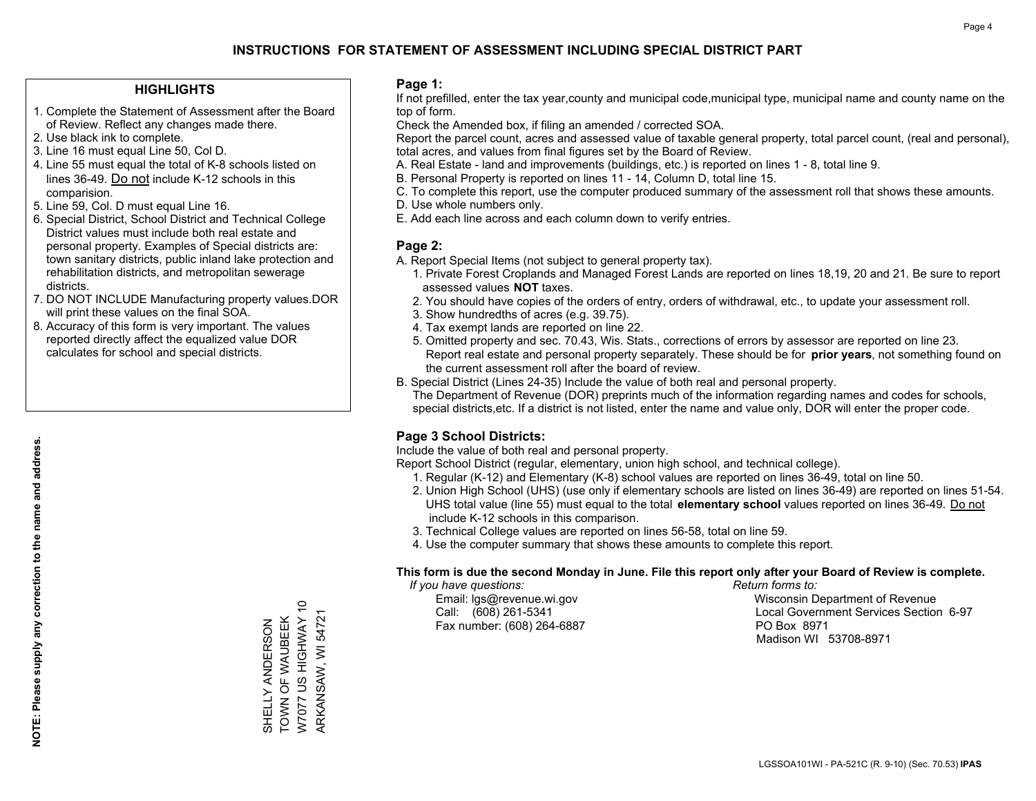# INSTRUCTIONS FOR STATEMENT OF ASSESSMENT INCLUDING SPECIAL DISTRICT PART

## HIGHLIGHTS

1. Complete the Statement of Assessment after the Board of Review. Reflect any changes made there.
2. Use black ink to complete.
3. Line 16 must equal Line 50, Col D.
4. Line 55 must equal the total of K-8 schools listed on lines 36-49. Do not include K-12 schools in this comparision.
5. Line 59, Col. D must equal Line 16.
6. Special District, School District and Technical College District values must include both real estate and personal property. Examples of Special districts are: town sanitary districts, public inland lake protection and rehabilitation districts, and metropolitan sewerage districts.
7. DO NOT INCLUDE Manufacturing property values.DOR will print these values on the final SOA.
8. Accuracy of this form is very important. The values reported directly affect the equalized value DOR calculates for school and special districts.

**NOTE: Please supply any correction to the name and address.**

SHELLY ANDERSON
TOWN OF WAUBEEK
W7077 US HIGHWAY 10
ARKANSAW, WI 54721

## Page 1:

If not prefilled, enter the tax year,county and municipal code,municipal type, municipal name and county name on the top of form.

Check the Amended box, if filing an amended / corrected SOA.

Report the parcel count, acres and assessed value of taxable general property, total parcel count, (real and personal), total acres, and values from final figures set by the Board of Review.

A. Real Estate - land and improvements (buildings, etc.) is reported on lines 1 - 8, total line 9.
B. Personal Property is reported on lines 11 - 14, Column D, total line 15.
C. To complete this report, use the computer produced summary of the assessment roll that shows these amounts.
D. Use whole numbers only.
E. Add each line across and each column down to verify entries.

## Page 2:

A. Report Special Items (not subject to general property tax).
   1. Private Forest Croplands and Managed Forest Lands are reported on lines 18,19, 20 and 21. Be sure to report assessed values **NOT** taxes.
   2. You should have copies of the orders of entry, orders of withdrawal, etc., to update your assessment roll.
   3. Show hundredths of acres (e.g. 39.75).
   4. Tax exempt lands are reported on line 22.
   5. Omitted property and sec. 70.43, Wis. Stats., corrections of errors by assessor are reported on line 23. Report real estate and personal property separately. These should be for **prior years**, not something found on the current assessment roll after the board of review.
B. Special District (Lines 24-35) Include the value of both real and personal property.
   The Department of Revenue (DOR) preprints much of the information regarding names and codes for schools, special districts,etc. If a district is not listed, enter the name and value only, DOR will enter the proper code.

## Page 3 School Districts:

Include the value of both real and personal property.

Report School District (regular, elementary, union high school, and technical college).

1. Regular (K-12) and Elementary (K-8) school values are reported on lines 36-49, total on line 50.
2. Union High School (UHS) (use only if elementary schools are listed on lines 36-49) are reported on lines 51-54. UHS total value (line 55) must equal to the total **elementary school** values reported on lines 36-49. Do not include K-12 schools in this comparison.
3. Technical College values are reported on lines 56-58, total on line 59.
4. Use the computer summary that shows these amounts to complete this report.

**This form is due the second Monday in June. File this report only after your Board of Review is complete.**

*If you have questions:*
Email: lgs@revenue.wi.gov
Call: (608) 261-5341
Fax number: (608) 264-6887

*Return forms to:*
Wisconsin Department of Revenue
Local Government Services Section 6-97
PO Box 8971
Madison WI 53708-8971

LGSSOA101WI - PA-521C (R. 9-10) (Sec. 70.53) **IPAS**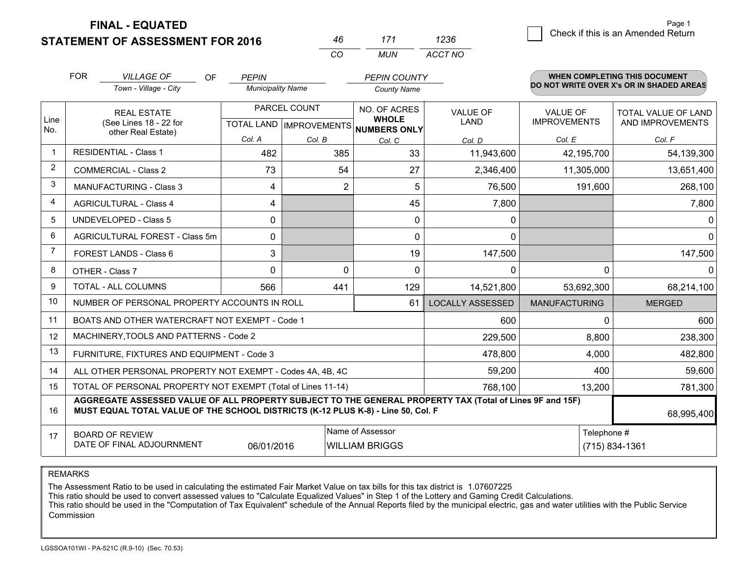# FINAL - EQUATED
## STATEMENT OF ASSESSMENT FOR 2016

| 46 | 171 | 1236 |
|---|---|---|
| CO | MUN | ACCT NO |

☐ Check if this is an Amended Return

Page 1

FOR *VILLAGE OF* (Town - Village - City) OF *PEPIN* (Municipality Name) *PEPIN COUNTY* (County Name)

**WHEN COMPLETING THIS DOCUMENT DO NOT WRITE OVER X's OR IN SHADED AREAS**

| Line No. | REAL ESTATE (See Lines 18 - 22 for other Real Estate) | PARCEL COUNT TOTAL LAND Col. A | PARCEL COUNT IMPROVEMENTS Col. B | NO. OF ACRES WHOLE NUMBERS ONLY Col. C | VALUE OF LAND Col. D | VALUE OF IMPROVEMENTS Col. E | TOTAL VALUE OF LAND AND IMPROVEMENTS Col. F |
|---|---|---|---|---|---|---|---|
| 1 | RESIDENTIAL - Class 1 | 482 | 385 | 33 | 11,943,600 | 42,195,700 | 54,139,300 |
| 2 | COMMERCIAL - Class 2 | 73 | 54 | 27 | 2,346,400 | 11,305,000 | 13,651,400 |
| 3 | MANUFACTURING - Class 3 | 4 | 2 | 5 | 76,500 | 191,600 | 268,100 |
| 4 | AGRICULTURAL - Class 4 | 4 | | 45 | 7,800 | | 7,800 |
| 5 | UNDEVELOPED - Class 5 | 0 | | 0 | 0 | | 0 |
| 6 | AGRICULTURAL FOREST - Class 5m | 0 | | 0 | 0 | | 0 |
| 7 | FOREST LANDS - Class 6 | 3 | | 19 | 147,500 | | 147,500 |
| 8 | OTHER - Class 7 | 0 | 0 | 0 | 0 | 0 | 0 |
| 9 | TOTAL - ALL COLUMNS | 566 | 441 | 129 | 14,521,800 | 53,692,300 | 68,214,100 |
| 10 | NUMBER OF PERSONAL PROPERTY ACCOUNTS IN ROLL | | | 61 | LOCALLY ASSESSED | MANUFACTURING | MERGED |
| 11 | BOATS AND OTHER WATERCRAFT NOT EXEMPT - Code 1 | | | | 600 | 0 | 600 |
| 12 | MACHINERY,TOOLS AND PATTERNS - Code 2 | | | | 229,500 | 8,800 | 238,300 |
| 13 | FURNITURE, FIXTURES AND EQUIPMENT - Code 3 | | | | 478,800 | 4,000 | 482,800 |
| 14 | ALL OTHER PERSONAL PROPERTY NOT EXEMPT - Codes 4A, 4B, 4C | | | | 59,200 | 400 | 59,600 |
| 15 | TOTAL OF PERSONAL PROPERTY NOT EXEMPT (Total of Lines 11-14) | | | | 768,100 | 13,200 | 781,300 |
| 16 | **AGGREGATE ASSESSED VALUE OF ALL PROPERTY SUBJECT TO THE GENERAL PROPERTY TAX (Total of Lines 9F and 15F) MUST EQUAL TOTAL VALUE OF THE SCHOOL DISTRICTS (K-12 PLUS K-8) - Line 50, Col. F** | | | | | | 68,995,400 |
| 17 | BOARD OF REVIEW DATE OF FINAL ADJOURNMENT | 06/01/2016 | Name of Assessor: WILLIAM BRIGGS | | | Telephone #: (715) 834-1361 | |

REMARKS

The Assessment Ratio to be used in calculating the estimated Fair Market Value on tax bills for this tax district is 1.07607225
This ratio should be used to convert assessed values to "Calculate Equalized Values" in Step 1 of the Lottery and Gaming Credit Calculations.
This ratio should be used in the "Computation of Tax Equivalent" schedule of the Annual Reports filed by the municipal electric, gas and water utilities with the Public Service Commission

LGSSOA101WI - PA-521C (R.9-10) (Sec. 70.53)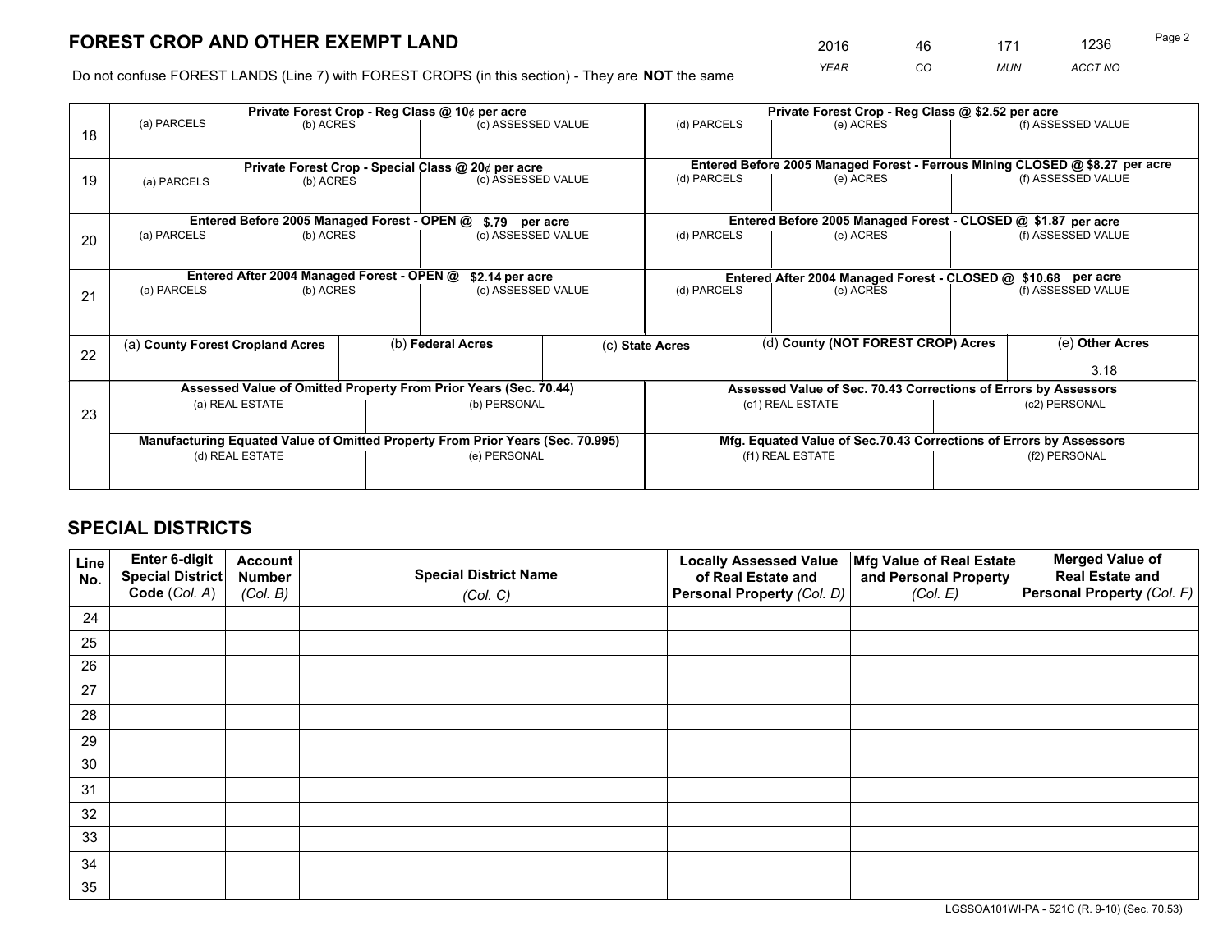# FOREST CROP AND OTHER EXEMPT LAND

| 2016 | 46 | 171 | 1236 |
|---|---|---|---|
| *YEAR* | *CO* | *MUN* | *ACCT NO* |

Do not confuse FOREST LANDS (Line 7) with FOREST CROPS (in this section) - They are **NOT** the same

| | Private Forest Crop - Reg Class @ 10¢ per acre | | | Private Forest Crop - Reg Class @ $2.52 per acre | | |
|---|---|---|---|---|---|---|
| 18 | (a) PARCELS | (b) ACRES | (c) ASSESSED VALUE | (d) PARCELS | (e) ACRES | (f) ASSESSED VALUE |
| | **Private Forest Crop - Special Class @ 20¢ per acre** | | | **Entered Before 2005 Managed Forest - Ferrous Mining CLOSED @ $8.27 per acre** | | |
| 19 | (a) PARCELS | (b) ACRES | (c) ASSESSED VALUE | (d) PARCELS | (e) ACRES | (f) ASSESSED VALUE |
| | **Entered Before 2005 Managed Forest - OPEN @ $.79 per acre** | | | **Entered Before 2005 Managed Forest - CLOSED @ $1.87 per acre** | | |
| 20 | (a) PARCELS | (b) ACRES | (c) ASSESSED VALUE | (d) PARCELS | (e) ACRES | (f) ASSESSED VALUE |
| | **Entered After 2004 Managed Forest - OPEN @ $2.14 per acre** | | | **Entered After 2004 Managed Forest - CLOSED @ $10.68 per acre** | | |
| 21 | (a) PARCELS | (b) ACRES | (c) ASSESSED VALUE | (d) PARCELS | (e) ACRES | (f) ASSESSED VALUE |

| Line | (a) County Forest Cropland Acres | (b) Federal Acres | (c) State Acres | (d) County (NOT FOREST CROP) Acres | (e) Other Acres |
|---|---|---|---|---|---|
| 22 | | | | | 3.18 |

| | Assessed Value of Omitted Property From Prior Years (Sec. 70.44) | | Assessed Value of Sec. 70.43 Corrections of Errors by Assessors | |
|---|---|---|---|---|
| 23 | (a) REAL ESTATE | (b) PERSONAL | (c1) REAL ESTATE | (c2) PERSONAL |
| | **Manufacturing Equated Value of Omitted Property From Prior Years (Sec. 70.995)** | | **Mfg. Equated Value of Sec.70.43 Corrections of Errors by Assessors** | |
| | (d) REAL ESTATE | (e) PERSONAL | (f1) REAL ESTATE | (f2) PERSONAL |

# SPECIAL DISTRICTS

| Line No. | Enter 6-digit Special District Code (Col. A) | Account Number (Col. B) | Special District Name (Col. C) | Locally Assessed Value of Real Estate and Personal Property (Col. D) | Mfg Value of Real Estate and Personal Property (Col. E) | Merged Value of Real Estate and Personal Property (Col. F) |
|---|---|---|---|---|---|---|
| 24 | | | | | | |
| 25 | | | | | | |
| 26 | | | | | | |
| 27 | | | | | | |
| 28 | | | | | | |
| 29 | | | | | | |
| 30 | | | | | | |
| 31 | | | | | | |
| 32 | | | | | | |
| 33 | | | | | | |
| 34 | | | | | | |
| 35 | | | | | | |

LGSSOA101WI-PA - 521C (R. 9-10) (Sec. 70.53)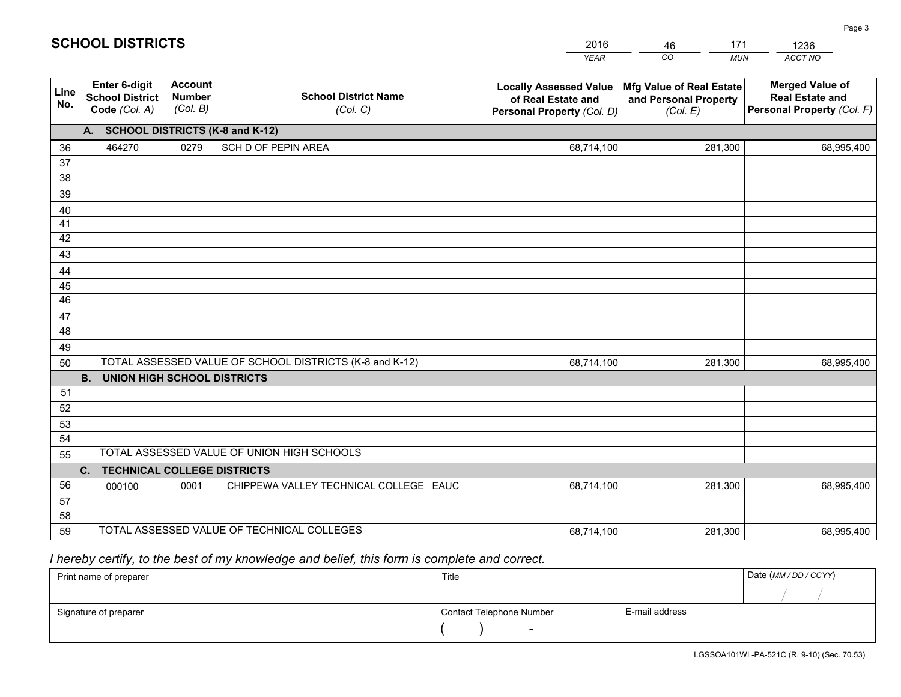# SCHOOL DISTRICTS

| 2016 | 46 | 171 | 1236 |
|---|---|---|---|
| *YEAR* | *CO* | *MUN* | *ACCT NO* |

| Line No. | Enter 6-digit School District Code *(Col. A)* | Account Number *(Col. B)* | School District Name *(Col. C)* | Locally Assessed Value of Real Estate and Personal Property *(Col. D)* | Mfg Value of Real Estate and Personal Property *(Col. E)* | Merged Value of Real Estate and Personal Property *(Col. F)* |
|---|---|---|---|---|---|---|
| **A. SCHOOL DISTRICTS (K-8 and K-12)** | | | | | | |
| 36 | 464270 | 0279 | SCH D OF PEPIN AREA | 68,714,100 | 281,300 | 68,995,400 |
| 37 | | | | | | |
| 38 | | | | | | |
| 39 | | | | | | |
| 40 | | | | | | |
| 41 | | | | | | |
| 42 | | | | | | |
| 43 | | | | | | |
| 44 | | | | | | |
| 45 | | | | | | |
| 46 | | | | | | |
| 47 | | | | | | |
| 48 | | | | | | |
| 49 | | | | | | |
| 50 | TOTAL ASSESSED VALUE OF SCHOOL DISTRICTS (K-8 and K-12) | | | 68,714,100 | 281,300 | 68,995,400 |
| **B. UNION HIGH SCHOOL DISTRICTS** | | | | | | |
| 51 | | | | | | |
| 52 | | | | | | |
| 53 | | | | | | |
| 54 | | | | | | |
| 55 | TOTAL ASSESSED VALUE OF UNION HIGH SCHOOLS | | | | | |
| **C. TECHNICAL COLLEGE DISTRICTS** | | | | | | |
| 56 | 000100 | 0001 | CHIPPEWA VALLEY TECHNICAL COLLEGE EAUC | 68,714,100 | 281,300 | 68,995,400 |
| 57 | | | | | | |
| 58 | | | | | | |
| 59 | TOTAL ASSESSED VALUE OF TECHNICAL COLLEGES | | | 68,714,100 | 281,300 | 68,995,400 |

*I hereby certify, to the best of my knowledge and belief, this form is complete and correct.*

| Print name of preparer | Title | | Date *(MM / DD / CCYY)* |
|---|---|---|---|
| | | | / / |
| Signature of preparer | Contact Telephone Number | E-mail address | |
| | ( ) - | | |

LGSSOA101WI -PA-521C (R. 9-10) (Sec. 70.53)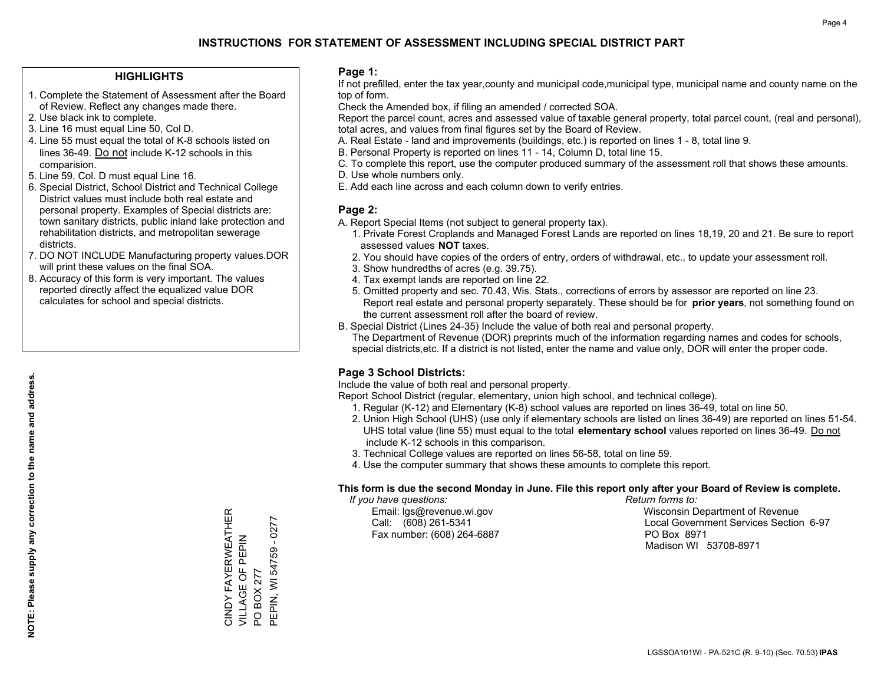# INSTRUCTIONS FOR STATEMENT OF ASSESSMENT INCLUDING SPECIAL DISTRICT PART

## HIGHLIGHTS

1. Complete the Statement of Assessment after the Board of Review. Reflect any changes made there.
2. Use black ink to complete.
3. Line 16 must equal Line 50, Col D.
4. Line 55 must equal the total of K-8 schools listed on lines 36-49. Do not include K-12 schools in this comparision.
5. Line 59, Col. D must equal Line 16.
6. Special District, School District and Technical College District values must include both real estate and personal property. Examples of Special districts are: town sanitary districts, public inland lake protection and rehabilitation districts, and metropolitan sewerage districts.
7. DO NOT INCLUDE Manufacturing property values.DOR will print these values on the final SOA.
8. Accuracy of this form is very important. The values reported directly affect the equalized value DOR calculates for school and special districts.

**NOTE: Please supply any correction to the name and address.**

CINDY FAYERWEATHER
VILLAGE OF PEPIN
PO BOX 277
PEPIN, WI 54759 - 0277

## Page 1:

If not prefilled, enter the tax year,county and municipal code,municipal type, municipal name and county name on the top of form.

Check the Amended box, if filing an amended / corrected SOA.

Report the parcel count, acres and assessed value of taxable general property, total parcel count, (real and personal), total acres, and values from final figures set by the Board of Review.

A. Real Estate - land and improvements (buildings, etc.) is reported on lines 1 - 8, total line 9.
B. Personal Property is reported on lines 11 - 14, Column D, total line 15.
C. To complete this report, use the computer produced summary of the assessment roll that shows these amounts.
D. Use whole numbers only.
E. Add each line across and each column down to verify entries.

## Page 2:

A. Report Special Items (not subject to general property tax).
   1. Private Forest Croplands and Managed Forest Lands are reported on lines 18,19, 20 and 21. Be sure to report assessed values **NOT** taxes.
   2. You should have copies of the orders of entry, orders of withdrawal, etc., to update your assessment roll.
   3. Show hundredths of acres (e.g. 39.75).
   4. Tax exempt lands are reported on line 22.
   5. Omitted property and sec. 70.43, Wis. Stats., corrections of errors by assessor are reported on line 23. Report real estate and personal property separately. These should be for **prior years**, not something found on the current assessment roll after the board of review.
B. Special District (Lines 24-35) Include the value of both real and personal property.
   The Department of Revenue (DOR) preprints much of the information regarding names and codes for schools, special districts,etc. If a district is not listed, enter the name and value only, DOR will enter the proper code.

## Page 3 School Districts:

Include the value of both real and personal property.

Report School District (regular, elementary, union high school, and technical college).

1. Regular (K-12) and Elementary (K-8) school values are reported on lines 36-49, total on line 50.
2. Union High School (UHS) (use only if elementary schools are listed on lines 36-49) are reported on lines 51-54. UHS total value (line 55) must equal to the total **elementary school** values reported on lines 36-49. Do not include K-12 schools in this comparison.
3. Technical College values are reported on lines 56-58, total on line 59.
4. Use the computer summary that shows these amounts to complete this report.

**This form is due the second Monday in June. File this report only after your Board of Review is complete.**

*If you have questions:*
Email: lgs@revenue.wi.gov
Call: (608) 261-5341
Fax number: (608) 264-6887

*Return forms to:*
Wisconsin Department of Revenue
Local Government Services Section 6-97
PO Box 8971
Madison WI 53708-8971

LGSSOA101WI - PA-521C (R. 9-10) (Sec. 70.53) **IPAS**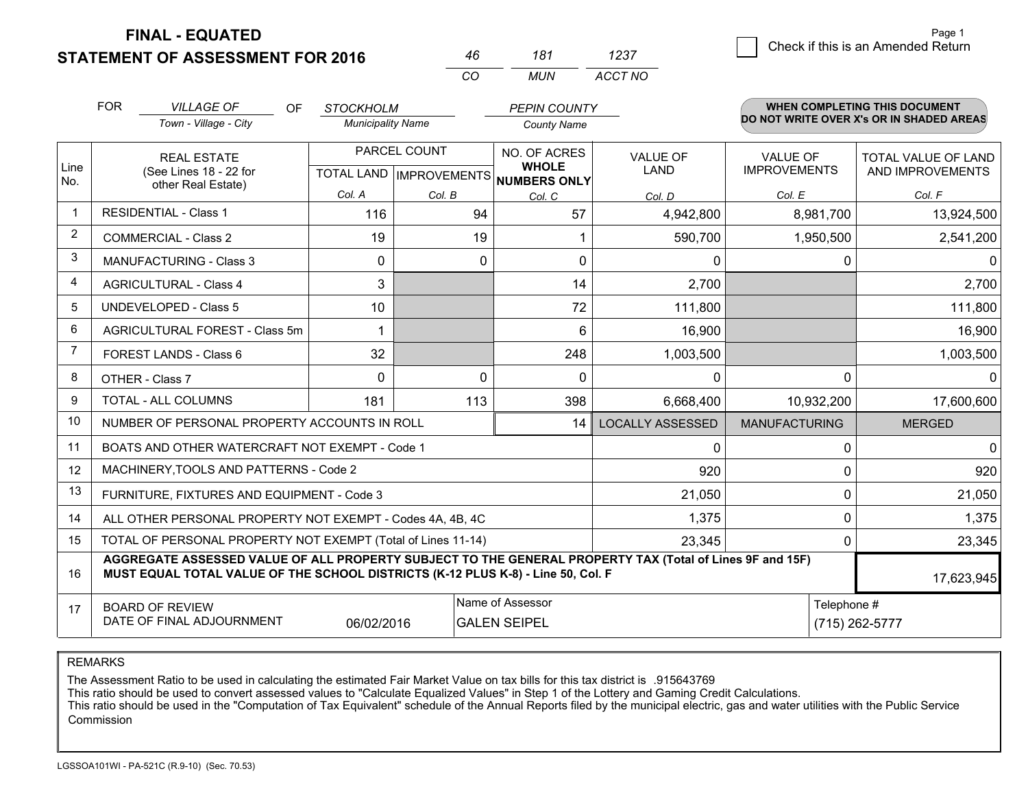**FINAL - EQUATED**

**STATEMENT OF ASSESSMENT FOR 2016**

| 46 | 181 | 1237 |
|---|---|---|
| CO | MUN | ACCT NO |

Page 1

☐ Check if this is an Amended Return

FOR *VILLAGE OF* (Town - Village - City) OF *STOCKHOLM* (Municipality Name) *PEPIN COUNTY* (County Name)

**WHEN COMPLETING THIS DOCUMENT DO NOT WRITE OVER X's OR IN SHADED AREAS**

| Line No. | REAL ESTATE (See Lines 18 - 22 for other Real Estate) | PARCEL COUNT TOTAL LAND Col. A | PARCEL COUNT IMPROVEMENTS Col. B | NO. OF ACRES WHOLE NUMBERS ONLY Col. C | VALUE OF LAND Col. D | VALUE OF IMPROVEMENTS Col. E | TOTAL VALUE OF LAND AND IMPROVEMENTS Col. F |
|---|---|---|---|---|---|---|---|
| 1 | RESIDENTIAL - Class 1 | 116 | 94 | 57 | 4,942,800 | 8,981,700 | 13,924,500 |
| 2 | COMMERCIAL - Class 2 | 19 | 19 | 1 | 590,700 | 1,950,500 | 2,541,200 |
| 3 | MANUFACTURING - Class 3 | 0 | 0 | 0 | 0 | 0 | 0 |
| 4 | AGRICULTURAL - Class 4 | 3 | | 14 | 2,700 | | 2,700 |
| 5 | UNDEVELOPED - Class 5 | 10 | | 72 | 111,800 | | 111,800 |
| 6 | AGRICULTURAL FOREST - Class 5m | 1 | | 6 | 16,900 | | 16,900 |
| 7 | FOREST LANDS - Class 6 | 32 | | 248 | 1,003,500 | | 1,003,500 |
| 8 | OTHER - Class 7 | 0 | 0 | 0 | 0 | 0 | 0 |
| 9 | TOTAL - ALL COLUMNS | 181 | 113 | 398 | 6,668,400 | 10,932,200 | 17,600,600 |
| 10 | NUMBER OF PERSONAL PROPERTY ACCOUNTS IN ROLL | | | 14 | LOCALLY ASSESSED | MANUFACTURING | MERGED |
| 11 | BOATS AND OTHER WATERCRAFT NOT EXEMPT - Code 1 | | | | 0 | 0 | 0 |
| 12 | MACHINERY,TOOLS AND PATTERNS - Code 2 | | | | 920 | 0 | 920 |
| 13 | FURNITURE, FIXTURES AND EQUIPMENT - Code 3 | | | | 21,050 | 0 | 21,050 |
| 14 | ALL OTHER PERSONAL PROPERTY NOT EXEMPT - Codes 4A, 4B, 4C | | | | 1,375 | 0 | 1,375 |
| 15 | TOTAL OF PERSONAL PROPERTY NOT EXEMPT (Total of Lines 11-14) | | | | 23,345 | 0 | 23,345 |
| 16 | **AGGREGATE ASSESSED VALUE OF ALL PROPERTY SUBJECT TO THE GENERAL PROPERTY TAX (Total of Lines 9F and 15F) MUST EQUAL TOTAL VALUE OF THE SCHOOL DISTRICTS (K-12 PLUS K-8) - Line 50, Col. F** | | | | | | 17,623,945 |
| 17 | BOARD OF REVIEW DATE OF FINAL ADJOURNMENT | 06/02/2016 | | Name of Assessor: GALEN SEIPEL | | Telephone #: (715) 262-5777 | |

REMARKS

The Assessment Ratio to be used in calculating the estimated Fair Market Value on tax bills for this tax district is .915643769
This ratio should be used to convert assessed values to "Calculate Equalized Values" in Step 1 of the Lottery and Gaming Credit Calculations.
This ratio should be used in the "Computation of Tax Equivalent" schedule of the Annual Reports filed by the municipal electric, gas and water utilities with the Public Service Commission

LGSSOA101WI - PA-521C (R.9-10) (Sec. 70.53)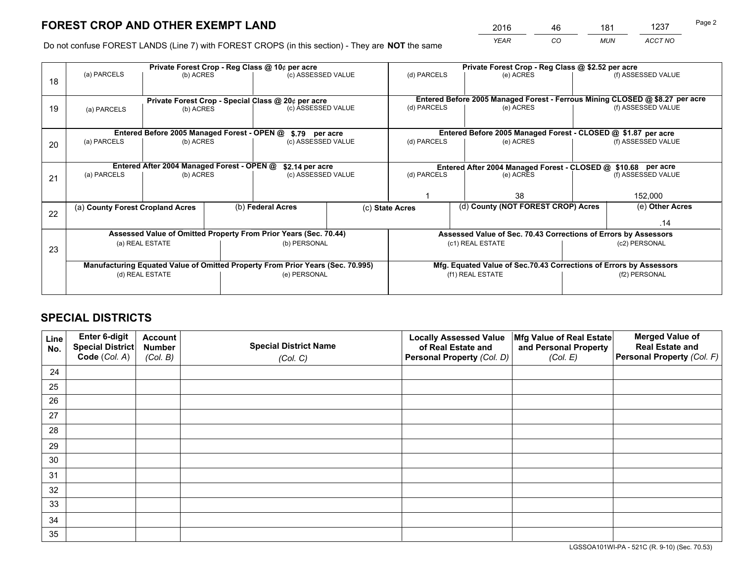# FOREST CROP AND OTHER EXEMPT LAND

| 2016 | 46 | 181 | 1237 |
|---|---|---|---|
| *YEAR* | *CO* | *MUN* | *ACCT NO* |

Do not confuse FOREST LANDS (Line 7) with FOREST CROPS (in this section) - They are **NOT** the same

| Line | Private Forest Crop - Reg Class @ 10¢ per acre | | | Private Forest Crop - Reg Class @ $2.52 per acre | | |
|---|---|---|---|---|---|---|
| 18 | (a) PARCELS | (b) ACRES | (c) ASSESSED VALUE | (d) PARCELS | (e) ACRES | (f) ASSESSED VALUE |
| | | | | | | |
| | **Private Forest Crop - Special Class @ 20¢ per acre** | | | **Entered Before 2005 Managed Forest - Ferrous Mining CLOSED @ $8.27 per acre** | | |
| 19 | (a) PARCELS | (b) ACRES | (c) ASSESSED VALUE | (d) PARCELS | (e) ACRES | (f) ASSESSED VALUE |
| | | | | | | |
| | **Entered Before 2005 Managed Forest - OPEN @ $.79 per acre** | | | **Entered Before 2005 Managed Forest - CLOSED @ $1.87 per acre** | | |
| 20 | (a) PARCELS | (b) ACRES | (c) ASSESSED VALUE | (d) PARCELS | (e) ACRES | (f) ASSESSED VALUE |
| | | | | | | |
| | **Entered After 2004 Managed Forest - OPEN @ $2.14 per acre** | | | **Entered After 2004 Managed Forest - CLOSED @ $10.68 per acre** | | |
| 21 | (a) PARCELS | (b) ACRES | (c) ASSESSED VALUE | (d) PARCELS | (e) ACRES | (f) ASSESSED VALUE |
| | | | | 1 | 38 | 152,000 |

| Line | (a) County Forest Cropland Acres | (b) Federal Acres | (c) State Acres | (d) County (NOT FOREST CROP) Acres | (e) Other Acres |
|---|---|---|---|---|---|
| 22 | | | | | .14 |

| Line | Assessed Value of Omitted Property From Prior Years (Sec. 70.44) | | Assessed Value of Sec. 70.43 Corrections of Errors by Assessors | |
|---|---|---|---|---|
| 23 | (a) REAL ESTATE | (b) PERSONAL | (c1) REAL ESTATE | (c2) PERSONAL |
| | | | | |
| | **Manufacturing Equated Value of Omitted Property From Prior Years (Sec. 70.995)** | | **Mfg. Equated Value of Sec.70.43 Corrections of Errors by Assessors** | |
| | (d) REAL ESTATE | (e) PERSONAL | (f1) REAL ESTATE | (f2) PERSONAL |
| | | | | |

# SPECIAL DISTRICTS

| Line No. | Enter 6-digit Special District Code (*Col. A*) | Account Number (*Col. B*) | Special District Name (*Col. C*) | Locally Assessed Value of Real Estate and Personal Property (*Col. D*) | Mfg Value of Real Estate and Personal Property (*Col. E*) | Merged Value of Real Estate and Personal Property (*Col. F*) |
|---|---|---|---|---|---|---|
| 24 | | | | | | |
| 25 | | | | | | |
| 26 | | | | | | |
| 27 | | | | | | |
| 28 | | | | | | |
| 29 | | | | | | |
| 30 | | | | | | |
| 31 | | | | | | |
| 32 | | | | | | |
| 33 | | | | | | |
| 34 | | | | | | |
| 35 | | | | | | |

LGSSOA101WI-PA - 521C (R. 9-10) (Sec. 70.53)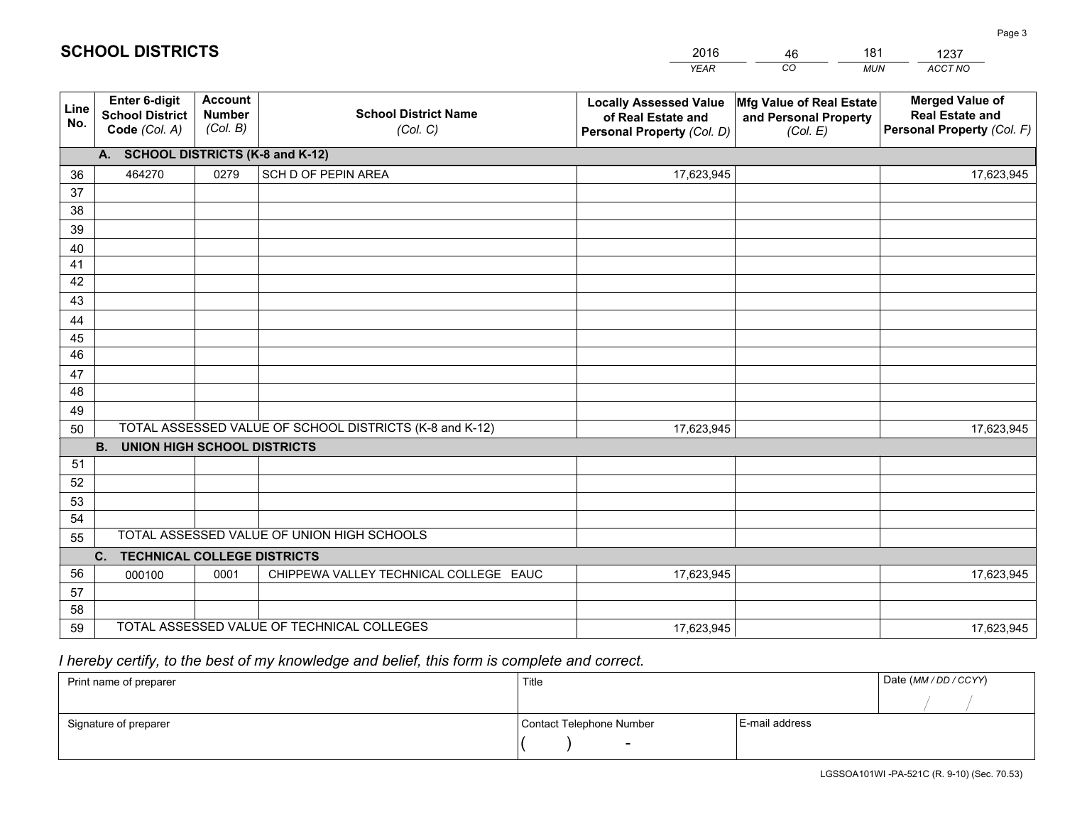# SCHOOL DISTRICTS

| 2016 | 46 | 181 | 1237 |
|---|---|---|---|
| YEAR | CO | MUN | ACCT NO |

| Line No. | Enter 6-digit School District Code (Col. A) | Account Number (Col. B) | School District Name (Col. C) | Locally Assessed Value of Real Estate and Personal Property (Col. D) | Mfg Value of Real Estate and Personal Property (Col. E) | Merged Value of Real Estate and Personal Property (Col. F) |
|---|---|---|---|---|---|---|
| | **A. SCHOOL DISTRICTS (K-8 and K-12)** | | | | | |
| 36 | 464270 | 0279 | SCH D OF PEPIN AREA | 17,623,945 | | 17,623,945 |
| 37 | | | | | | |
| 38 | | | | | | |
| 39 | | | | | | |
| 40 | | | | | | |
| 41 | | | | | | |
| 42 | | | | | | |
| 43 | | | | | | |
| 44 | | | | | | |
| 45 | | | | | | |
| 46 | | | | | | |
| 47 | | | | | | |
| 48 | | | | | | |
| 49 | | | | | | |
| 50 | TOTAL ASSESSED VALUE OF SCHOOL DISTRICTS (K-8 and K-12) | | | 17,623,945 | | 17,623,945 |
| | **B. UNION HIGH SCHOOL DISTRICTS** | | | | | |
| 51 | | | | | | |
| 52 | | | | | | |
| 53 | | | | | | |
| 54 | | | | | | |
| 55 | TOTAL ASSESSED VALUE OF UNION HIGH SCHOOLS | | | | | |
| | **C. TECHNICAL COLLEGE DISTRICTS** | | | | | |
| 56 | 000100 | 0001 | CHIPPEWA VALLEY TECHNICAL COLLEGE EAUC | 17,623,945 | | 17,623,945 |
| 57 | | | | | | |
| 58 | | | | | | |
| 59 | TOTAL ASSESSED VALUE OF TECHNICAL COLLEGES | | | 17,623,945 | | 17,623,945 |

*I hereby certify, to the best of my knowledge and belief, this form is complete and correct.*

| Print name of preparer | Title | | Date (MM / DD / CCYY) |
|---|---|---|---|
| | | | / / |
| Signature of preparer | Contact Telephone Number | E-mail address | |
| | ( ) - | | |

LGSSOA101WI -PA-521C (R. 9-10) (Sec. 70.53)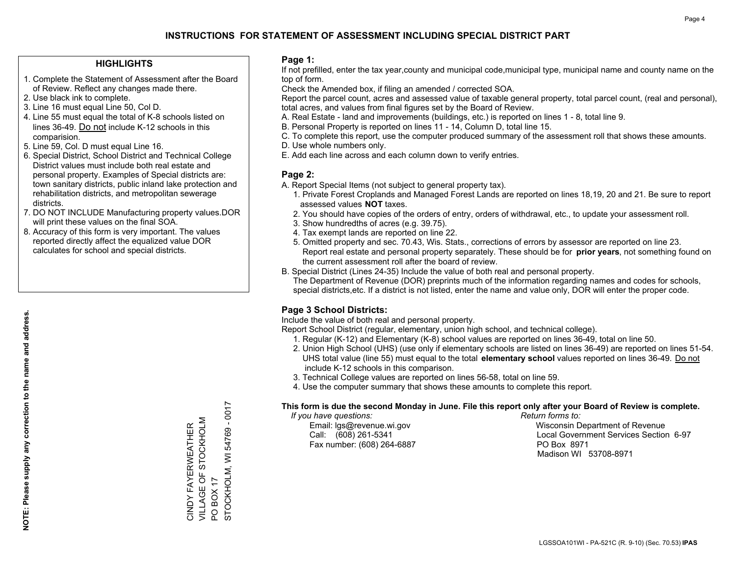# INSTRUCTIONS FOR STATEMENT OF ASSESSMENT INCLUDING SPECIAL DISTRICT PART

## HIGHLIGHTS

1. Complete the Statement of Assessment after the Board of Review. Reflect any changes made there.
2. Use black ink to complete.
3. Line 16 must equal Line 50, Col D.
4. Line 55 must equal the total of K-8 schools listed on lines 36-49. Do not include K-12 schools in this comparision.
5. Line 59, Col. D must equal Line 16.
6. Special District, School District and Technical College District values must include both real estate and personal property. Examples of Special districts are: town sanitary districts, public inland lake protection and rehabilitation districts, and metropolitan sewerage districts.
7. DO NOT INCLUDE Manufacturing property values.DOR will print these values on the final SOA.
8. Accuracy of this form is very important. The values reported directly affect the equalized value DOR calculates for school and special districts.

**NOTE: Please supply any correction to the name and address.**

CINDY FAYERWEATHER
VILLAGE OF STOCKHOLM
PO BOX 17
STOCKHOLM, WI 54769 - 0017

## Page 1:

If not prefilled, enter the tax year,county and municipal code,municipal type, municipal name and county name on the top of form.

Check the Amended box, if filing an amended / corrected SOA.

Report the parcel count, acres and assessed value of taxable general property, total parcel count, (real and personal), total acres, and values from final figures set by the Board of Review.

A. Real Estate - land and improvements (buildings, etc.) is reported on lines 1 - 8, total line 9.
B. Personal Property is reported on lines 11 - 14, Column D, total line 15.
C. To complete this report, use the computer produced summary of the assessment roll that shows these amounts.
D. Use whole numbers only.
E. Add each line across and each column down to verify entries.

## Page 2:

A. Report Special Items (not subject to general property tax).
   1. Private Forest Croplands and Managed Forest Lands are reported on lines 18,19, 20 and 21. Be sure to report assessed values **NOT** taxes.
   2. You should have copies of the orders of entry, orders of withdrawal, etc., to update your assessment roll.
   3. Show hundredths of acres (e.g. 39.75).
   4. Tax exempt lands are reported on line 22.
   5. Omitted property and sec. 70.43, Wis. Stats., corrections of errors by assessor are reported on line 23. Report real estate and personal property separately. These should be for **prior years**, not something found on the current assessment roll after the board of review.

B. Special District (Lines 24-35) Include the value of both real and personal property.
   The Department of Revenue (DOR) preprints much of the information regarding names and codes for schools, special districts,etc. If a district is not listed, enter the name and value only, DOR will enter the proper code.

## Page 3 School Districts:

Include the value of both real and personal property.

Report School District (regular, elementary, union high school, and technical college).

1. Regular (K-12) and Elementary (K-8) school values are reported on lines 36-49, total on line 50.
2. Union High School (UHS) (use only if elementary schools are listed on lines 36-49) are reported on lines 51-54. UHS total value (line 55) must equal to the total **elementary school** values reported on lines 36-49. Do not include K-12 schools in this comparison.
3. Technical College values are reported on lines 56-58, total on line 59.
4. Use the computer summary that shows these amounts to complete this report.

**This form is due the second Monday in June. File this report only after your Board of Review is complete.**

*If you have questions:*
Email: lgs@revenue.wi.gov
Call: (608) 261-5341
Fax number: (608) 264-6887

*Return forms to:*
Wisconsin Department of Revenue
Local Government Services Section 6-97
PO Box 8971
Madison WI 53708-8971

LGSSOA101WI - PA-521C (R. 9-10) (Sec. 70.53) **IPAS**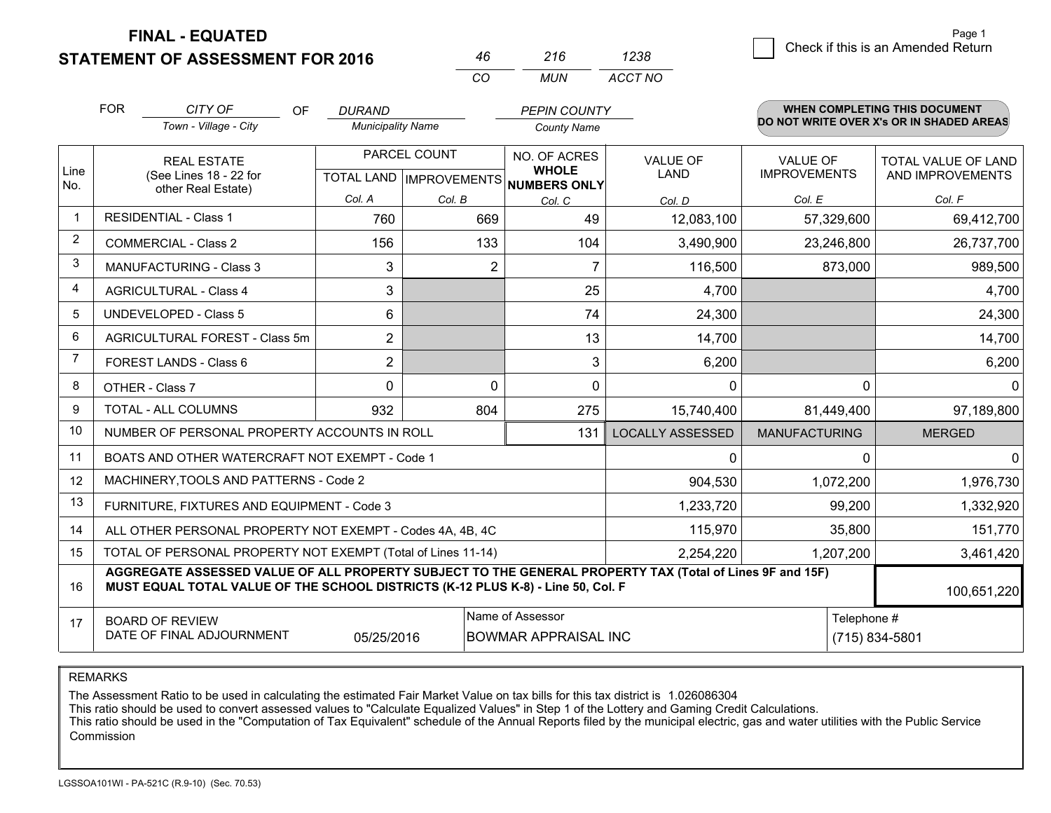# FINAL - EQUATED
## STATEMENT OF ASSESSMENT FOR 2016

| 46 | 216 | 1238 |
|---|---|---|
| CO | MUN | ACCT NO |

Page 1

☐ Check if this is an Amended Return

FOR *CITY OF* (Town - Village - City) OF *DURAND* (Municipality Name) *PEPIN COUNTY* (County Name)

**WHEN COMPLETING THIS DOCUMENT DO NOT WRITE OVER X's OR IN SHADED AREAS**

| Line No. | REAL ESTATE (See Lines 18 - 22 for other Real Estate) | PARCEL COUNT TOTAL LAND Col. A | PARCEL COUNT IMPROVEMENTS Col. B | NO. OF ACRES WHOLE NUMBERS ONLY Col. C | VALUE OF LAND Col. D | VALUE OF IMPROVEMENTS Col. E | TOTAL VALUE OF LAND AND IMPROVEMENTS Col. F |
|---|---|---|---|---|---|---|---|
| 1 | RESIDENTIAL - Class 1 | 760 | 669 | 49 | 12,083,100 | 57,329,600 | 69,412,700 |
| 2 | COMMERCIAL - Class 2 | 156 | 133 | 104 | 3,490,900 | 23,246,800 | 26,737,700 |
| 3 | MANUFACTURING - Class 3 | 3 | 2 | 7 | 116,500 | 873,000 | 989,500 |
| 4 | AGRICULTURAL - Class 4 | 3 | | 25 | 4,700 | | 4,700 |
| 5 | UNDEVELOPED - Class 5 | 6 | | 74 | 24,300 | | 24,300 |
| 6 | AGRICULTURAL FOREST - Class 5m | 2 | | 13 | 14,700 | | 14,700 |
| 7 | FOREST LANDS - Class 6 | 2 | | 3 | 6,200 | | 6,200 |
| 8 | OTHER - Class 7 | 0 | 0 | 0 | 0 | 0 | 0 |
| 9 | TOTAL - ALL COLUMNS | 932 | 804 | 275 | 15,740,400 | 81,449,400 | 97,189,800 |
| 10 | NUMBER OF PERSONAL PROPERTY ACCOUNTS IN ROLL | | | 131 | LOCALLY ASSESSED | MANUFACTURING | MERGED |
| 11 | BOATS AND OTHER WATERCRAFT NOT EXEMPT - Code 1 | | | | 0 | 0 | 0 |
| 12 | MACHINERY,TOOLS AND PATTERNS - Code 2 | | | | 904,530 | 1,072,200 | 1,976,730 |
| 13 | FURNITURE, FIXTURES AND EQUIPMENT - Code 3 | | | | 1,233,720 | 99,200 | 1,332,920 |
| 14 | ALL OTHER PERSONAL PROPERTY NOT EXEMPT - Codes 4A, 4B, 4C | | | | 115,970 | 35,800 | 151,770 |
| 15 | TOTAL OF PERSONAL PROPERTY NOT EXEMPT (Total of Lines 11-14) | | | | 2,254,220 | 1,207,200 | 3,461,420 |
| 16 | **AGGREGATE ASSESSED VALUE OF ALL PROPERTY SUBJECT TO THE GENERAL PROPERTY TAX (Total of Lines 9F and 15F) MUST EQUAL TOTAL VALUE OF THE SCHOOL DISTRICTS (K-12 PLUS K-8) - Line 50, Col. F** | | | | | | 100,651,220 |
| 17 | BOARD OF REVIEW DATE OF FINAL ADJOURNMENT | 05/25/2016 | Name of Assessor | BOWMAR APPRAISAL INC | | Telephone # | (715) 834-5801 |

REMARKS

The Assessment Ratio to be used in calculating the estimated Fair Market Value on tax bills for this tax district is 1.026086304
This ratio should be used to convert assessed values to "Calculate Equalized Values" in Step 1 of the Lottery and Gaming Credit Calculations.
This ratio should be used in the "Computation of Tax Equivalent" schedule of the Annual Reports filed by the municipal electric, gas and water utilities with the Public Service Commission

LGSSOA101WI - PA-521C (R.9-10) (Sec. 70.53)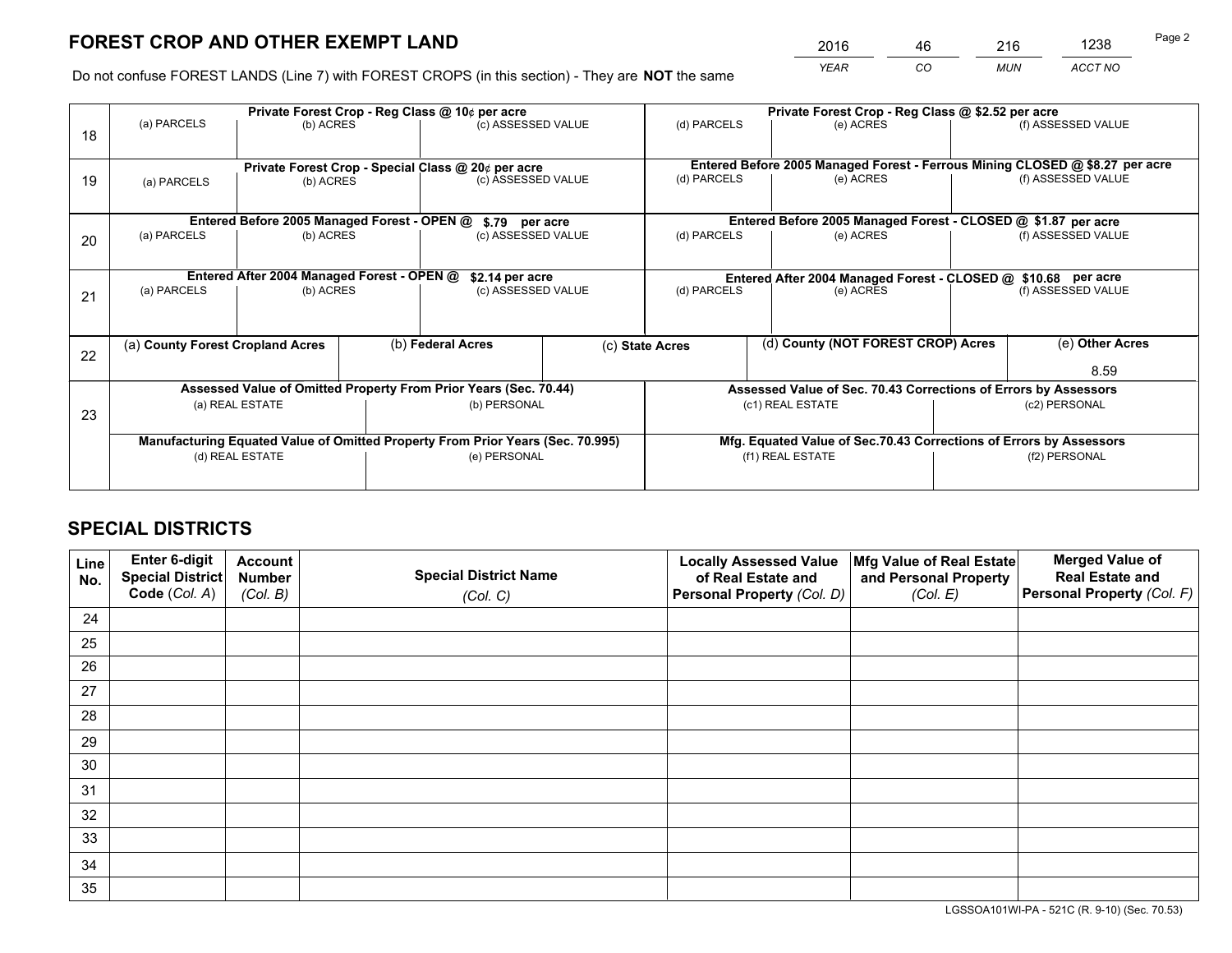# FOREST CROP AND OTHER EXEMPT LAND

| 2016 | 46 | 216 | 1238 |
|---|---|---|---|
| *YEAR* | *CO* | *MUN* | *ACCT NO* |

Do not confuse FOREST LANDS (Line 7) with FOREST CROPS (in this section) - They are **NOT** the same

| Line | Private Forest Crop - Reg Class @ 10¢ per acre | | | Private Forest Crop - Reg Class @ $2.52 per acre | | |
|---|---|---|---|---|---|---|
| 18 | (a) PARCELS | (b) ACRES | (c) ASSESSED VALUE | (d) PARCELS | (e) ACRES | (f) ASSESSED VALUE |
| | **Private Forest Crop - Special Class @ 20¢ per acre** | | | **Entered Before 2005 Managed Forest - Ferrous Mining CLOSED @ $8.27 per acre** | | |
| 19 | (a) PARCELS | (b) ACRES | (c) ASSESSED VALUE | (d) PARCELS | (e) ACRES | (f) ASSESSED VALUE |
| | **Entered Before 2005 Managed Forest - OPEN @ $.79 per acre** | | | **Entered Before 2005 Managed Forest - CLOSED @ $1.87 per acre** | | |
| 20 | (a) PARCELS | (b) ACRES | (c) ASSESSED VALUE | (d) PARCELS | (e) ACRES | (f) ASSESSED VALUE |
| | **Entered After 2004 Managed Forest - OPEN @ $2.14 per acre** | | | **Entered After 2004 Managed Forest - CLOSED @ $10.68 per acre** | | |
| 21 | (a) PARCELS | (b) ACRES | (c) ASSESSED VALUE | (d) PARCELS | (e) ACRES | (f) ASSESSED VALUE |

| Line | (a) County Forest Cropland Acres | (b) Federal Acres | (c) State Acres | (d) County (NOT FOREST CROP) Acres | (e) Other Acres |
|---|---|---|---|---|---|
| 22 | | | | | 8.59 |

| Line | Assessed Value of Omitted Property From Prior Years (Sec. 70.44) | | Assessed Value of Sec. 70.43 Corrections of Errors by Assessors | |
|---|---|---|---|---|
| 23 | (a) REAL ESTATE | (b) PERSONAL | (c1) REAL ESTATE | (c2) PERSONAL |
| | **Manufacturing Equated Value of Omitted Property From Prior Years (Sec. 70.995)** | | **Mfg. Equated Value of Sec.70.43 Corrections of Errors by Assessors** | |
| | (d) REAL ESTATE | (e) PERSONAL | (f1) REAL ESTATE | (f2) PERSONAL |

# SPECIAL DISTRICTS

| Line No. | Enter 6-digit Special District Code (*Col. A*) | Account Number (*Col. B*) | Special District Name (*Col. C*) | Locally Assessed Value of Real Estate and Personal Property (*Col. D*) | Mfg Value of Real Estate and Personal Property (*Col. E*) | Merged Value of Real Estate and Personal Property (*Col. F*) |
|---|---|---|---|---|---|---|
| 24 | | | | | | |
| 25 | | | | | | |
| 26 | | | | | | |
| 27 | | | | | | |
| 28 | | | | | | |
| 29 | | | | | | |
| 30 | | | | | | |
| 31 | | | | | | |
| 32 | | | | | | |
| 33 | | | | | | |
| 34 | | | | | | |
| 35 | | | | | | |

LGSSOA101WI-PA - 521C (R. 9-10) (Sec. 70.53)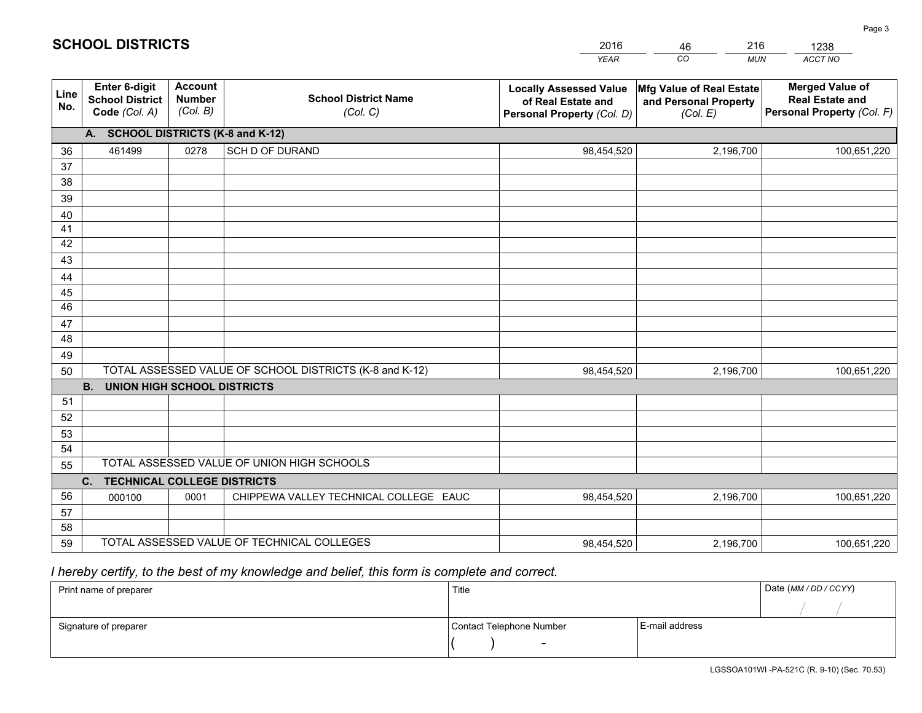# SCHOOL DISTRICTS

| 2016 | 46 | 216 | 1238 |
|---|---|---|---|
| YEAR | CO | MUN | ACCT NO |

| Line No. | Enter 6-digit School District Code (Col. A) | Account Number (Col. B) | School District Name (Col. C) | Locally Assessed Value of Real Estate and Personal Property (Col. D) | Mfg Value of Real Estate and Personal Property (Col. E) | Merged Value of Real Estate and Personal Property (Col. F) |
|---|---|---|---|---|---|---|
| | **A. SCHOOL DISTRICTS (K-8 and K-12)** | | | | | |
| 36 | 461499 | 0278 | SCH D OF DURAND | 98,454,520 | 2,196,700 | 100,651,220 |
| 37 | | | | | | |
| 38 | | | | | | |
| 39 | | | | | | |
| 40 | | | | | | |
| 41 | | | | | | |
| 42 | | | | | | |
| 43 | | | | | | |
| 44 | | | | | | |
| 45 | | | | | | |
| 46 | | | | | | |
| 47 | | | | | | |
| 48 | | | | | | |
| 49 | | | | | | |
| 50 | TOTAL ASSESSED VALUE OF SCHOOL DISTRICTS (K-8 and K-12) | | | 98,454,520 | 2,196,700 | 100,651,220 |
| | **B. UNION HIGH SCHOOL DISTRICTS** | | | | | |
| 51 | | | | | | |
| 52 | | | | | | |
| 53 | | | | | | |
| 54 | | | | | | |
| 55 | TOTAL ASSESSED VALUE OF UNION HIGH SCHOOLS | | | | | |
| | **C. TECHNICAL COLLEGE DISTRICTS** | | | | | |
| 56 | 000100 | 0001 | CHIPPEWA VALLEY TECHNICAL COLLEGE EAUC | 98,454,520 | 2,196,700 | 100,651,220 |
| 57 | | | | | | |
| 58 | | | | | | |
| 59 | TOTAL ASSESSED VALUE OF TECHNICAL COLLEGES | | | 98,454,520 | 2,196,700 | 100,651,220 |

*I hereby certify, to the best of my knowledge and belief, this form is complete and correct.*

| Print name of preparer | Title | | Date (MM / DD / CCYY) |
|---|---|---|---|
| | | | / / |
| Signature of preparer | Contact Telephone Number | E-mail address | |
| | ( ) - | | |

LGSSOA101WI -PA-521C (R. 9-10) (Sec. 70.53)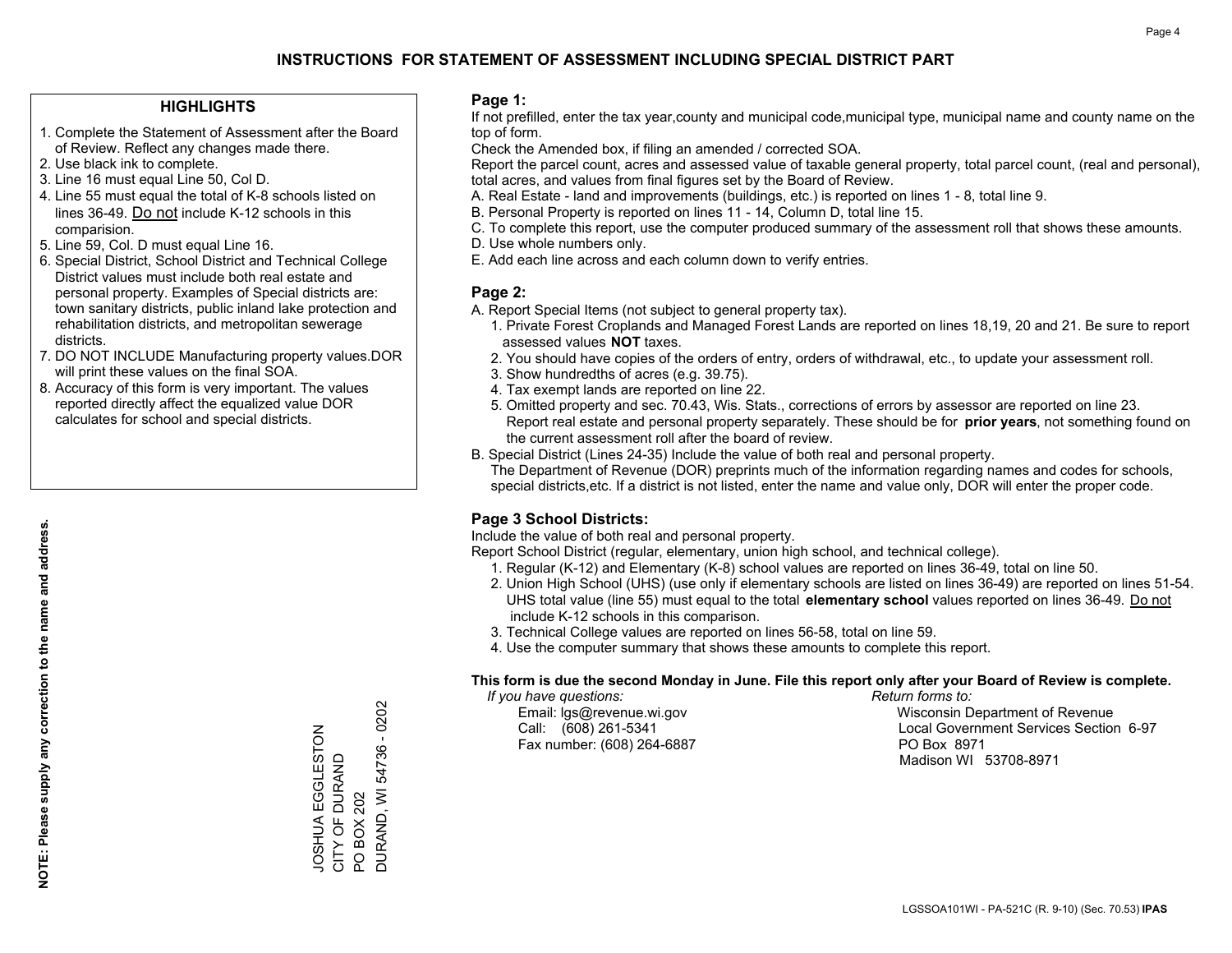# INSTRUCTIONS FOR STATEMENT OF ASSESSMENT INCLUDING SPECIAL DISTRICT PART

## HIGHLIGHTS

1. Complete the Statement of Assessment after the Board of Review. Reflect any changes made there.
2. Use black ink to complete.
3. Line 16 must equal Line 50, Col D.
4. Line 55 must equal the total of K-8 schools listed on lines 36-49. Do not include K-12 schools in this comparision.
5. Line 59, Col. D must equal Line 16.
6. Special District, School District and Technical College District values must include both real estate and personal property. Examples of Special districts are: town sanitary districts, public inland lake protection and rehabilitation districts, and metropolitan sewerage districts.
7. DO NOT INCLUDE Manufacturing property values.DOR will print these values on the final SOA.
8. Accuracy of this form is very important. The values reported directly affect the equalized value DOR calculates for school and special districts.

**NOTE: Please supply any correction to the name and address.**

JOSHUA EGGLESTON
CITY OF DURAND
PO BOX 202
DURAND, WI 54736 - 0202

## Page 1:

If not prefilled, enter the tax year,county and municipal code,municipal type, municipal name and county name on the top of form.

Check the Amended box, if filing an amended / corrected SOA.

Report the parcel count, acres and assessed value of taxable general property, total parcel count, (real and personal), total acres, and values from final figures set by the Board of Review.

A. Real Estate - land and improvements (buildings, etc.) is reported on lines 1 - 8, total line 9.
B. Personal Property is reported on lines 11 - 14, Column D, total line 15.
C. To complete this report, use the computer produced summary of the assessment roll that shows these amounts.
D. Use whole numbers only.
E. Add each line across and each column down to verify entries.

## Page 2:

A. Report Special Items (not subject to general property tax).
   1. Private Forest Croplands and Managed Forest Lands are reported on lines 18,19, 20 and 21. Be sure to report assessed values **NOT** taxes.
   2. You should have copies of the orders of entry, orders of withdrawal, etc., to update your assessment roll.
   3. Show hundredths of acres (e.g. 39.75).
   4. Tax exempt lands are reported on line 22.
   5. Omitted property and sec. 70.43, Wis. Stats., corrections of errors by assessor are reported on line 23. Report real estate and personal property separately. These should be for **prior years**, not something found on the current assessment roll after the board of review.
B. Special District (Lines 24-35) Include the value of both real and personal property.
   The Department of Revenue (DOR) preprints much of the information regarding names and codes for schools, special districts,etc. If a district is not listed, enter the name and value only, DOR will enter the proper code.

## Page 3 School Districts:

Include the value of both real and personal property.

Report School District (regular, elementary, union high school, and technical college).

1. Regular (K-12) and Elementary (K-8) school values are reported on lines 36-49, total on line 50.
2. Union High School (UHS) (use only if elementary schools are listed on lines 36-49) are reported on lines 51-54. UHS total value (line 55) must equal to the total **elementary school** values reported on lines 36-49. Do not include K-12 schools in this comparison.
3. Technical College values are reported on lines 56-58, total on line 59.
4. Use the computer summary that shows these amounts to complete this report.

**This form is due the second Monday in June. File this report only after your Board of Review is complete.**

*If you have questions:*
Email: lgs@revenue.wi.gov
Call: (608) 261-5341
Fax number: (608) 264-6887

*Return forms to:*
Wisconsin Department of Revenue
Local Government Services Section 6-97
PO Box 8971
Madison WI 53708-8971

LGSSOA101WI - PA-521C (R. 9-10) (Sec. 70.53) **IPAS**